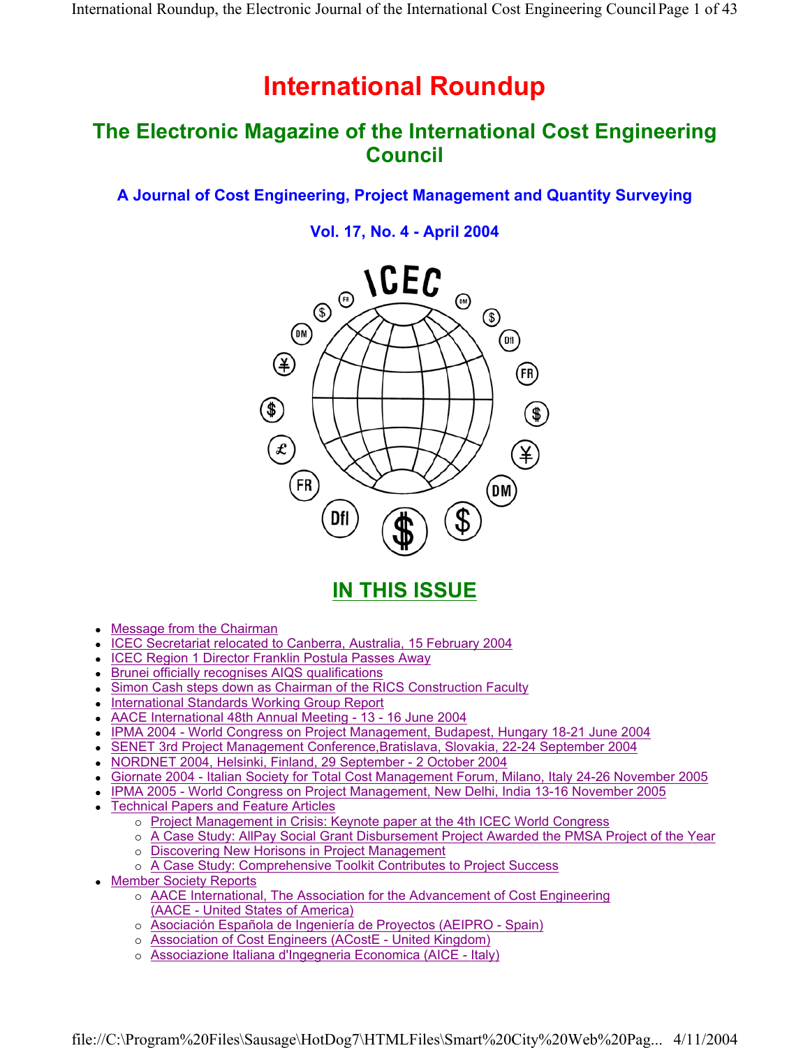# International Roundup

## The Electronic Magazine of the International Cost Engineering Council

### A Journal of Cost Engineering, Project Management and Quantity Surveying

### Vol. 17, No. 4 - April 2004

## IN THIS ISSUE

- Message from the Chairman
- ICEC Secretariat relocated to Canberra, Australia, 15 February 2004
- ICEC Region 1 Director Franklin Postula Passes Away
- Brunei officially recognises AIQS qualifications
- Simon Cash steps down as Chairman of the RICS Construction Faculty
- International Standards Working Group Report
- AACE International 48th Annual Meeting - 13 - 16 June 2004
- IPMA 2004 - World Congress on Project Management, Budapest, Hungary 18-21 June 2004
- SENET 3rd Project Management Conference,Bratislava, Slovakia, 22-24 September 2004
- NORDNET 2004, Helsinki, Finland, 29 September - 2 October 2004
- Giornate 2004 - Italian Society for Total Cost Management Forum, Milano, Italy 24-26 November 2005
- IPMA 2005 - World Congress on Project Management, New Delhi, India 13-16 November 2005
- Technical Papers and Feature Articles
  - Project Management in Crisis: Keynote paper at the 4th ICEC World Congress
  - A Case Study: AllPay Social Grant Disbursement Project Awarded the PMSA Project of the Year
  - Discovering New Horisons in Project Management
  - A Case Study: Comprehensive Toolkit Contributes to Project Success
- Member Society Reports
  - AACE International, The Association for the Advancement of Cost Engineering (AACE - United States of America)
  - Asociación Española de Ingeniería de Proyectos (AEIPRO - Spain)
  - Association of Cost Engineers (ACostE - United Kingdom)
  - Associazione Italiana d'Ingegneria Economica (AICE - Italy)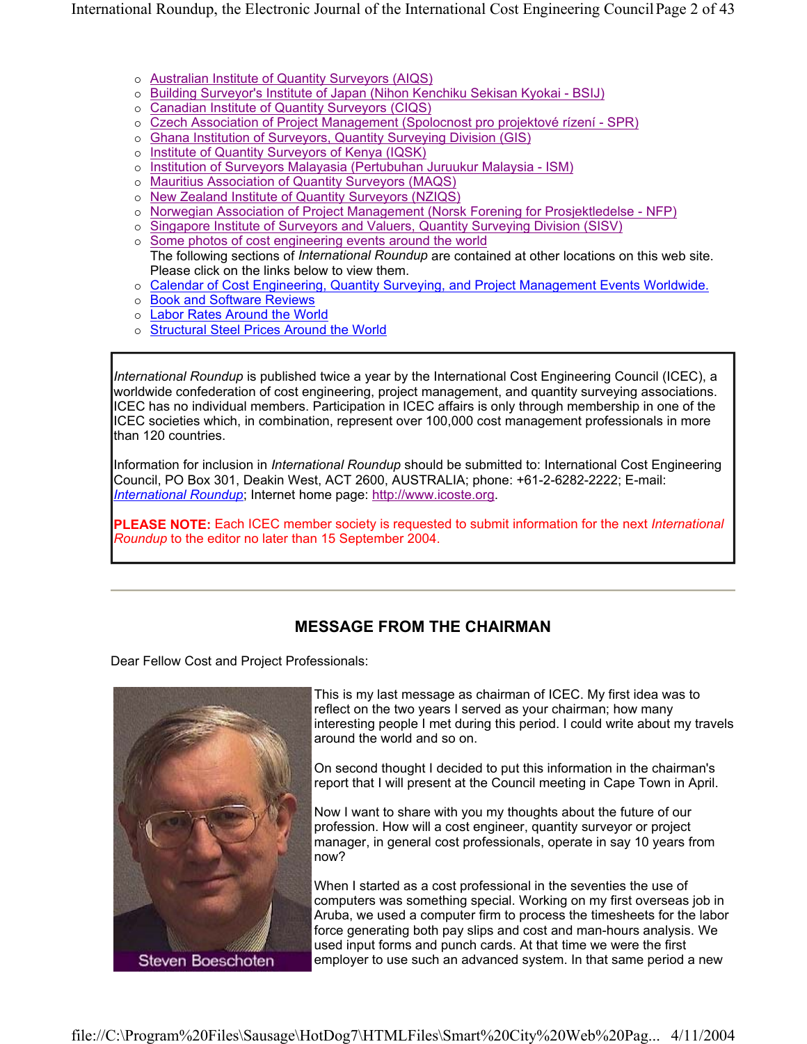- Australian Institute of Quantity Surveyors (AIQS)
- Building Surveyor's Institute of Japan (Nihon Kenchiku Sekisan Kyokai - BSIJ)
- Canadian Institute of Quantity Surveyors (CIQS)
- Czech Association of Project Management (Spolocnost pro projektové rízení - SPR)
- Ghana Institution of Surveyors, Quantity Surveying Division (GIS)
- Institute of Quantity Surveyors of Kenya (IQSK)
- Institution of Surveyors Malayasia (Pertubuhan Juruukur Malaysia - ISM)
- Mauritius Association of Quantity Surveyors (MAQS)
- New Zealand Institute of Quantity Surveyors (NZIQS)
- Norwegian Association of Project Management (Norsk Forening for Prosjektledelse - NFP)
- Singapore Institute of Surveyors and Valuers, Quantity Surveying Division (SISV)
- Some photos of cost engineering events around the world

  The following sections of *International Roundup* are contained at other locations on this web site. Please click on the links below to view them.
- Calendar of Cost Engineering, Quantity Surveying, and Project Management Events Worldwide.
- Book and Software Reviews
- Labor Rates Around the World
- Structural Steel Prices Around the World

*International Roundup* is published twice a year by the International Cost Engineering Council (ICEC), a worldwide confederation of cost engineering, project management, and quantity surveying associations. ICEC has no individual members. Participation in ICEC affairs is only through membership in one of the ICEC societies which, in combination, represent over 100,000 cost management professionals in more than 120 countries.

Information for inclusion in *International Roundup* should be submitted to: International Cost Engineering Council, PO Box 301, Deakin West, ACT 2600, AUSTRALIA; phone: +61-2-6282-2222; E-mail: *International Roundup*; Internet home page: http://www.icoste.org.

**PLEASE NOTE:** Each ICEC member society is requested to submit information for the next *International Roundup* to the editor no later than 15 September 2004.

---

## MESSAGE FROM THE CHAIRMAN

Dear Fellow Cost and Project Professionals:

Steven Boeschoten

This is my last message as chairman of ICEC. My first idea was to reflect on the two years I served as your chairman; how many interesting people I met during this period. I could write about my travels around the world and so on.

On second thought I decided to put this information in the chairman's report that I will present at the Council meeting in Cape Town in April.

Now I want to share with you my thoughts about the future of our profession. How will a cost engineer, quantity surveyor or project manager, in general cost professionals, operate in say 10 years from now?

When I started as a cost professional in the seventies the use of computers was something special. Working on my first overseas job in Aruba, we used a computer firm to process the timesheets for the labor force generating both pay slips and cost and man-hours analysis. We used input forms and punch cards. At that time we were the first employer to use such an advanced system. In that same period a new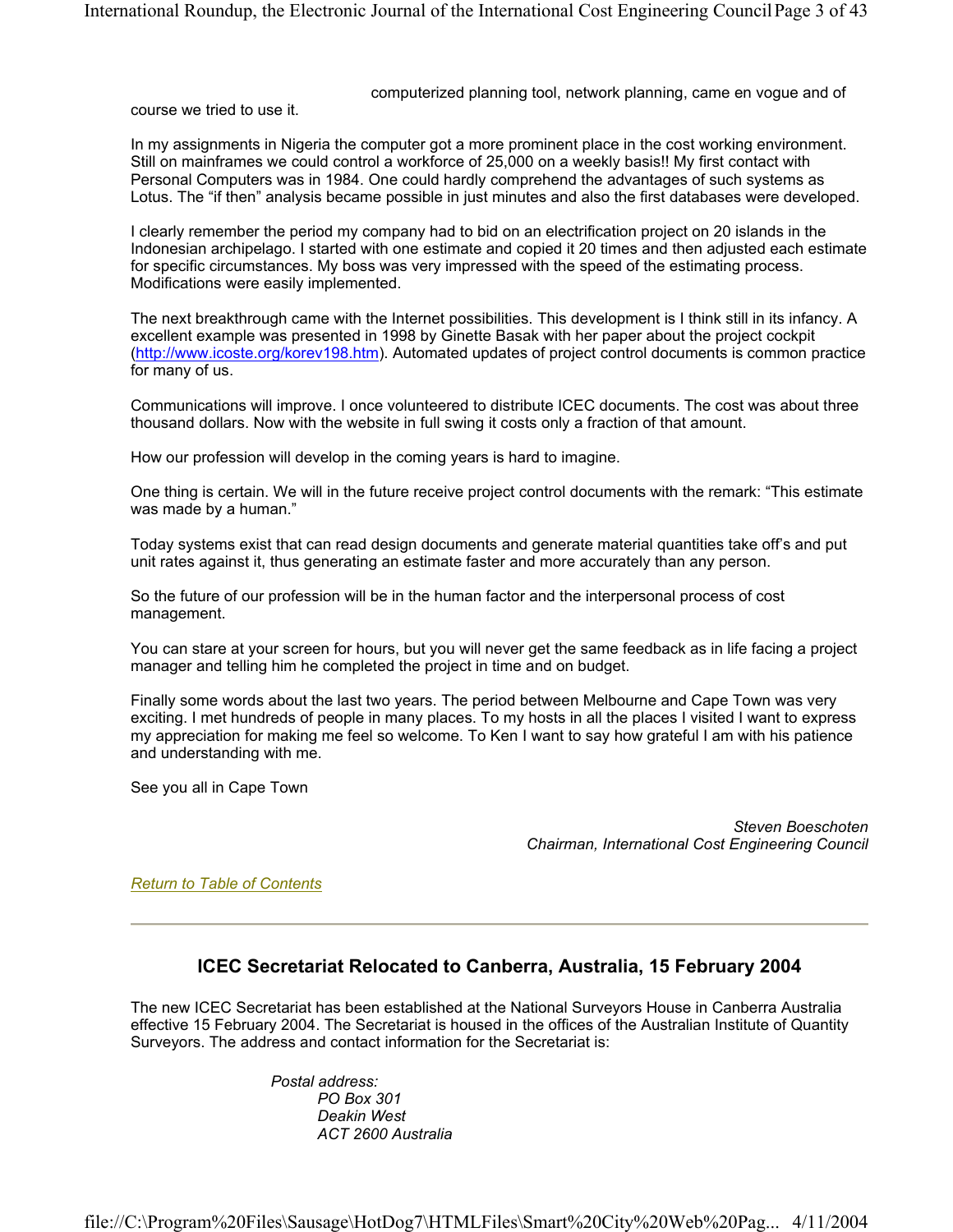computerized planning tool, network planning, came en vogue and of course we tried to use it.

In my assignments in Nigeria the computer got a more prominent place in the cost working environment. Still on mainframes we could control a workforce of 25,000 on a weekly basis!! My first contact with Personal Computers was in 1984. One could hardly comprehend the advantages of such systems as Lotus. The "if then" analysis became possible in just minutes and also the first databases were developed.

I clearly remember the period my company had to bid on an electrification project on 20 islands in the Indonesian archipelago. I started with one estimate and copied it 20 times and then adjusted each estimate for specific circumstances. My boss was very impressed with the speed of the estimating process. Modifications were easily implemented.

The next breakthrough came with the Internet possibilities. This development is I think still in its infancy. A excellent example was presented in 1998 by Ginette Basak with her paper about the project cockpit (http://www.icoste.org/korev198.htm). Automated updates of project control documents is common practice for many of us.

Communications will improve. I once volunteered to distribute ICEC documents. The cost was about three thousand dollars. Now with the website in full swing it costs only a fraction of that amount.

How our profession will develop in the coming years is hard to imagine.

One thing is certain. We will in the future receive project control documents with the remark: "This estimate was made by a human."

Today systems exist that can read design documents and generate material quantities take off's and put unit rates against it, thus generating an estimate faster and more accurately than any person.

So the future of our profession will be in the human factor and the interpersonal process of cost management.

You can stare at your screen for hours, but you will never get the same feedback as in life facing a project manager and telling him he completed the project in time and on budget.

Finally some words about the last two years. The period between Melbourne and Cape Town was very exciting. I met hundreds of people in many places. To my hosts in all the places I visited I want to express my appreciation for making me feel so welcome. To Ken I want to say how grateful I am with his patience and understanding with me.

See you all in Cape Town

*Steven Boeschoten*
*Chairman, International Cost Engineering Council*

*Return to Table of Contents*

---

## ICEC Secretariat Relocated to Canberra, Australia, 15 February 2004

The new ICEC Secretariat has been established at the National Surveyors House in Canberra Australia effective 15 February 2004. The Secretariat is housed in the offices of the Australian Institute of Quantity Surveyors. The address and contact information for the Secretariat is:

*Postal address:*
*PO Box 301*
*Deakin West*
*ACT 2600 Australia*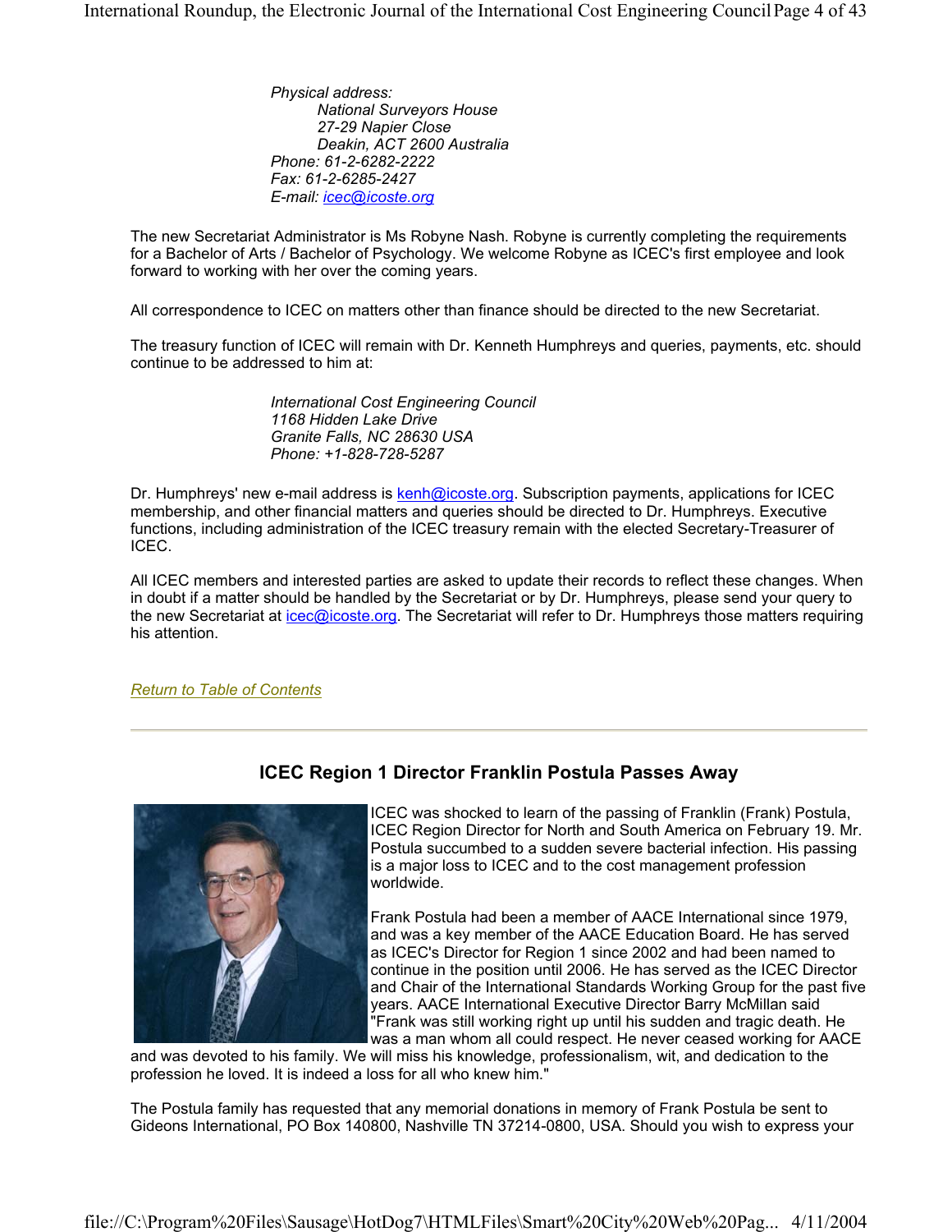*Physical address:*
*National Surveyors House*
*27-29 Napier Close*
*Deakin, ACT 2600 Australia*
*Phone: 61-2-6282-2222*
*Fax: 61-2-6285-2427*
*E-mail: icec@icoste.org*

The new Secretariat Administrator is Ms Robyne Nash. Robyne is currently completing the requirements for a Bachelor of Arts / Bachelor of Psychology. We welcome Robyne as ICEC's first employee and look forward to working with her over the coming years.

All correspondence to ICEC on matters other than finance should be directed to the new Secretariat.

The treasury function of ICEC will remain with Dr. Kenneth Humphreys and queries, payments, etc. should continue to be addressed to him at:

*International Cost Engineering Council*
*1168 Hidden Lake Drive*
*Granite Falls, NC 28630 USA*
*Phone: +1-828-728-5287*

Dr. Humphreys' new e-mail address is kenh@icoste.org. Subscription payments, applications for ICEC membership, and other financial matters and queries should be directed to Dr. Humphreys. Executive functions, including administration of the ICEC treasury remain with the elected Secretary-Treasurer of ICEC.

All ICEC members and interested parties are asked to update their records to reflect these changes. When in doubt if a matter should be handled by the Secretariat or by Dr. Humphreys, please send your query to the new Secretariat at icec@icoste.org. The Secretariat will refer to Dr. Humphreys those matters requiring his attention.

*Return to Table of Contents*

---

## ICEC Region 1 Director Franklin Postula Passes Away

ICEC was shocked to learn of the passing of Franklin (Frank) Postula, ICEC Region Director for North and South America on February 19. Mr. Postula succumbed to a sudden severe bacterial infection. His passing is a major loss to ICEC and to the cost management profession worldwide.

Frank Postula had been a member of AACE International since 1979, and was a key member of the AACE Education Board. He has served as ICEC's Director for Region 1 since 2002 and had been named to continue in the position until 2006. He has served as the ICEC Director and Chair of the International Standards Working Group for the past five years. AACE International Executive Director Barry McMillan said "Frank was still working right up until his sudden and tragic death. He was a man whom all could respect. He never ceased working for AACE and was devoted to his family. We will miss his knowledge, professionalism, wit, and dedication to the profession he loved. It is indeed a loss for all who knew him."

The Postula family has requested that any memorial donations in memory of Frank Postula be sent to Gideons International, PO Box 140800, Nashville TN 37214-0800, USA. Should you wish to express your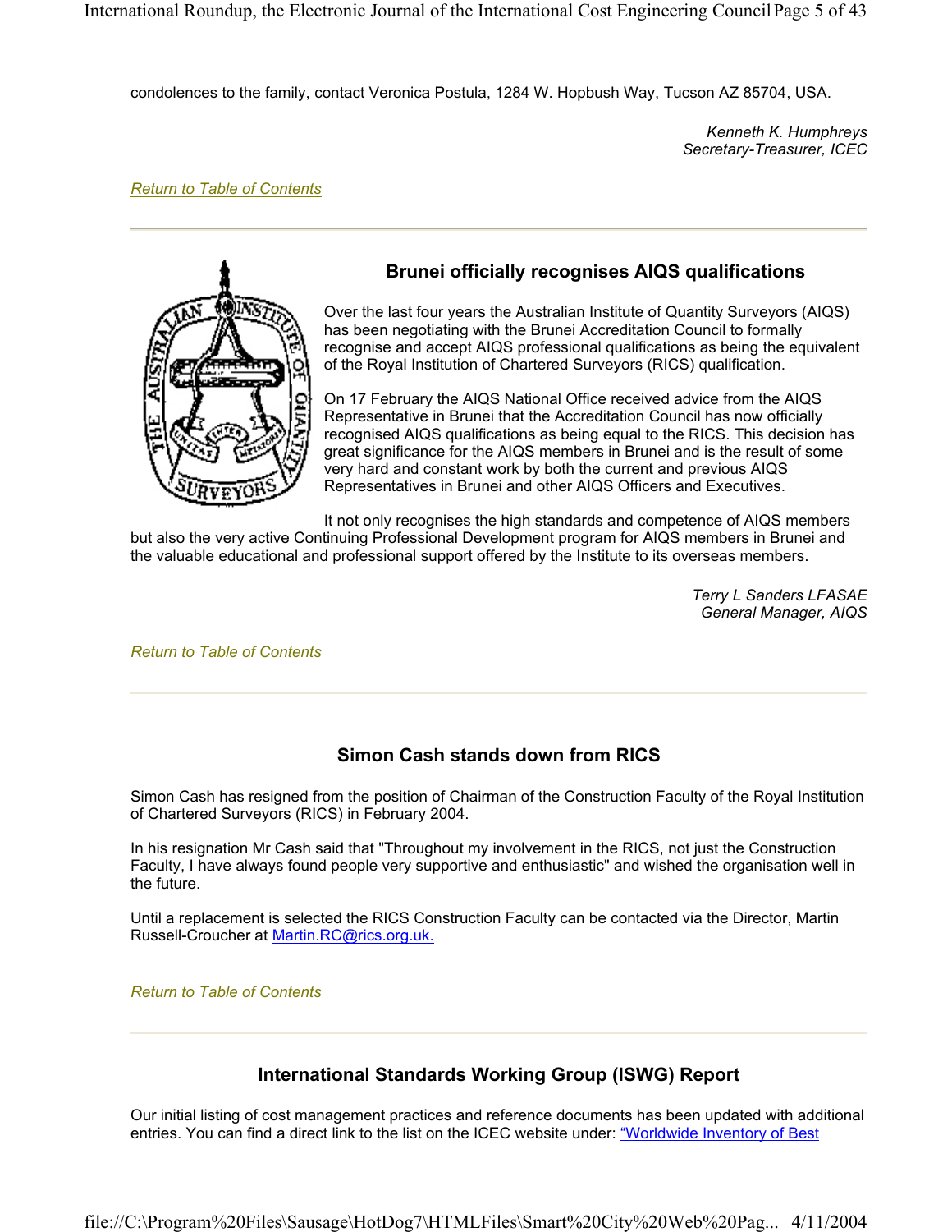condolences to the family, contact Veronica Postula, 1284 W. Hopbush Way, Tucson AZ 85704, USA.

*Kenneth K. Humphreys*
*Secretary-Treasurer, ICEC*

*Return to Table of Contents*

---

## Brunei officially recognises AIQS qualifications

Over the last four years the Australian Institute of Quantity Surveyors (AIQS) has been negotiating with the Brunei Accreditation Council to formally recognise and accept AIQS professional qualifications as being the equivalent of the Royal Institution of Chartered Surveyors (RICS) qualification.

On 17 February the AIQS National Office received advice from the AIQS Representative in Brunei that the Accreditation Council has now officially recognised AIQS qualifications as being equal to the RICS. This decision has great significance for the AIQS members in Brunei and is the result of some very hard and constant work by both the current and previous AIQS Representatives in Brunei and other AIQS Officers and Executives.

It not only recognises the high standards and competence of AIQS members but also the very active Continuing Professional Development program for AIQS members in Brunei and the valuable educational and professional support offered by the Institute to its overseas members.

*Terry L Sanders LFASAE*
*General Manager, AIQS*

*Return to Table of Contents*

---

## Simon Cash stands down from RICS

Simon Cash has resigned from the position of Chairman of the Construction Faculty of the Royal Institution of Chartered Surveyors (RICS) in February 2004.

In his resignation Mr Cash said that "Throughout my involvement in the RICS, not just the Construction Faculty, I have always found people very supportive and enthusiastic" and wished the organisation well in the future.

Until a replacement is selected the RICS Construction Faculty can be contacted via the Director, Martin Russell-Croucher at Martin.RC@rics.org.uk.

*Return to Table of Contents*

---

## International Standards Working Group (ISWG) Report

Our initial listing of cost management practices and reference documents has been updated with additional entries. You can find a direct link to the list on the ICEC website under: "Worldwide Inventory of Best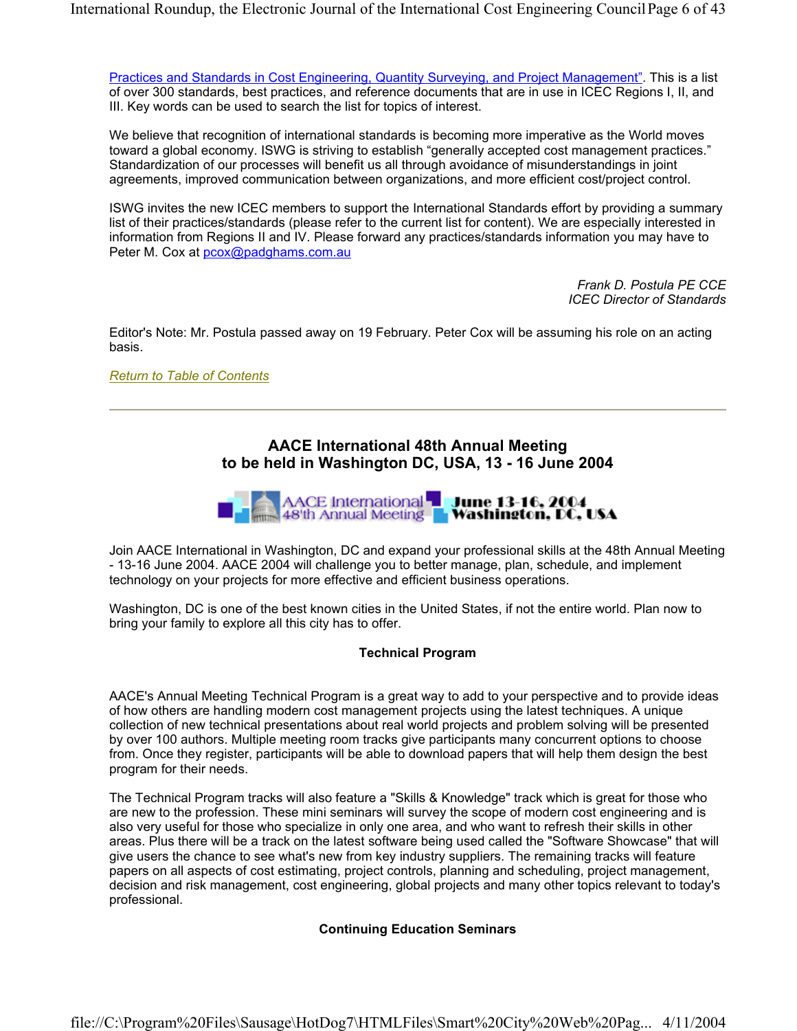Practices and Standards in Cost Engineering, Quantity Surveying, and Project Management". This is a list of over 300 standards, best practices, and reference documents that are in use in ICEC Regions I, II, and III. Key words can be used to search the list for topics of interest.

We believe that recognition of international standards is becoming more imperative as the World moves toward a global economy. ISWG is striving to establish "generally accepted cost management practices." Standardization of our processes will benefit us all through avoidance of misunderstandings in joint agreements, improved communication between organizations, and more efficient cost/project control.

ISWG invites the new ICEC members to support the International Standards effort by providing a summary list of their practices/standards (please refer to the current list for content). We are especially interested in information from Regions II and IV. Please forward any practices/standards information you may have to Peter M. Cox at pcox@padghams.com.au

*Frank D. Postula PE CCE*
*ICEC Director of Standards*

Editor's Note: Mr. Postula passed away on 19 February. Peter Cox will be assuming his role on an acting basis.

*Return to Table of Contents*

---

## AACE International 48th Annual Meeting to be held in Washington DC, USA, 13 - 16 June 2004

AACE International 48'th Annual Meeting June 13-16, 2004 Washington, DC, USA

Join AACE International in Washington, DC and expand your professional skills at the 48th Annual Meeting - 13-16 June 2004. AACE 2004 will challenge you to better manage, plan, schedule, and implement technology on your projects for more effective and efficient business operations.

Washington, DC is one of the best known cities in the United States, if not the entire world. Plan now to bring your family to explore all this city has to offer.

### Technical Program

AACE's Annual Meeting Technical Program is a great way to add to your perspective and to provide ideas of how others are handling modern cost management projects using the latest techniques. A unique collection of new technical presentations about real world projects and problem solving will be presented by over 100 authors. Multiple meeting room tracks give participants many concurrent options to choose from. Once they register, participants will be able to download papers that will help them design the best program for their needs.

The Technical Program tracks will also feature a "Skills & Knowledge" track which is great for those who are new to the profession. These mini seminars will survey the scope of modern cost engineering and is also very useful for those who specialize in only one area, and who want to refresh their skills in other areas. Plus there will be a track on the latest software being used called the "Software Showcase" that will give users the chance to see what's new from key industry suppliers. The remaining tracks will feature papers on all aspects of cost estimating, project controls, planning and scheduling, project management, decision and risk management, cost engineering, global projects and many other topics relevant to today's professional.

### Continuing Education Seminars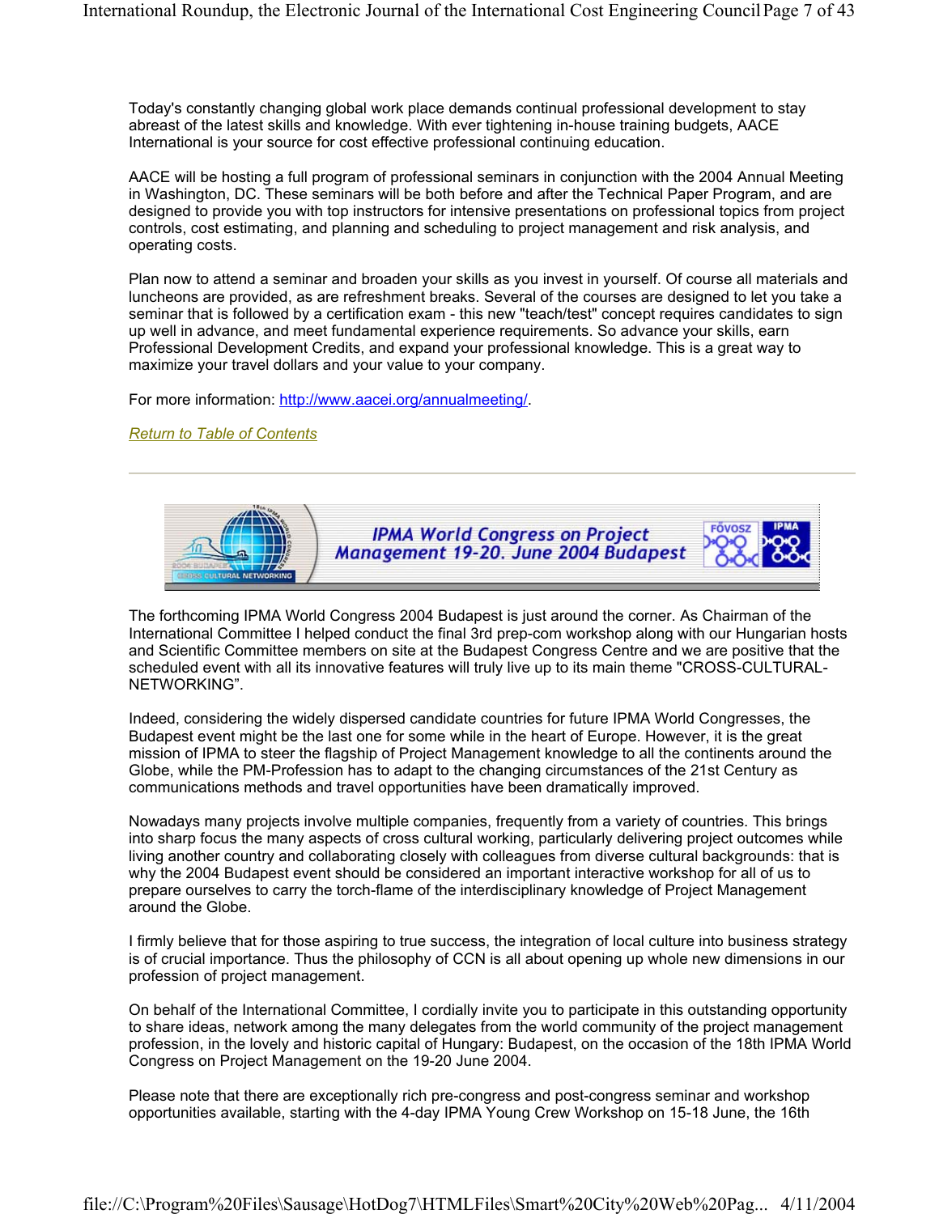Today's constantly changing global work place demands continual professional development to stay abreast of the latest skills and knowledge. With ever tightening in-house training budgets, AACE International is your source for cost effective professional continuing education.

AACE will be hosting a full program of professional seminars in conjunction with the 2004 Annual Meeting in Washington, DC. These seminars will be both before and after the Technical Paper Program, and are designed to provide you with top instructors for intensive presentations on professional topics from project controls, cost estimating, and planning and scheduling to project management and risk analysis, and operating costs.

Plan now to attend a seminar and broaden your skills as you invest in yourself. Of course all materials and luncheons are provided, as are refreshment breaks. Several of the courses are designed to let you take a seminar that is followed by a certification exam - this new "teach/test" concept requires candidates to sign up well in advance, and meet fundamental experience requirements. So advance your skills, earn Professional Development Credits, and expand your professional knowledge. This is a great way to maximize your travel dollars and your value to your company.

For more information: [http://www.aacei.org/annualmeeting/](http://www.aacei.org/annualmeeting/).

*Return to Table of Contents*

---

**IPMA World Congress on Project Management 19-20. June 2004 Budapest**

The forthcoming IPMA World Congress 2004 Budapest is just around the corner. As Chairman of the International Committee I helped conduct the final 3rd prep-com workshop along with our Hungarian hosts and Scientific Committee members on site at the Budapest Congress Centre and we are positive that the scheduled event with all its innovative features will truly live up to its main theme "CROSS-CULTURAL-NETWORKING".

Indeed, considering the widely dispersed candidate countries for future IPMA World Congresses, the Budapest event might be the last one for some while in the heart of Europe. However, it is the great mission of IPMA to steer the flagship of Project Management knowledge to all the continents around the Globe, while the PM-Profession has to adapt to the changing circumstances of the 21st Century as communications methods and travel opportunities have been dramatically improved.

Nowadays many projects involve multiple companies, frequently from a variety of countries. This brings into sharp focus the many aspects of cross cultural working, particularly delivering project outcomes while living another country and collaborating closely with colleagues from diverse cultural backgrounds: that is why the 2004 Budapest event should be considered an important interactive workshop for all of us to prepare ourselves to carry the torch-flame of the interdisciplinary knowledge of Project Management around the Globe.

I firmly believe that for those aspiring to true success, the integration of local culture into business strategy is of crucial importance. Thus the philosophy of CCN is all about opening up whole new dimensions in our profession of project management.

On behalf of the International Committee, I cordially invite you to participate in this outstanding opportunity to share ideas, network among the many delegates from the world community of the project management profession, in the lovely and historic capital of Hungary: Budapest, on the occasion of the 18th IPMA World Congress on Project Management on the 19-20 June 2004.

Please note that there are exceptionally rich pre-congress and post-congress seminar and workshop opportunities available, starting with the 4-day IPMA Young Crew Workshop on 15-18 June, the 16th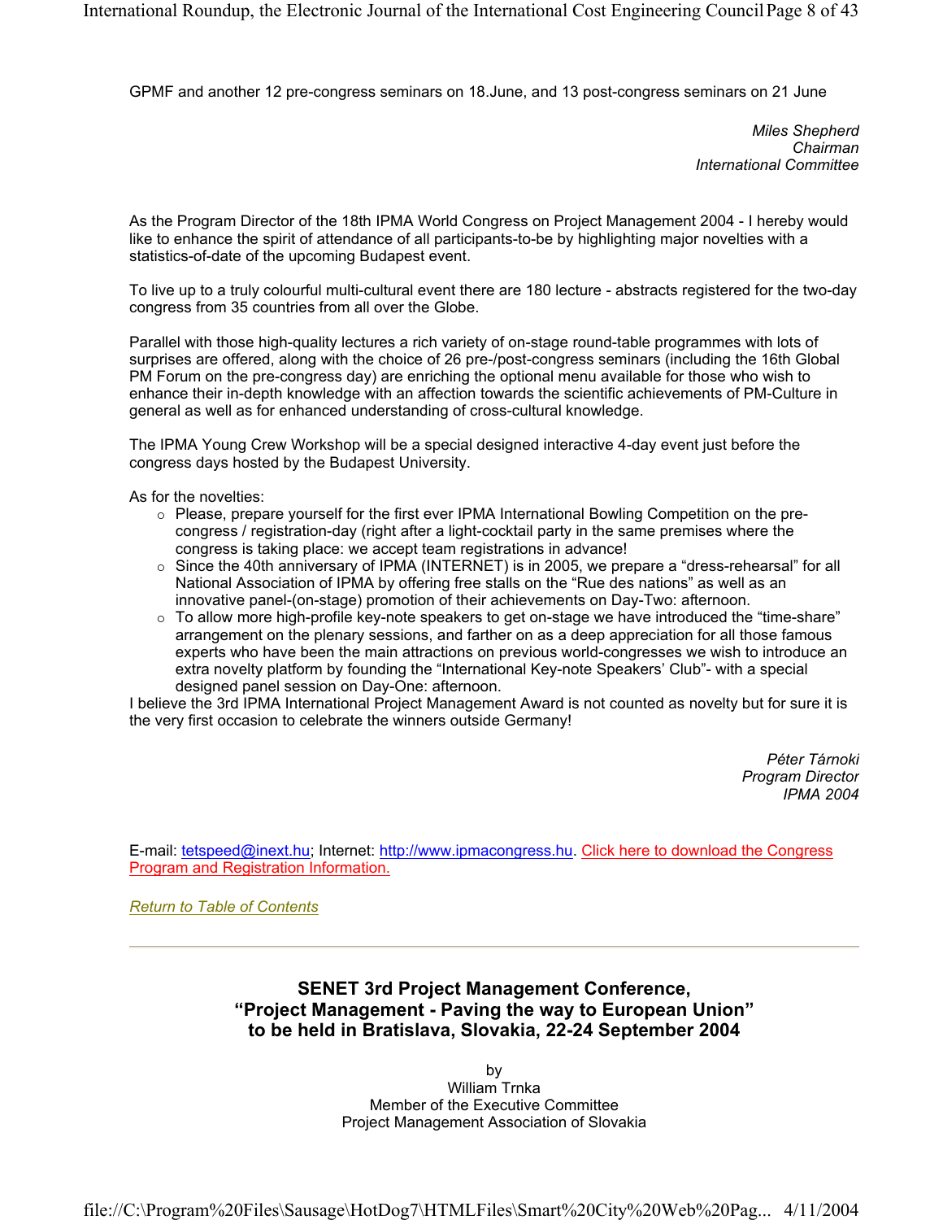GPMF and another 12 pre-congress seminars on 18.June, and 13 post-congress seminars on 21 June

*Miles Shepherd*
*Chairman*
*International Committee*

As the Program Director of the 18th IPMA World Congress on Project Management 2004 - I hereby would like to enhance the spirit of attendance of all participants-to-be by highlighting major novelties with a statistics-of-date of the upcoming Budapest event.

To live up to a truly colourful multi-cultural event there are 180 lecture - abstracts registered for the two-day congress from 35 countries from all over the Globe.

Parallel with those high-quality lectures a rich variety of on-stage round-table programmes with lots of surprises are offered, along with the choice of 26 pre-/post-congress seminars (including the 16th Global PM Forum on the pre-congress day) are enriching the optional menu available for those who wish to enhance their in-depth knowledge with an affection towards the scientific achievements of PM-Culture in general as well as for enhanced understanding of cross-cultural knowledge.

The IPMA Young Crew Workshop will be a special designed interactive 4-day event just before the congress days hosted by the Budapest University.

As for the novelties:

- Please, prepare yourself for the first ever IPMA International Bowling Competition on the pre-congress / registration-day (right after a light-cocktail party in the same premises where the congress is taking place: we accept team registrations in advance!
- Since the 40th anniversary of IPMA (INTERNET) is in 2005, we prepare a "dress-rehearsal" for all National Association of IPMA by offering free stalls on the "Rue des nations" as well as an innovative panel-(on-stage) promotion of their achievements on Day-Two: afternoon.
- To allow more high-profile key-note speakers to get on-stage we have introduced the "time-share" arrangement on the plenary sessions, and farther on as a deep appreciation for all those famous experts who have been the main attractions on previous world-congresses we wish to introduce an extra novelty platform by founding the "International Key-note Speakers' Club"- with a special designed panel session on Day-One: afternoon.

I believe the 3rd IPMA International Project Management Award is not counted as novelty but for sure it is the very first occasion to celebrate the winners outside Germany!

*Péter Tárnoki*
*Program Director*
*IPMA 2004*

E-mail: tetspeed@inext.hu; Internet: http://www.ipmacongress.hu. Click here to download the Congress Program and Registration Information.

*Return to Table of Contents*

---

## SENET 3rd Project Management Conference, "Project Management - Paving the way to European Union" to be held in Bratislava, Slovakia, 22-24 September 2004

by
William Trnka
Member of the Executive Committee
Project Management Association of Slovakia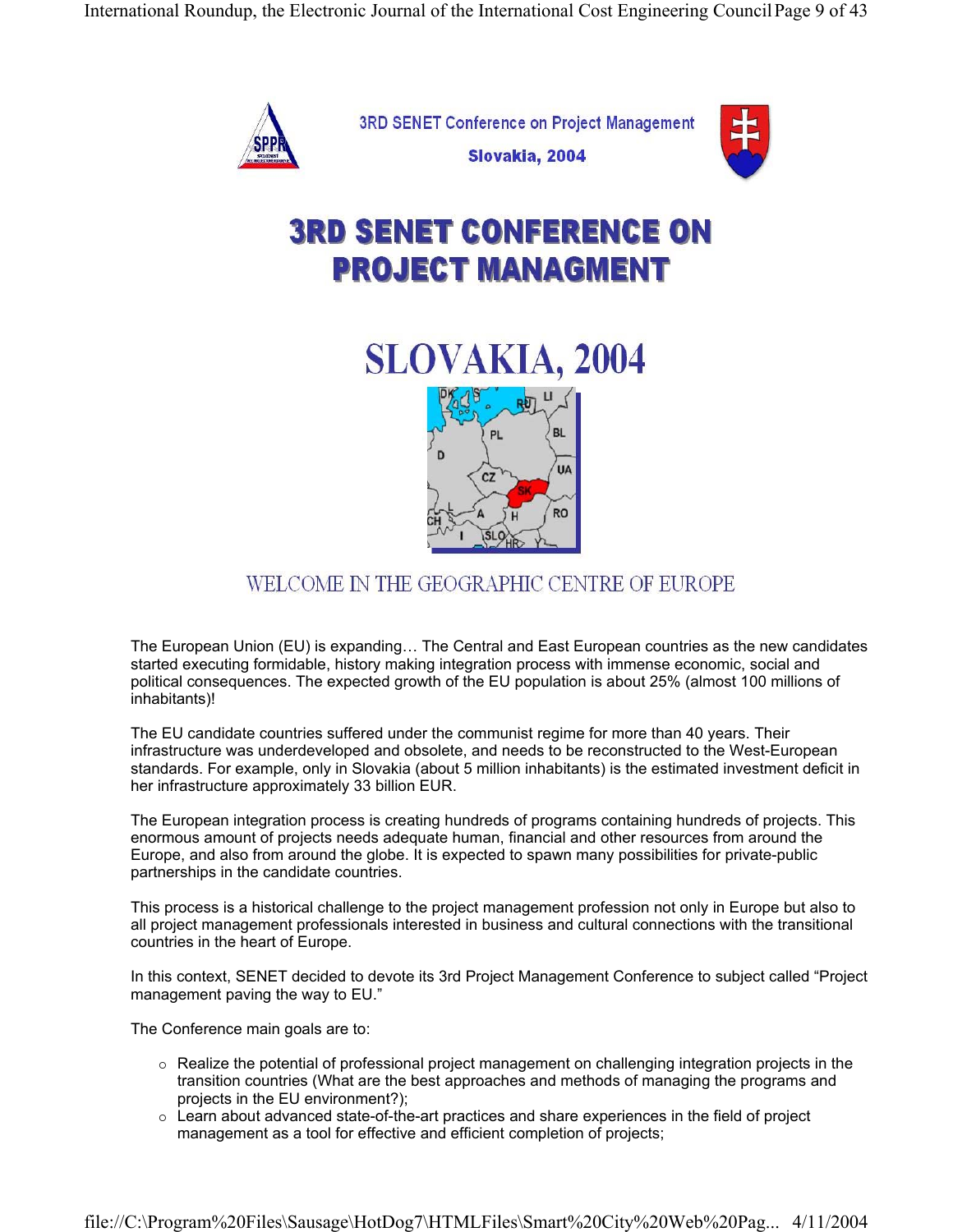3RD SENET Conference on Project Management

Slovakia, 2004

# 3RD SENET CONFERENCE ON PROJECT MANAGMENT

# SLOVAKIA, 2004

WELCOME IN THE GEOGRAPHIC CENTRE OF EUROPE

The European Union (EU) is expanding… The Central and East European countries as the new candidates started executing formidable, history making integration process with immense economic, social and political consequences. The expected growth of the EU population is about 25% (almost 100 millions of inhabitants)!

The EU candidate countries suffered under the communist regime for more than 40 years. Their infrastructure was underdeveloped and obsolete, and needs to be reconstructed to the West-European standards. For example, only in Slovakia (about 5 million inhabitants) is the estimated investment deficit in her infrastructure approximately 33 billion EUR.

The European integration process is creating hundreds of programs containing hundreds of projects. This enormous amount of projects needs adequate human, financial and other resources from around the Europe, and also from around the globe. It is expected to spawn many possibilities for private-public partnerships in the candidate countries.

This process is a historical challenge to the project management profession not only in Europe but also to all project management professionals interested in business and cultural connections with the transitional countries in the heart of Europe.

In this context, SENET decided to devote its 3rd Project Management Conference to subject called "Project management paving the way to EU."

The Conference main goals are to:

- Realize the potential of professional project management on challenging integration projects in the transition countries (What are the best approaches and methods of managing the programs and projects in the EU environment?);
- Learn about advanced state-of-the-art practices and share experiences in the field of project management as a tool for effective and efficient completion of projects;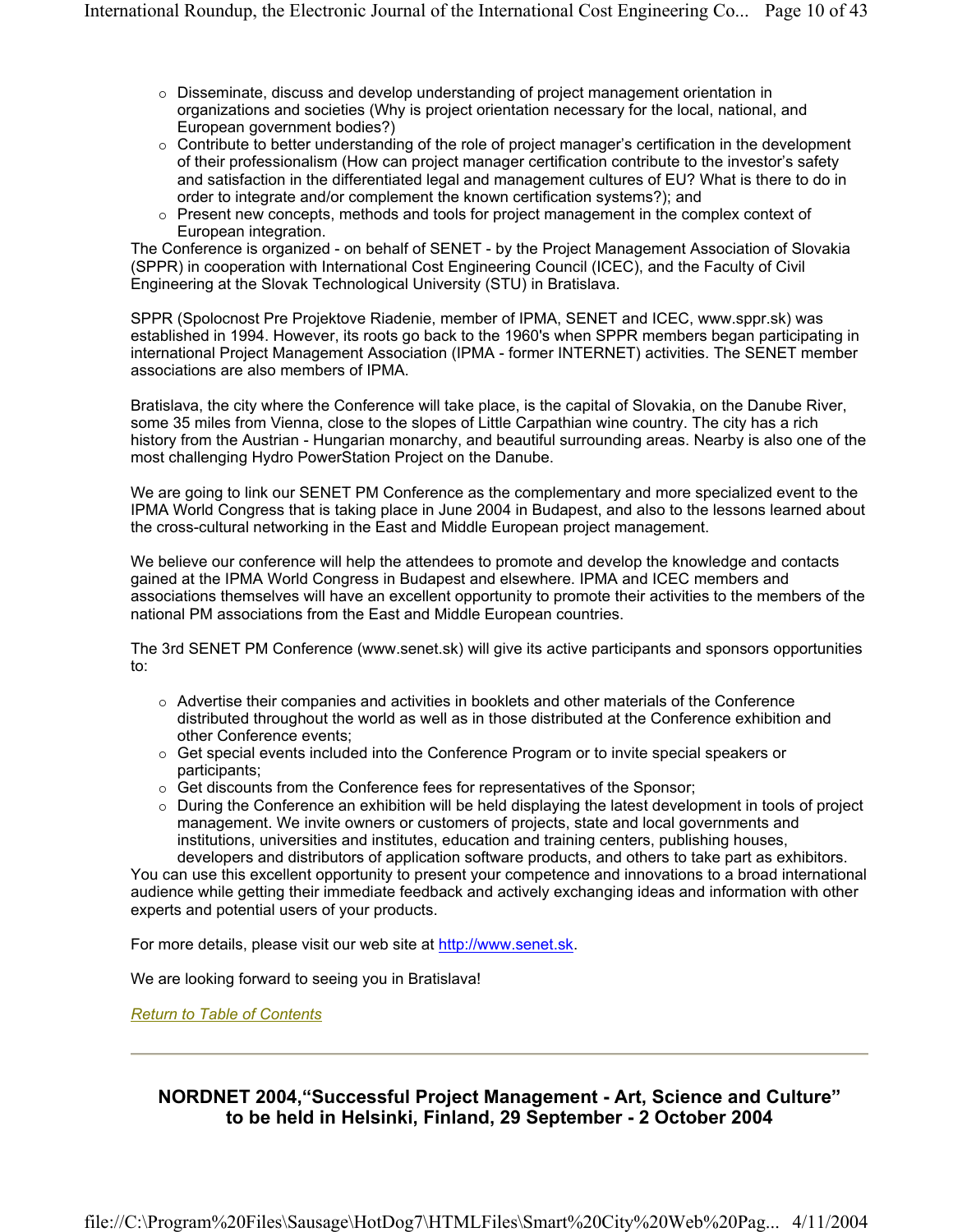- Disseminate, discuss and develop understanding of project management orientation in organizations and societies (Why is project orientation necessary for the local, national, and European government bodies?)
- Contribute to better understanding of the role of project manager's certification in the development of their professionalism (How can project manager certification contribute to the investor's safety and satisfaction in the differentiated legal and management cultures of EU? What is there to do in order to integrate and/or complement the known certification systems?); and
- Present new concepts, methods and tools for project management in the complex context of European integration.

The Conference is organized - on behalf of SENET - by the Project Management Association of Slovakia (SPPR) in cooperation with International Cost Engineering Council (ICEC), and the Faculty of Civil Engineering at the Slovak Technological University (STU) in Bratislava.

SPPR (Spolocnost Pre Projektove Riadenie, member of IPMA, SENET and ICEC, www.sppr.sk) was established in 1994. However, its roots go back to the 1960's when SPPR members began participating in international Project Management Association (IPMA - former INTERNET) activities. The SENET member associations are also members of IPMA.

Bratislava, the city where the Conference will take place, is the capital of Slovakia, on the Danube River, some 35 miles from Vienna, close to the slopes of Little Carpathian wine country. The city has a rich history from the Austrian - Hungarian monarchy, and beautiful surrounding areas. Nearby is also one of the most challenging Hydro PowerStation Project on the Danube.

We are going to link our SENET PM Conference as the complementary and more specialized event to the IPMA World Congress that is taking place in June 2004 in Budapest, and also to the lessons learned about the cross-cultural networking in the East and Middle European project management.

We believe our conference will help the attendees to promote and develop the knowledge and contacts gained at the IPMA World Congress in Budapest and elsewhere. IPMA and ICEC members and associations themselves will have an excellent opportunity to promote their activities to the members of the national PM associations from the East and Middle European countries.

The 3rd SENET PM Conference (www.senet.sk) will give its active participants and sponsors opportunities to:

- Advertise their companies and activities in booklets and other materials of the Conference distributed throughout the world as well as in those distributed at the Conference exhibition and other Conference events;
- Get special events included into the Conference Program or to invite special speakers or participants;
- Get discounts from the Conference fees for representatives of the Sponsor;
- During the Conference an exhibition will be held displaying the latest development in tools of project management. We invite owners or customers of projects, state and local governments and institutions, universities and institutes, education and training centers, publishing houses, developers and distributors of application software products, and others to take part as exhibitors.

You can use this excellent opportunity to present your competence and innovations to a broad international audience while getting their immediate feedback and actively exchanging ideas and information with other experts and potential users of your products.

For more details, please visit our web site at http://www.senet.sk.

We are looking forward to seeing you in Bratislava!

*Return to Table of Contents*

---

## NORDNET 2004,"Successful Project Management - Art, Science and Culture" to be held in Helsinki, Finland, 29 September - 2 October 2004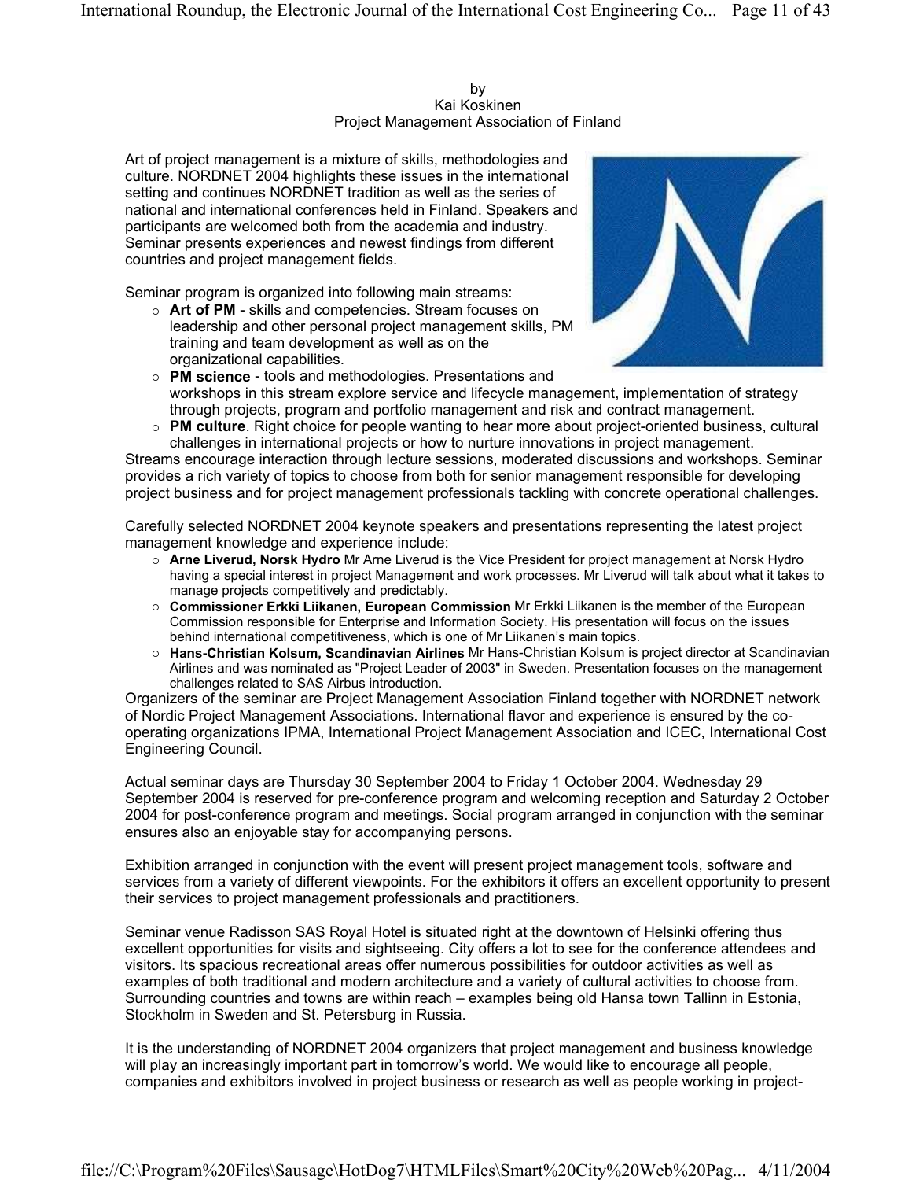by
Kai Koskinen
Project Management Association of Finland

Art of project management is a mixture of skills, methodologies and culture. NORDNET 2004 highlights these issues in the international setting and continues NORDNET tradition as well as the series of national and international conferences held in Finland. Speakers and participants are welcomed both from the academia and industry. Seminar presents experiences and newest findings from different countries and project management fields.

Seminar program is organized into following main streams:

- **Art of PM** - skills and competencies. Stream focuses on leadership and other personal project management skills, PM training and team development as well as on the organizational capabilities.
- **PM science** - tools and methodologies. Presentations and workshops in this stream explore service and lifecycle management, implementation of strategy through projects, program and portfolio management and risk and contract management.
- **PM culture**. Right choice for people wanting to hear more about project-oriented business, cultural challenges in international projects or how to nurture innovations in project management.

Streams encourage interaction through lecture sessions, moderated discussions and workshops. Seminar provides a rich variety of topics to choose from both for senior management responsible for developing project business and for project management professionals tackling with concrete operational challenges.

Carefully selected NORDNET 2004 keynote speakers and presentations representing the latest project management knowledge and experience include:

- **Arne Liverud, Norsk Hydro** Mr Arne Liverud is the Vice President for project management at Norsk Hydro having a special interest in project Management and work processes. Mr Liverud will talk about what it takes to manage projects competitively and predictably.
- **Commissioner Erkki Liikanen, European Commission** Mr Erkki Liikanen is the member of the European Commission responsible for Enterprise and Information Society. His presentation will focus on the issues behind international competitiveness, which is one of Mr Liikanen's main topics.
- **Hans-Christian Kolsum, Scandinavian Airlines** Mr Hans-Christian Kolsum is project director at Scandinavian Airlines and was nominated as "Project Leader of 2003" in Sweden. Presentation focuses on the management challenges related to SAS Airbus introduction.

Organizers of the seminar are Project Management Association Finland together with NORDNET network of Nordic Project Management Associations. International flavor and experience is ensured by the co-operating organizations IPMA, International Project Management Association and ICEC, International Cost Engineering Council.

Actual seminar days are Thursday 30 September 2004 to Friday 1 October 2004. Wednesday 29 September 2004 is reserved for pre-conference program and welcoming reception and Saturday 2 October 2004 for post-conference program and meetings. Social program arranged in conjunction with the seminar ensures also an enjoyable stay for accompanying persons.

Exhibition arranged in conjunction with the event will present project management tools, software and services from a variety of different viewpoints. For the exhibitors it offers an excellent opportunity to present their services to project management professionals and practitioners.

Seminar venue Radisson SAS Royal Hotel is situated right at the downtown of Helsinki offering thus excellent opportunities for visits and sightseeing. City offers a lot to see for the conference attendees and visitors. Its spacious recreational areas offer numerous possibilities for outdoor activities as well as examples of both traditional and modern architecture and a variety of cultural activities to choose from. Surrounding countries and towns are within reach – examples being old Hansa town Tallinn in Estonia, Stockholm in Sweden and St. Petersburg in Russia.

It is the understanding of NORDNET 2004 organizers that project management and business knowledge will play an increasingly important part in tomorrow's world. We would like to encourage all people, companies and exhibitors involved in project business or research as well as people working in project-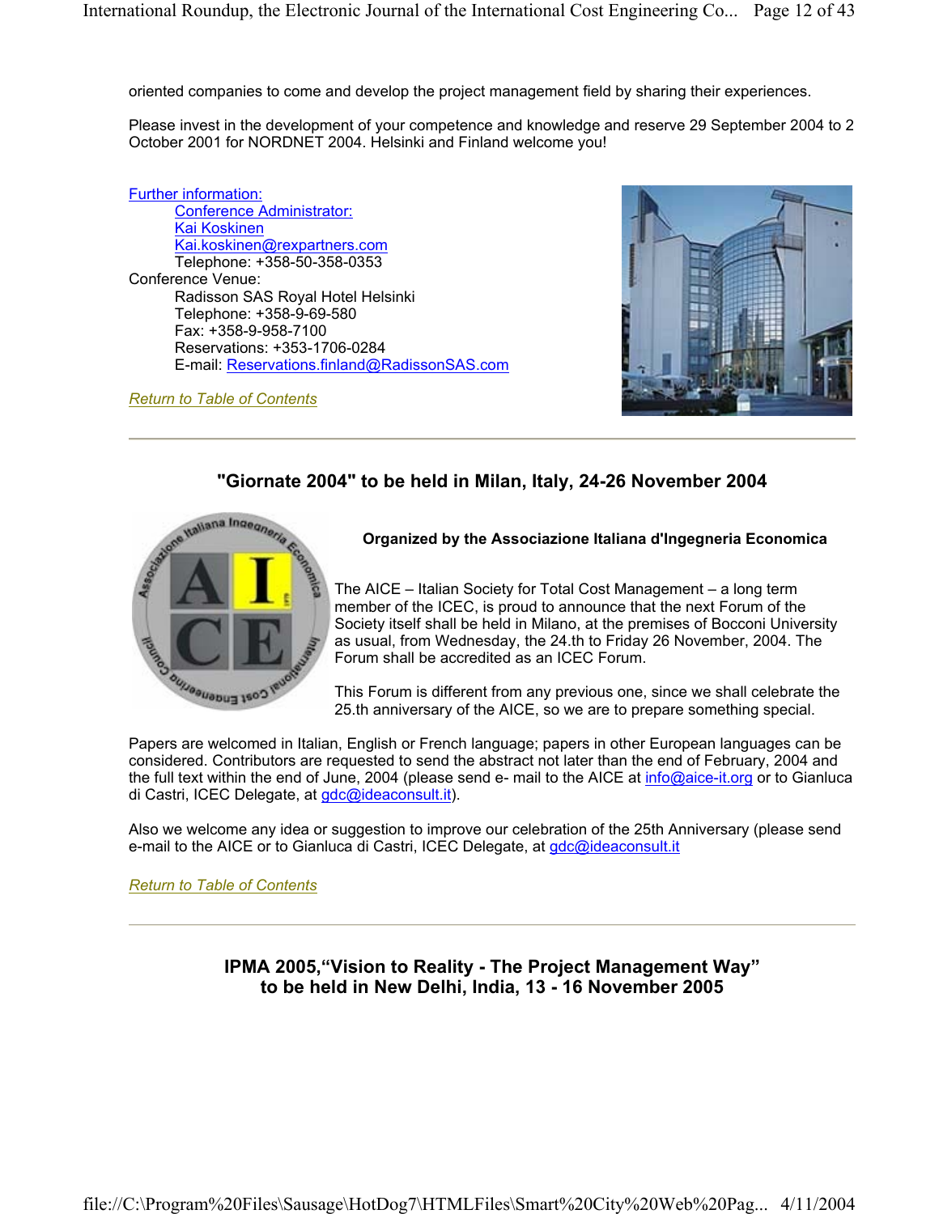oriented companies to come and develop the project management field by sharing their experiences.

Please invest in the development of your competence and knowledge and reserve 29 September 2004 to 2 October 2001 for NORDNET 2004. Helsinki and Finland welcome you!

Further information:

  Conference Administrator:
  Kai Koskinen
  Kai.koskinen@rexpartners.com
  Telephone: +358-50-358-0353

Conference Venue:

  Radisson SAS Royal Hotel Helsinki
  Telephone: +358-9-69-580
  Fax: +358-9-958-7100
  Reservations: +353-1706-0284
  E-mail: Reservations.finland@RadissonSAS.com

*Return to Table of Contents*

---

## "Giornate 2004" to be held in Milan, Italy, 24-26 November 2004

**Organized by the Associazione Italiana d'Ingegneria Economica**

The AICE – Italian Society for Total Cost Management – a long term member of the ICEC, is proud to announce that the next Forum of the Society itself shall be held in Milano, at the premises of Bocconi University as usual, from Wednesday, the 24.th to Friday 26 November, 2004. The Forum shall be accredited as an ICEC Forum.

This Forum is different from any previous one, since we shall celebrate the 25.th anniversary of the AICE, so we are to prepare something special.

Papers are welcomed in Italian, English or French language; papers in other European languages can be considered. Contributors are requested to send the abstract not later than the end of February, 2004 and the full text within the end of June, 2004 (please send e- mail to the AICE at info@aice-it.org or to Gianluca di Castri, ICEC Delegate, at gdc@ideaconsult.it).

Also we welcome any idea or suggestion to improve our celebration of the 25th Anniversary (please send e-mail to the AICE or to Gianluca di Castri, ICEC Delegate, at gdc@ideaconsult.it

*Return to Table of Contents*

---

## IPMA 2005,"Vision to Reality - The Project Management Way" to be held in New Delhi, India, 13 - 16 November 2005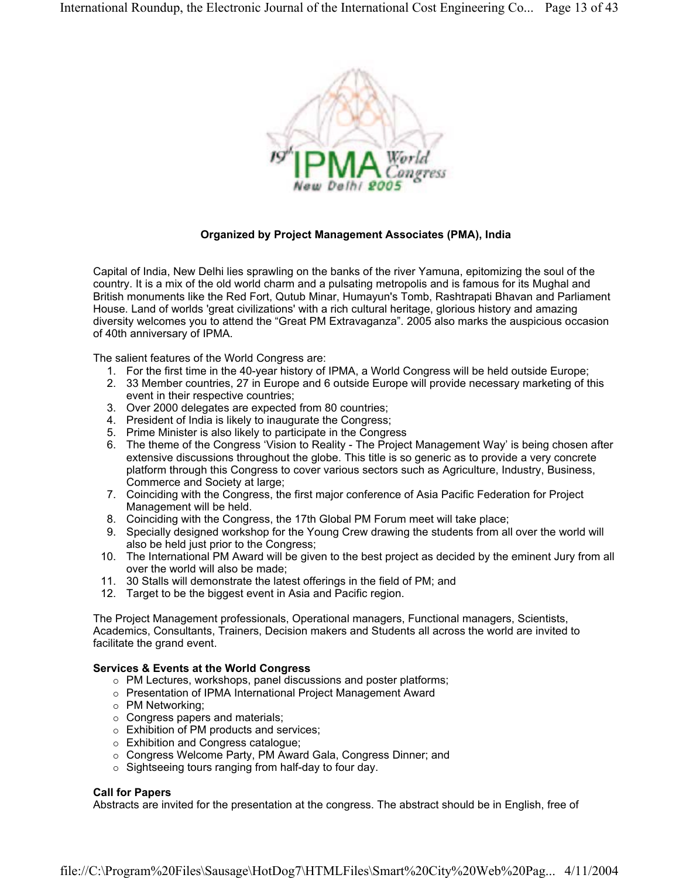19th IPMA World Congress
New Delhi 2005

**Organized by Project Management Associates (PMA), India**

Capital of India, New Delhi lies sprawling on the banks of the river Yamuna, epitomizing the soul of the country. It is a mix of the old world charm and a pulsating metropolis and is famous for its Mughal and British monuments like the Red Fort, Qutub Minar, Humayun's Tomb, Rashtrapati Bhavan and Parliament House. Land of worlds 'great civilizations' with a rich cultural heritage, glorious history and amazing diversity welcomes you to attend the "Great PM Extravaganza". 2005 also marks the auspicious occasion of 40th anniversary of IPMA.

The salient features of the World Congress are:

1. For the first time in the 40-year history of IPMA, a World Congress will be held outside Europe;
2. 33 Member countries, 27 in Europe and 6 outside Europe will provide necessary marketing of this event in their respective countries;
3. Over 2000 delegates are expected from 80 countries;
4. President of India is likely to inaugurate the Congress;
5. Prime Minister is also likely to participate in the Congress
6. The theme of the Congress 'Vision to Reality - The Project Management Way' is being chosen after extensive discussions throughout the globe. This title is so generic as to provide a very concrete platform through this Congress to cover various sectors such as Agriculture, Industry, Business, Commerce and Society at large;
7. Coinciding with the Congress, the first major conference of Asia Pacific Federation for Project Management will be held.
8. Coinciding with the Congress, the 17th Global PM Forum meet will take place;
9. Specially designed workshop for the Young Crew drawing the students from all over the world will also be held just prior to the Congress;
10. The International PM Award will be given to the best project as decided by the eminent Jury from all over the world will also be made;
11. 30 Stalls will demonstrate the latest offerings in the field of PM; and
12. Target to be the biggest event in Asia and Pacific region.

The Project Management professionals, Operational managers, Functional managers, Scientists, Academics, Consultants, Trainers, Decision makers and Students all across the world are invited to facilitate the grand event.

**Services & Events at the World Congress**

- PM Lectures, workshops, panel discussions and poster platforms;
- Presentation of IPMA International Project Management Award
- PM Networking;
- Congress papers and materials;
- Exhibition of PM products and services;
- Exhibition and Congress catalogue;
- Congress Welcome Party, PM Award Gala, Congress Dinner; and
- Sightseeing tours ranging from half-day to four day.

**Call for Papers**

Abstracts are invited for the presentation at the congress. The abstract should be in English, free of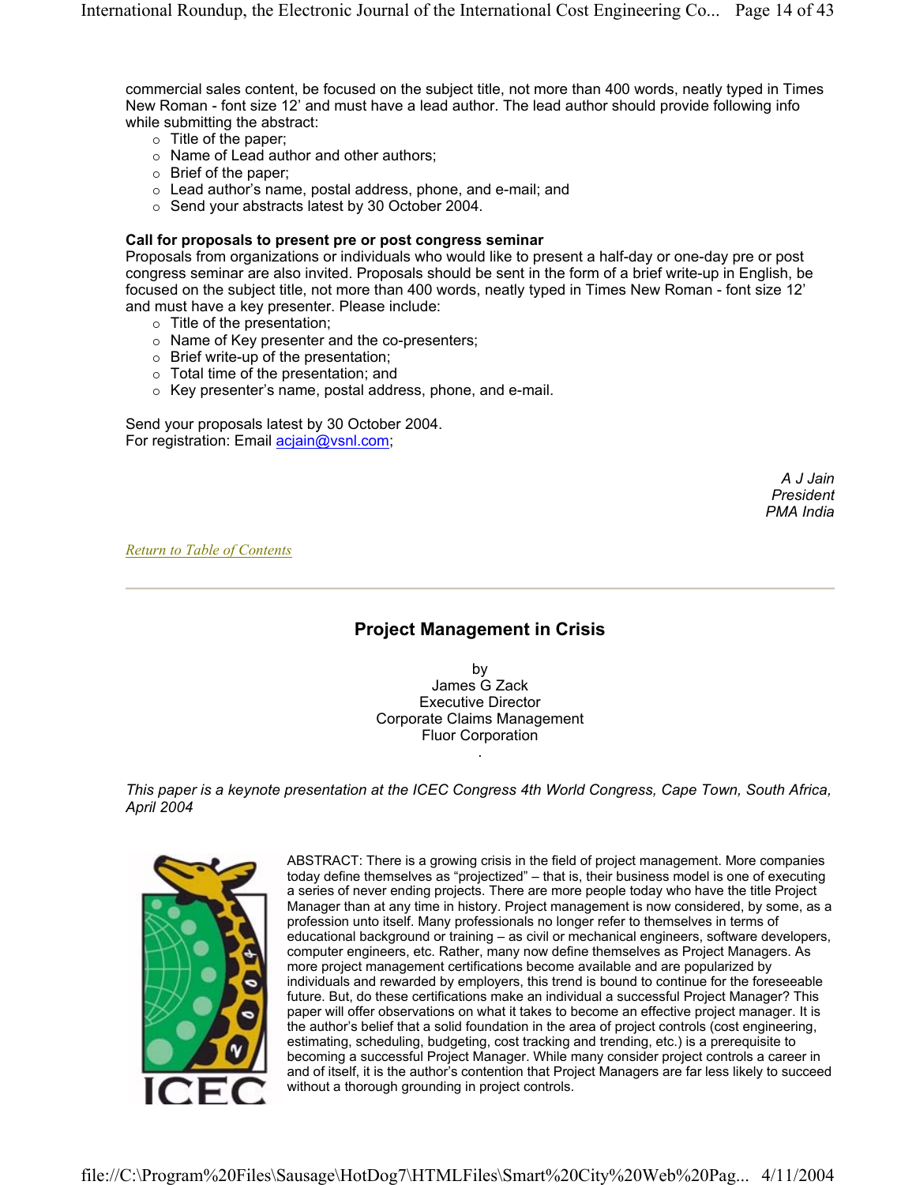commercial sales content, be focused on the subject title, not more than 400 words, neatly typed in Times New Roman - font size 12' and must have a lead author. The lead author should provide following info while submitting the abstract:

- Title of the paper;
- Name of Lead author and other authors;
- Brief of the paper;
- Lead author's name, postal address, phone, and e-mail; and
- Send your abstracts latest by 30 October 2004.

**Call for proposals to present pre or post congress seminar**

Proposals from organizations or individuals who would like to present a half-day or one-day pre or post congress seminar are also invited. Proposals should be sent in the form of a brief write-up in English, be focused on the subject title, not more than 400 words, neatly typed in Times New Roman - font size 12' and must have a key presenter. Please include:

- Title of the presentation;
- Name of Key presenter and the co-presenters;
- Brief write-up of the presentation;
- Total time of the presentation; and
- Key presenter's name, postal address, phone, and e-mail.

Send your proposals latest by 30 October 2004.
For registration: Email acjain@vsnl.com;

*A J Jain*
*President*
*PMA India*

*Return to Table of Contents*

---

## Project Management in Crisis

by
James G Zack
Executive Director
Corporate Claims Management
Fluor Corporation

*This paper is a keynote presentation at the ICEC Congress 4th World Congress, Cape Town, South Africa, April 2004*

ABSTRACT: There is a growing crisis in the field of project management. More companies today define themselves as "projectized" – that is, their business model is one of executing a series of never ending projects. There are more people today who have the title Project Manager than at any time in history. Project management is now considered, by some, as a profession unto itself. Many professionals no longer refer to themselves in terms of educational background or training – as civil or mechanical engineers, software developers, computer engineers, etc. Rather, many now define themselves as Project Managers. As more project management certifications become available and are popularized by individuals and rewarded by employers, this trend is bound to continue for the foreseeable future. But, do these certifications make an individual a successful Project Manager? This paper will offer observations on what it takes to become an effective project manager. It is the author's belief that a solid foundation in the area of project controls (cost engineering, estimating, scheduling, budgeting, cost tracking and trending, etc.) is a prerequisite to becoming a successful Project Manager. While many consider project controls a career in and of itself, it is the author's contention that Project Managers are far less likely to succeed without a thorough grounding in project controls.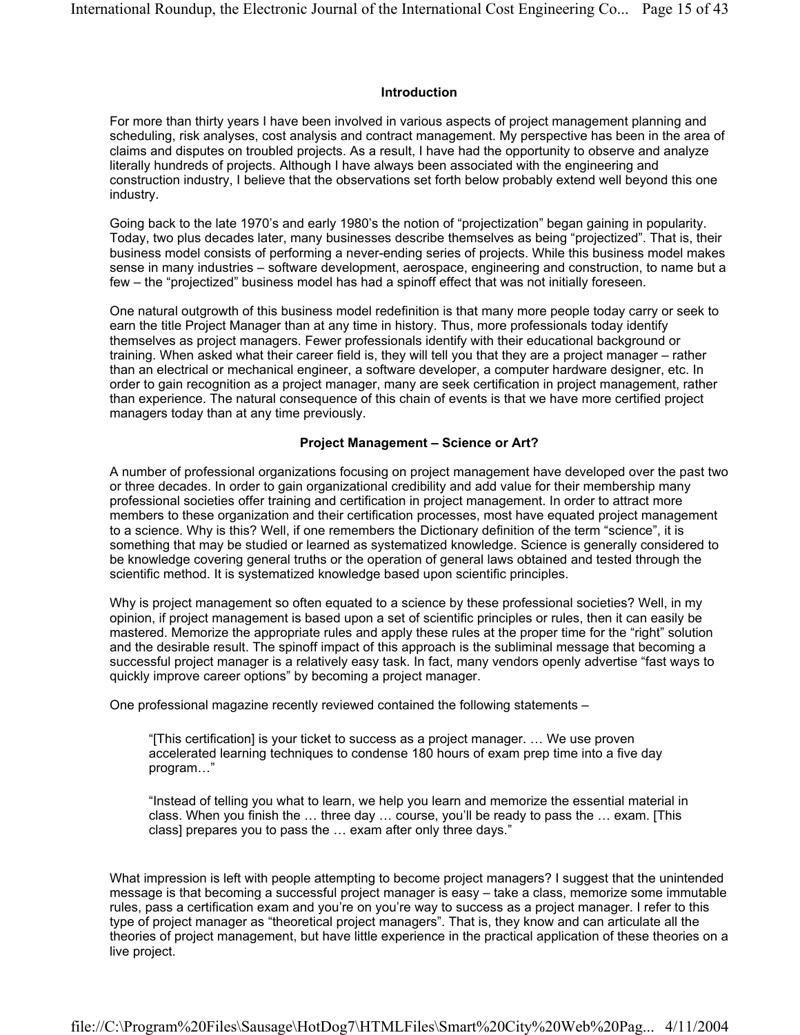### Introduction

For more than thirty years I have been involved in various aspects of project management planning and scheduling, risk analyses, cost analysis and contract management. My perspective has been in the area of claims and disputes on troubled projects. As a result, I have had the opportunity to observe and analyze literally hundreds of projects. Although I have always been associated with the engineering and construction industry, I believe that the observations set forth below probably extend well beyond this one industry.

Going back to the late 1970's and early 1980's the notion of "projectization" began gaining in popularity. Today, two plus decades later, many businesses describe themselves as being "projectized". That is, their business model consists of performing a never-ending series of projects. While this business model makes sense in many industries – software development, aerospace, engineering and construction, to name but a few – the "projectized" business model has had a spinoff effect that was not initially foreseen.

One natural outgrowth of this business model redefinition is that many more people today carry or seek to earn the title Project Manager than at any time in history. Thus, more professionals today identify themselves as project managers. Fewer professionals identify with their educational background or training. When asked what their career field is, they will tell you that they are a project manager – rather than an electrical or mechanical engineer, a software developer, a computer hardware designer, etc. In order to gain recognition as a project manager, many are seek certification in project management, rather than experience. The natural consequence of this chain of events is that we have more certified project managers today than at any time previously.

### Project Management – Science or Art?

A number of professional organizations focusing on project management have developed over the past two or three decades. In order to gain organizational credibility and add value for their membership many professional societies offer training and certification in project management. In order to attract more members to these organization and their certification processes, most have equated project management to a science. Why is this? Well, if one remembers the Dictionary definition of the term "science", it is something that may be studied or learned as systematized knowledge. Science is generally considered to be knowledge covering general truths or the operation of general laws obtained and tested through the scientific method. It is systematized knowledge based upon scientific principles.

Why is project management so often equated to a science by these professional societies? Well, in my opinion, if project management is based upon a set of scientific principles or rules, then it can easily be mastered. Memorize the appropriate rules and apply these rules at the proper time for the "right" solution and the desirable result. The spinoff impact of this approach is the subliminal message that becoming a successful project manager is a relatively easy task. In fact, many vendors openly advertise "fast ways to quickly improve career options" by becoming a project manager.

One professional magazine recently reviewed contained the following statements –

> "[This certification] is your ticket to success as a project manager. … We use proven accelerated learning techniques to condense 180 hours of exam prep time into a five day program…"

> "Instead of telling you what to learn, we help you learn and memorize the essential material in class. When you finish the … three day … course, you'll be ready to pass the … exam. [This class] prepares you to pass the … exam after only three days."

What impression is left with people attempting to become project managers? I suggest that the unintended message is that becoming a successful project manager is easy – take a class, memorize some immutable rules, pass a certification exam and you're on you're way to success as a project manager. I refer to this type of project manager as "theoretical project managers". That is, they know and can articulate all the theories of project management, but have little experience in the practical application of these theories on a live project.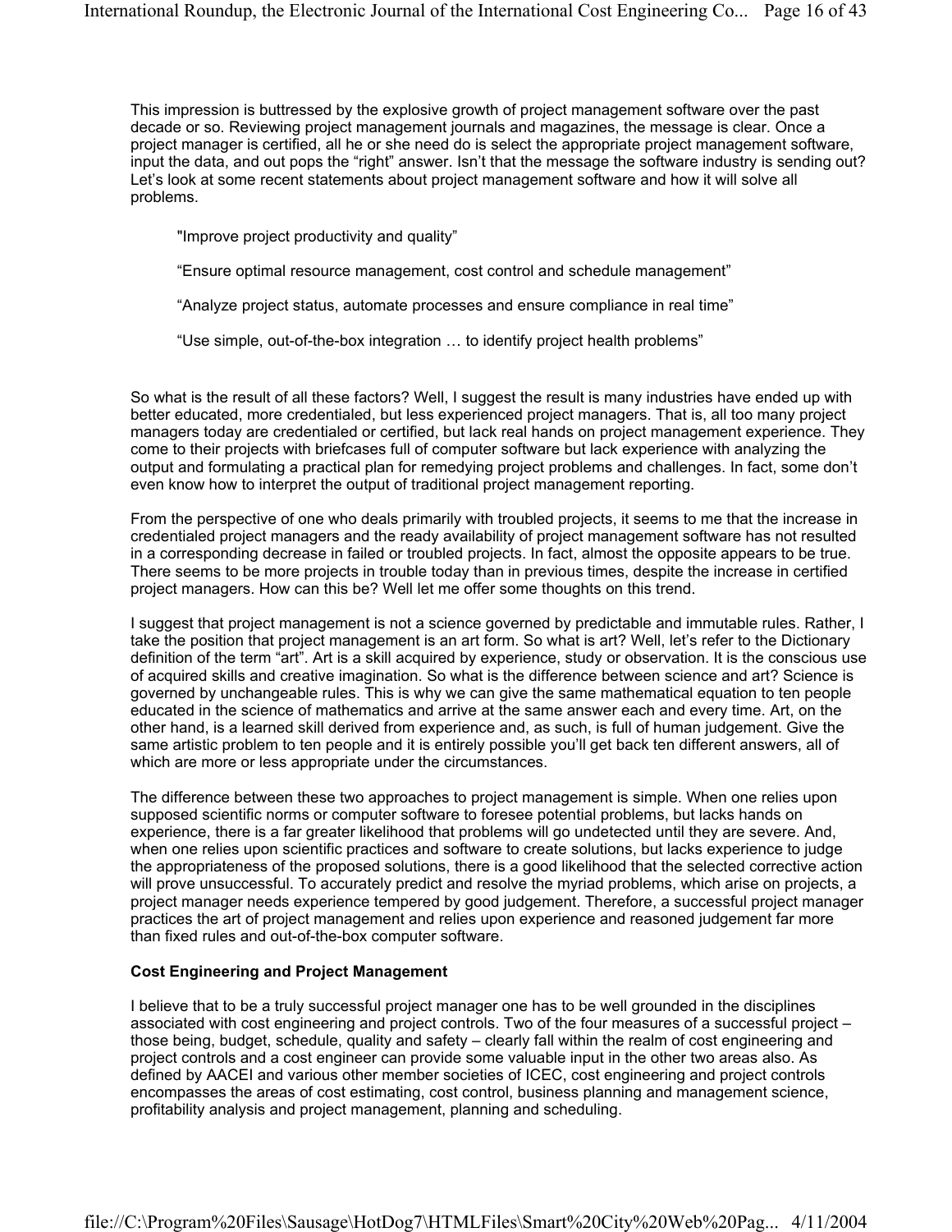This impression is buttressed by the explosive growth of project management software over the past decade or so. Reviewing project management journals and magazines, the message is clear. Once a project manager is certified, all he or she need do is select the appropriate project management software, input the data, and out pops the "right" answer. Isn't that the message the software industry is sending out? Let's look at some recent statements about project management software and how it will solve all problems.

> "Improve project productivity and quality"
>
> "Ensure optimal resource management, cost control and schedule management"
>
> "Analyze project status, automate processes and ensure compliance in real time"
>
> "Use simple, out-of-the-box integration … to identify project health problems"

So what is the result of all these factors? Well, I suggest the result is many industries have ended up with better educated, more credentialed, but less experienced project managers. That is, all too many project managers today are credentialed or certified, but lack real hands on project management experience. They come to their projects with briefcases full of computer software but lack experience with analyzing the output and formulating a practical plan for remedying project problems and challenges. In fact, some don't even know how to interpret the output of traditional project management reporting.

From the perspective of one who deals primarily with troubled projects, it seems to me that the increase in credentialed project managers and the ready availability of project management software has not resulted in a corresponding decrease in failed or troubled projects. In fact, almost the opposite appears to be true. There seems to be more projects in trouble today than in previous times, despite the increase in certified project managers. How can this be? Well let me offer some thoughts on this trend.

I suggest that project management is not a science governed by predictable and immutable rules. Rather, I take the position that project management is an art form. So what is art? Well, let's refer to the Dictionary definition of the term "art". Art is a skill acquired by experience, study or observation. It is the conscious use of acquired skills and creative imagination. So what is the difference between science and art? Science is governed by unchangeable rules. This is why we can give the same mathematical equation to ten people educated in the science of mathematics and arrive at the same answer each and every time. Art, on the other hand, is a learned skill derived from experience and, as such, is full of human judgement. Give the same artistic problem to ten people and it is entirely possible you'll get back ten different answers, all of which are more or less appropriate under the circumstances.

The difference between these two approaches to project management is simple. When one relies upon supposed scientific norms or computer software to foresee potential problems, but lacks hands on experience, there is a far greater likelihood that problems will go undetected until they are severe. And, when one relies upon scientific practices and software to create solutions, but lacks experience to judge the appropriateness of the proposed solutions, there is a good likelihood that the selected corrective action will prove unsuccessful. To accurately predict and resolve the myriad problems, which arise on projects, a project manager needs experience tempered by good judgement. Therefore, a successful project manager practices the art of project management and relies upon experience and reasoned judgement far more than fixed rules and out-of-the-box computer software.

**Cost Engineering and Project Management**

I believe that to be a truly successful project manager one has to be well grounded in the disciplines associated with cost engineering and project controls. Two of the four measures of a successful project – those being, budget, schedule, quality and safety – clearly fall within the realm of cost engineering and project controls and a cost engineer can provide some valuable input in the other two areas also. As defined by AACEI and various other member societies of ICEC, cost engineering and project controls encompasses the areas of cost estimating, cost control, business planning and management science, profitability analysis and project management, planning and scheduling.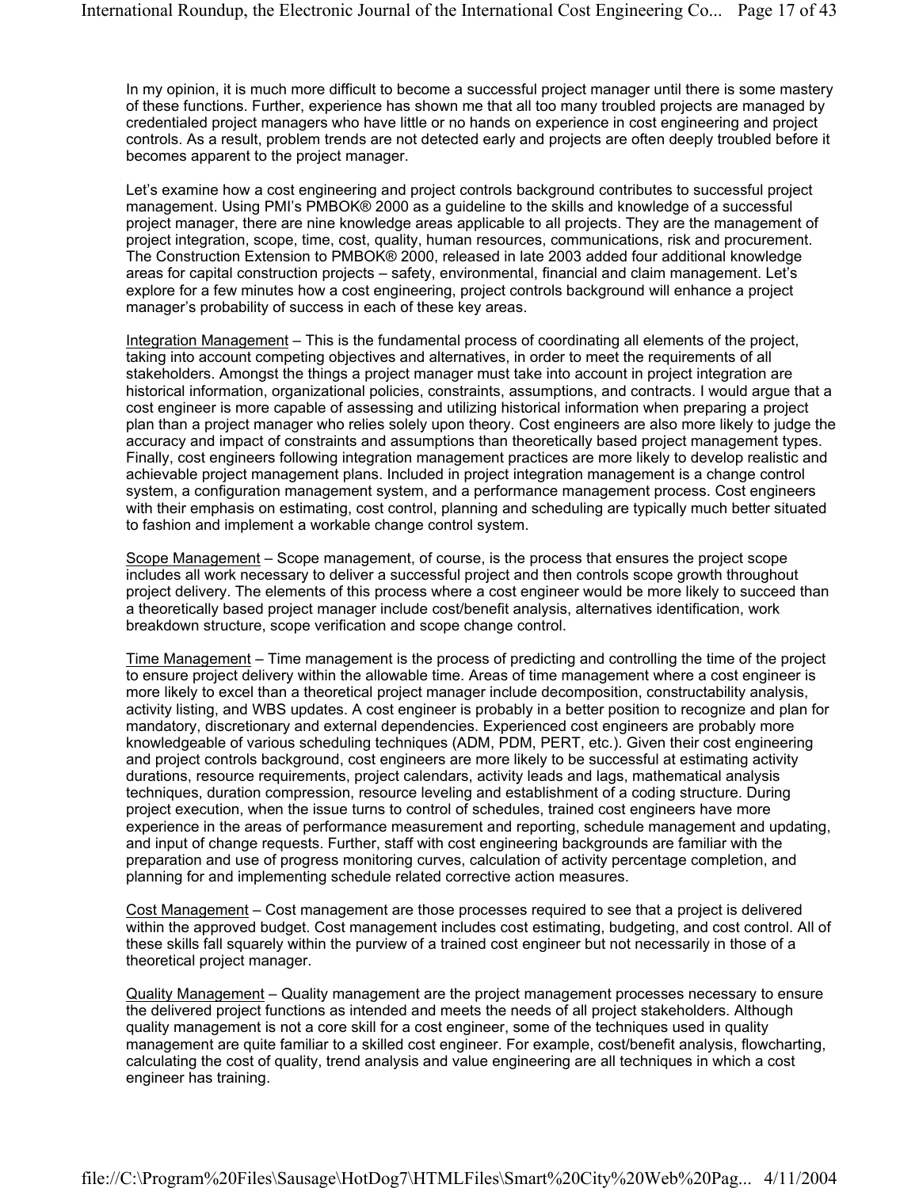In my opinion, it is much more difficult to become a successful project manager until there is some mastery of these functions. Further, experience has shown me that all too many troubled projects are managed by credentialed project managers who have little or no hands on experience in cost engineering and project controls. As a result, problem trends are not detected early and projects are often deeply troubled before it becomes apparent to the project manager.

Let's examine how a cost engineering and project controls background contributes to successful project management. Using PMI's PMBOK® 2000 as a guideline to the skills and knowledge of a successful project manager, there are nine knowledge areas applicable to all projects. They are the management of project integration, scope, time, cost, quality, human resources, communications, risk and procurement. The Construction Extension to PMBOK® 2000, released in late 2003 added four additional knowledge areas for capital construction projects – safety, environmental, financial and claim management. Let's explore for a few minutes how a cost engineering, project controls background will enhance a project manager's probability of success in each of these key areas.

<u>Integration Management</u> – This is the fundamental process of coordinating all elements of the project, taking into account competing objectives and alternatives, in order to meet the requirements of all stakeholders. Amongst the things a project manager must take into account in project integration are historical information, organizational policies, constraints, assumptions, and contracts. I would argue that a cost engineer is more capable of assessing and utilizing historical information when preparing a project plan than a project manager who relies solely upon theory. Cost engineers are also more likely to judge the accuracy and impact of constraints and assumptions than theoretically based project management types. Finally, cost engineers following integration management practices are more likely to develop realistic and achievable project management plans. Included in project integration management is a change control system, a configuration management system, and a performance management process. Cost engineers with their emphasis on estimating, cost control, planning and scheduling are typically much better situated to fashion and implement a workable change control system.

<u>Scope Management</u> – Scope management, of course, is the process that ensures the project scope includes all work necessary to deliver a successful project and then controls scope growth throughout project delivery. The elements of this process where a cost engineer would be more likely to succeed than a theoretically based project manager include cost/benefit analysis, alternatives identification, work breakdown structure, scope verification and scope change control.

<u>Time Management</u> – Time management is the process of predicting and controlling the time of the project to ensure project delivery within the allowable time. Areas of time management where a cost engineer is more likely to excel than a theoretical project manager include decomposition, constructability analysis, activity listing, and WBS updates. A cost engineer is probably in a better position to recognize and plan for mandatory, discretionary and external dependencies. Experienced cost engineers are probably more knowledgeable of various scheduling techniques (ADM, PDM, PERT, etc.). Given their cost engineering and project controls background, cost engineers are more likely to be successful at estimating activity durations, resource requirements, project calendars, activity leads and lags, mathematical analysis techniques, duration compression, resource leveling and establishment of a coding structure. During project execution, when the issue turns to control of schedules, trained cost engineers have more experience in the areas of performance measurement and reporting, schedule management and updating, and input of change requests. Further, staff with cost engineering backgrounds are familiar with the preparation and use of progress monitoring curves, calculation of activity percentage completion, and planning for and implementing schedule related corrective action measures.

<u>Cost Management</u> – Cost management are those processes required to see that a project is delivered within the approved budget. Cost management includes cost estimating, budgeting, and cost control. All of these skills fall squarely within the purview of a trained cost engineer but not necessarily in those of a theoretical project manager.

<u>Quality Management</u> – Quality management are the project management processes necessary to ensure the delivered project functions as intended and meets the needs of all project stakeholders. Although quality management is not a core skill for a cost engineer, some of the techniques used in quality management are quite familiar to a skilled cost engineer. For example, cost/benefit analysis, flowcharting, calculating the cost of quality, trend analysis and value engineering are all techniques in which a cost engineer has training.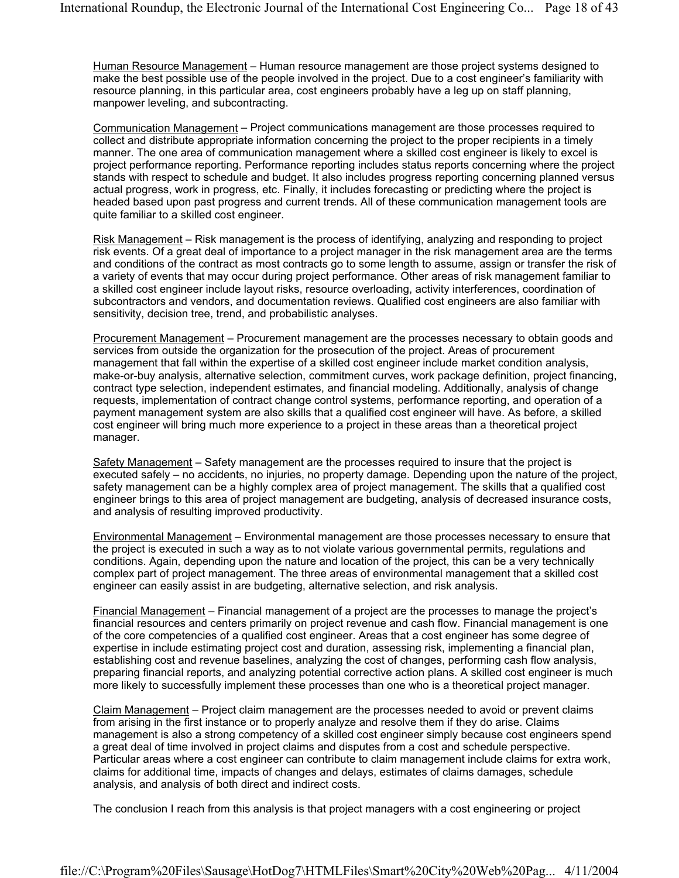Human Resource Management – Human resource management are those project systems designed to make the best possible use of the people involved in the project. Due to a cost engineer's familiarity with resource planning, in this particular area, cost engineers probably have a leg up on staff planning, manpower leveling, and subcontracting.

Communication Management – Project communications management are those processes required to collect and distribute appropriate information concerning the project to the proper recipients in a timely manner. The one area of communication management where a skilled cost engineer is likely to excel is project performance reporting. Performance reporting includes status reports concerning where the project stands with respect to schedule and budget. It also includes progress reporting concerning planned versus actual progress, work in progress, etc. Finally, it includes forecasting or predicting where the project is headed based upon past progress and current trends. All of these communication management tools are quite familiar to a skilled cost engineer.

Risk Management – Risk management is the process of identifying, analyzing and responding to project risk events. Of a great deal of importance to a project manager in the risk management area are the terms and conditions of the contract as most contracts go to some length to assume, assign or transfer the risk of a variety of events that may occur during project performance. Other areas of risk management familiar to a skilled cost engineer include layout risks, resource overloading, activity interferences, coordination of subcontractors and vendors, and documentation reviews. Qualified cost engineers are also familiar with sensitivity, decision tree, trend, and probabilistic analyses.

Procurement Management – Procurement management are the processes necessary to obtain goods and services from outside the organization for the prosecution of the project. Areas of procurement management that fall within the expertise of a skilled cost engineer include market condition analysis, make-or-buy analysis, alternative selection, commitment curves, work package definition, project financing, contract type selection, independent estimates, and financial modeling. Additionally, analysis of change requests, implementation of contract change control systems, performance reporting, and operation of a payment management system are also skills that a qualified cost engineer will have. As before, a skilled cost engineer will bring much more experience to a project in these areas than a theoretical project manager.

Safety Management – Safety management are the processes required to insure that the project is executed safely – no accidents, no injuries, no property damage. Depending upon the nature of the project, safety management can be a highly complex area of project management. The skills that a qualified cost engineer brings to this area of project management are budgeting, analysis of decreased insurance costs, and analysis of resulting improved productivity.

Environmental Management – Environmental management are those processes necessary to ensure that the project is executed in such a way as to not violate various governmental permits, regulations and conditions. Again, depending upon the nature and location of the project, this can be a very technically complex part of project management. The three areas of environmental management that a skilled cost engineer can easily assist in are budgeting, alternative selection, and risk analysis.

Financial Management – Financial management of a project are the processes to manage the project's financial resources and centers primarily on project revenue and cash flow. Financial management is one of the core competencies of a qualified cost engineer. Areas that a cost engineer has some degree of expertise in include estimating project cost and duration, assessing risk, implementing a financial plan, establishing cost and revenue baselines, analyzing the cost of changes, performing cash flow analysis, preparing financial reports, and analyzing potential corrective action plans. A skilled cost engineer is much more likely to successfully implement these processes than one who is a theoretical project manager.

Claim Management – Project claim management are the processes needed to avoid or prevent claims from arising in the first instance or to properly analyze and resolve them if they do arise. Claims management is also a strong competency of a skilled cost engineer simply because cost engineers spend a great deal of time involved in project claims and disputes from a cost and schedule perspective. Particular areas where a cost engineer can contribute to claim management include claims for extra work, claims for additional time, impacts of changes and delays, estimates of claims damages, schedule analysis, and analysis of both direct and indirect costs.

The conclusion I reach from this analysis is that project managers with a cost engineering or project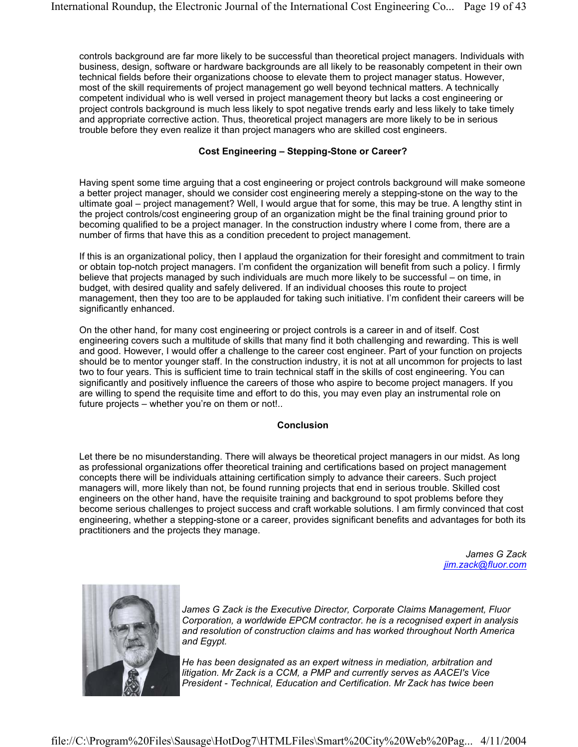controls background are far more likely to be successful than theoretical project managers. Individuals with business, design, software or hardware backgrounds are all likely to be reasonably competent in their own technical fields before their organizations choose to elevate them to project manager status. However, most of the skill requirements of project management go well beyond technical matters. A technically competent individual who is well versed in project management theory but lacks a cost engineering or project controls background is much less likely to spot negative trends early and less likely to take timely and appropriate corrective action. Thus, theoretical project managers are more likely to be in serious trouble before they even realize it than project managers who are skilled cost engineers.

**Cost Engineering – Stepping-Stone or Career?**

Having spent some time arguing that a cost engineering or project controls background will make someone a better project manager, should we consider cost engineering merely a stepping-stone on the way to the ultimate goal – project management? Well, I would argue that for some, this may be true. A lengthy stint in the project controls/cost engineering group of an organization might be the final training ground prior to becoming qualified to be a project manager. In the construction industry where I come from, there are a number of firms that have this as a condition precedent to project management.

If this is an organizational policy, then I applaud the organization for their foresight and commitment to train or obtain top-notch project managers. I'm confident the organization will benefit from such a policy. I firmly believe that projects managed by such individuals are much more likely to be successful – on time, in budget, with desired quality and safely delivered. If an individual chooses this route to project management, then they too are to be applauded for taking such initiative. I'm confident their careers will be significantly enhanced.

On the other hand, for many cost engineering or project controls is a career in and of itself. Cost engineering covers such a multitude of skills that many find it both challenging and rewarding. This is well and good. However, I would offer a challenge to the career cost engineer. Part of your function on projects should be to mentor younger staff. In the construction industry, it is not at all uncommon for projects to last two to four years. This is sufficient time to train technical staff in the skills of cost engineering. You can significantly and positively influence the careers of those who aspire to become project managers. If you are willing to spend the requisite time and effort to do this, you may even play an instrumental role on future projects – whether you're on them or not!..

**Conclusion**

Let there be no misunderstanding. There will always be theoretical project managers in our midst. As long as professional organizations offer theoretical training and certifications based on project management concepts there will be individuals attaining certification simply to advance their careers. Such project managers will, more likely than not, be found running projects that end in serious trouble. Skilled cost engineers on the other hand, have the requisite training and background to spot problems before they become serious challenges to project success and craft workable solutions. I am firmly convinced that cost engineering, whether a stepping-stone or a career, provides significant benefits and advantages for both its practitioners and the projects they manage.

*James G Zack*
jim.zack@fluor.com

*James G Zack is the Executive Director, Corporate Claims Management, Fluor Corporation, a worldwide EPCM contractor. he is a recognised expert in analysis and resolution of construction claims and has worked throughout North America and Egypt.*

*He has been designated as an expert witness in mediation, arbitration and litigation. Mr Zack is a CCM, a PMP and currently serves as AACEI's Vice President - Technical, Education and Certification. Mr Zack has twice been*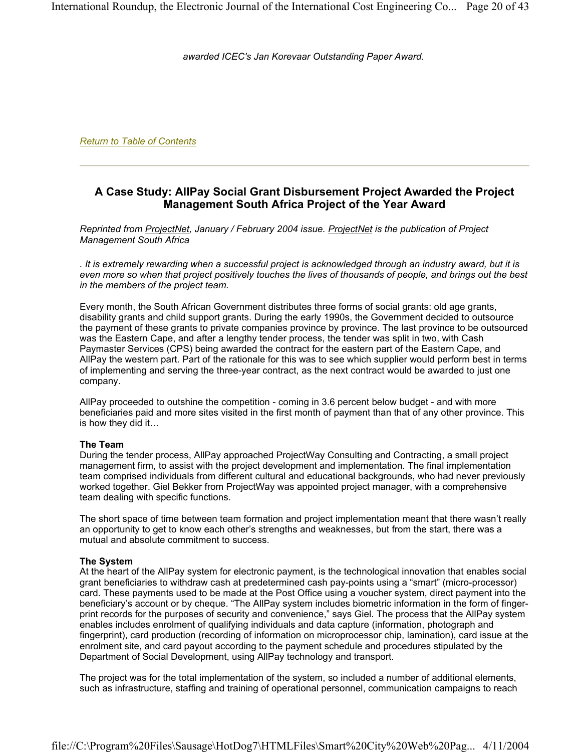*awarded ICEC's Jan Korevaar Outstanding Paper Award.*

*Return to Table of Contents*

---

## A Case Study: AllPay Social Grant Disbursement Project Awarded the Project Management South Africa Project of the Year Award

*Reprinted from ProjectNet, January / February 2004 issue. ProjectNet is the publication of Project Management South Africa*

*. It is extremely rewarding when a successful project is acknowledged through an industry award, but it is even more so when that project positively touches the lives of thousands of people, and brings out the best in the members of the project team.*

Every month, the South African Government distributes three forms of social grants: old age grants, disability grants and child support grants. During the early 1990s, the Government decided to outsource the payment of these grants to private companies province by province. The last province to be outsourced was the Eastern Cape, and after a lengthy tender process, the tender was split in two, with Cash Paymaster Services (CPS) being awarded the contract for the eastern part of the Eastern Cape, and AllPay the western part. Part of the rationale for this was to see which supplier would perform best in terms of implementing and serving the three-year contract, as the next contract would be awarded to just one company.

AllPay proceeded to outshine the competition - coming in 3.6 percent below budget - and with more beneficiaries paid and more sites visited in the first month of payment than that of any other province. This is how they did it…

**The Team**
During the tender process, AllPay approached ProjectWay Consulting and Contracting, a small project management firm, to assist with the project development and implementation. The final implementation team comprised individuals from different cultural and educational backgrounds, who had never previously worked together. Giel Bekker from ProjectWay was appointed project manager, with a comprehensive team dealing with specific functions.

The short space of time between team formation and project implementation meant that there wasn't really an opportunity to get to know each other's strengths and weaknesses, but from the start, there was a mutual and absolute commitment to success.

**The System**
At the heart of the AllPay system for electronic payment, is the technological innovation that enables social grant beneficiaries to withdraw cash at predetermined cash pay-points using a "smart" (micro-processor) card. These payments used to be made at the Post Office using a voucher system, direct payment into the beneficiary's account or by cheque. "The AllPay system includes biometric information in the form of finger-print records for the purposes of security and convenience," says Giel. The process that the AllPay system enables includes enrolment of qualifying individuals and data capture (information, photograph and fingerprint), card production (recording of information on microprocessor chip, lamination), card issue at the enrolment site, and card payout according to the payment schedule and procedures stipulated by the Department of Social Development, using AllPay technology and transport.

The project was for the total implementation of the system, so included a number of additional elements, such as infrastructure, staffing and training of operational personnel, communication campaigns to reach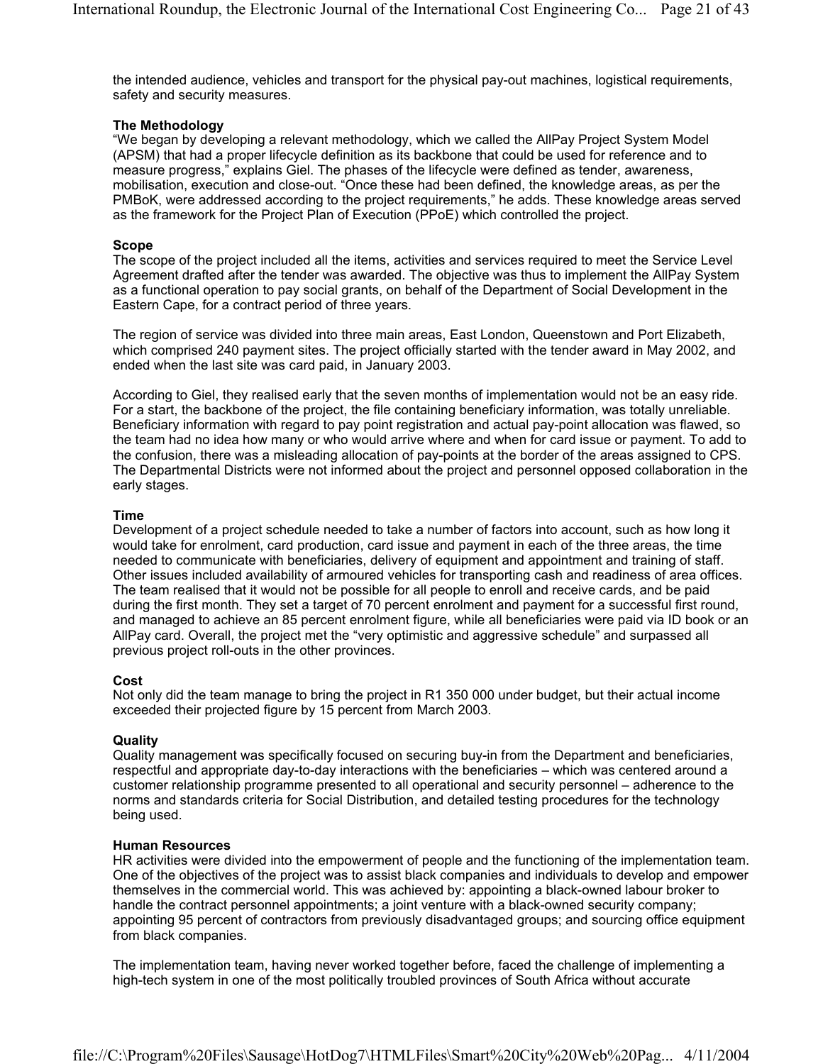the intended audience, vehicles and transport for the physical pay-out machines, logistical requirements, safety and security measures.

**The Methodology**

"We began by developing a relevant methodology, which we called the AllPay Project System Model (APSM) that had a proper lifecycle definition as its backbone that could be used for reference and to measure progress," explains Giel. The phases of the lifecycle were defined as tender, awareness, mobilisation, execution and close-out. "Once these had been defined, the knowledge areas, as per the PMBoK, were addressed according to the project requirements," he adds. These knowledge areas served as the framework for the Project Plan of Execution (PPoE) which controlled the project.

**Scope**

The scope of the project included all the items, activities and services required to meet the Service Level Agreement drafted after the tender was awarded. The objective was thus to implement the AllPay System as a functional operation to pay social grants, on behalf of the Department of Social Development in the Eastern Cape, for a contract period of three years.

The region of service was divided into three main areas, East London, Queenstown and Port Elizabeth, which comprised 240 payment sites. The project officially started with the tender award in May 2002, and ended when the last site was card paid, in January 2003.

According to Giel, they realised early that the seven months of implementation would not be an easy ride. For a start, the backbone of the project, the file containing beneficiary information, was totally unreliable. Beneficiary information with regard to pay point registration and actual pay-point allocation was flawed, so the team had no idea how many or who would arrive where and when for card issue or payment. To add to the confusion, there was a misleading allocation of pay-points at the border of the areas assigned to CPS. The Departmental Districts were not informed about the project and personnel opposed collaboration in the early stages.

**Time**

Development of a project schedule needed to take a number of factors into account, such as how long it would take for enrolment, card production, card issue and payment in each of the three areas, the time needed to communicate with beneficiaries, delivery of equipment and appointment and training of staff. Other issues included availability of armoured vehicles for transporting cash and readiness of area offices. The team realised that it would not be possible for all people to enroll and receive cards, and be paid during the first month. They set a target of 70 percent enrolment and payment for a successful first round, and managed to achieve an 85 percent enrolment figure, while all beneficiaries were paid via ID book or an AllPay card. Overall, the project met the "very optimistic and aggressive schedule" and surpassed all previous project roll-outs in the other provinces.

**Cost**

Not only did the team manage to bring the project in R1 350 000 under budget, but their actual income exceeded their projected figure by 15 percent from March 2003.

**Quality**

Quality management was specifically focused on securing buy-in from the Department and beneficiaries, respectful and appropriate day-to-day interactions with the beneficiaries – which was centered around a customer relationship programme presented to all operational and security personnel – adherence to the norms and standards criteria for Social Distribution, and detailed testing procedures for the technology being used.

**Human Resources**

HR activities were divided into the empowerment of people and the functioning of the implementation team. One of the objectives of the project was to assist black companies and individuals to develop and empower themselves in the commercial world. This was achieved by: appointing a black-owned labour broker to handle the contract personnel appointments; a joint venture with a black-owned security company; appointing 95 percent of contractors from previously disadvantaged groups; and sourcing office equipment from black companies.

The implementation team, having never worked together before, faced the challenge of implementing a high-tech system in one of the most politically troubled provinces of South Africa without accurate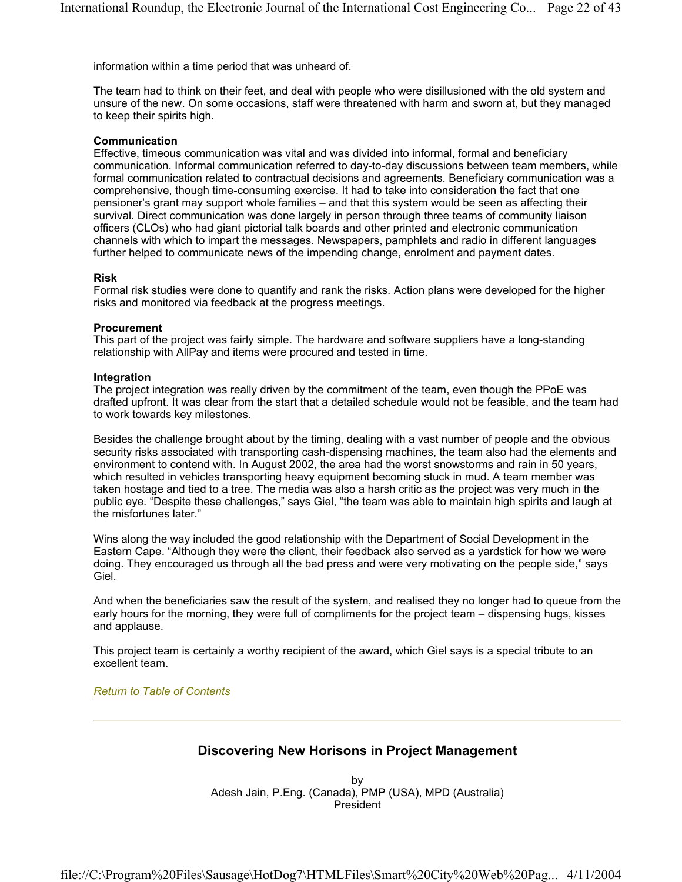information within a time period that was unheard of.

The team had to think on their feet, and deal with people who were disillusioned with the old system and unsure of the new. On some occasions, staff were threatened with harm and sworn at, but they managed to keep their spirits high.

**Communication**
Effective, timeous communication was vital and was divided into informal, formal and beneficiary communication. Informal communication referred to day-to-day discussions between team members, while formal communication related to contractual decisions and agreements. Beneficiary communication was a comprehensive, though time-consuming exercise. It had to take into consideration the fact that one pensioner's grant may support whole families – and that this system would be seen as affecting their survival. Direct communication was done largely in person through three teams of community liaison officers (CLOs) who had giant pictorial talk boards and other printed and electronic communication channels with which to impart the messages. Newspapers, pamphlets and radio in different languages further helped to communicate news of the impending change, enrolment and payment dates.

**Risk**
Formal risk studies were done to quantify and rank the risks. Action plans were developed for the higher risks and monitored via feedback at the progress meetings.

**Procurement**
This part of the project was fairly simple. The hardware and software suppliers have a long-standing relationship with AllPay and items were procured and tested in time.

**Integration**
The project integration was really driven by the commitment of the team, even though the PPoE was drafted upfront. It was clear from the start that a detailed schedule would not be feasible, and the team had to work towards key milestones.

Besides the challenge brought about by the timing, dealing with a vast number of people and the obvious security risks associated with transporting cash-dispensing machines, the team also had the elements and environment to contend with. In August 2002, the area had the worst snowstorms and rain in 50 years, which resulted in vehicles transporting heavy equipment becoming stuck in mud. A team member was taken hostage and tied to a tree. The media was also a harsh critic as the project was very much in the public eye. "Despite these challenges," says Giel, "the team was able to maintain high spirits and laugh at the misfortunes later."

Wins along the way included the good relationship with the Department of Social Development in the Eastern Cape. "Although they were the client, their feedback also served as a yardstick for how we were doing. They encouraged us through all the bad press and were very motivating on the people side," says Giel.

And when the beneficiaries saw the result of the system, and realised they no longer had to queue from the early hours for the morning, they were full of compliments for the project team – dispensing hugs, kisses and applause.

This project team is certainly a worthy recipient of the award, which Giel says is a special tribute to an excellent team.

*Return to Table of Contents*

---

## Discovering New Horisons in Project Management

by
Adesh Jain, P.Eng. (Canada), PMP (USA), MPD (Australia)
President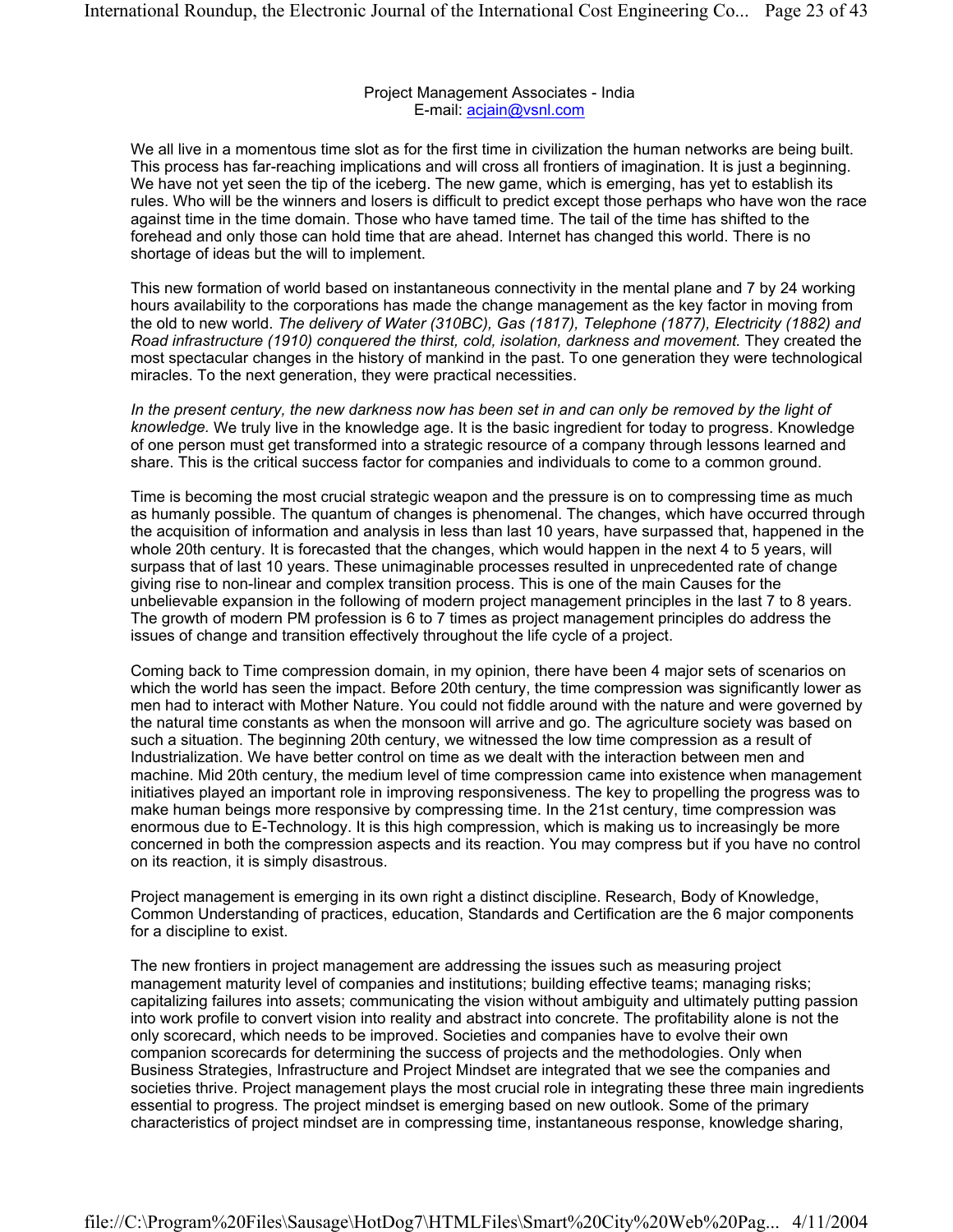Project Management Associates - India
E-mail: acjain@vsnl.com

We all live in a momentous time slot as for the first time in civilization the human networks are being built. This process has far-reaching implications and will cross all frontiers of imagination. It is just a beginning. We have not yet seen the tip of the iceberg. The new game, which is emerging, has yet to establish its rules. Who will be the winners and losers is difficult to predict except those perhaps who have won the race against time in the time domain. Those who have tamed time. The tail of the time has shifted to the forehead and only those can hold time that are ahead. Internet has changed this world. There is no shortage of ideas but the will to implement.

This new formation of world based on instantaneous connectivity in the mental plane and 7 by 24 working hours availability to the corporations has made the change management as the key factor in moving from the old to new world. *The delivery of Water (310BC), Gas (1817), Telephone (1877), Electricity (1882) and Road infrastructure (1910) conquered the thirst, cold, isolation, darkness and movement.* They created the most spectacular changes in the history of mankind in the past. To one generation they were technological miracles. To the next generation, they were practical necessities.

*In the present century, the new darkness now has been set in and can only be removed by the light of knowledge.* We truly live in the knowledge age. It is the basic ingredient for today to progress. Knowledge of one person must get transformed into a strategic resource of a company through lessons learned and share. This is the critical success factor for companies and individuals to come to a common ground.

Time is becoming the most crucial strategic weapon and the pressure is on to compressing time as much as humanly possible. The quantum of changes is phenomenal. The changes, which have occurred through the acquisition of information and analysis in less than last 10 years, have surpassed that, happened in the whole 20th century. It is forecasted that the changes, which would happen in the next 4 to 5 years, will surpass that of last 10 years. These unimaginable processes resulted in unprecedented rate of change giving rise to non-linear and complex transition process. This is one of the main Causes for the unbelievable expansion in the following of modern project management principles in the last 7 to 8 years. The growth of modern PM profession is 6 to 7 times as project management principles do address the issues of change and transition effectively throughout the life cycle of a project.

Coming back to Time compression domain, in my opinion, there have been 4 major sets of scenarios on which the world has seen the impact. Before 20th century, the time compression was significantly lower as men had to interact with Mother Nature. You could not fiddle around with the nature and were governed by the natural time constants as when the monsoon will arrive and go. The agriculture society was based on such a situation. The beginning 20th century, we witnessed the low time compression as a result of Industrialization. We have better control on time as we dealt with the interaction between men and machine. Mid 20th century, the medium level of time compression came into existence when management initiatives played an important role in improving responsiveness. The key to propelling the progress was to make human beings more responsive by compressing time. In the 21st century, time compression was enormous due to E-Technology. It is this high compression, which is making us to increasingly be more concerned in both the compression aspects and its reaction. You may compress but if you have no control on its reaction, it is simply disastrous.

Project management is emerging in its own right a distinct discipline. Research, Body of Knowledge, Common Understanding of practices, education, Standards and Certification are the 6 major components for a discipline to exist.

The new frontiers in project management are addressing the issues such as measuring project management maturity level of companies and institutions; building effective teams; managing risks; capitalizing failures into assets; communicating the vision without ambiguity and ultimately putting passion into work profile to convert vision into reality and abstract into concrete. The profitability alone is not the only scorecard, which needs to be improved. Societies and companies have to evolve their own companion scorecards for determining the success of projects and the methodologies. Only when Business Strategies, Infrastructure and Project Mindset are integrated that we see the companies and societies thrive. Project management plays the most crucial role in integrating these three main ingredients essential to progress. The project mindset is emerging based on new outlook. Some of the primary characteristics of project mindset are in compressing time, instantaneous response, knowledge sharing,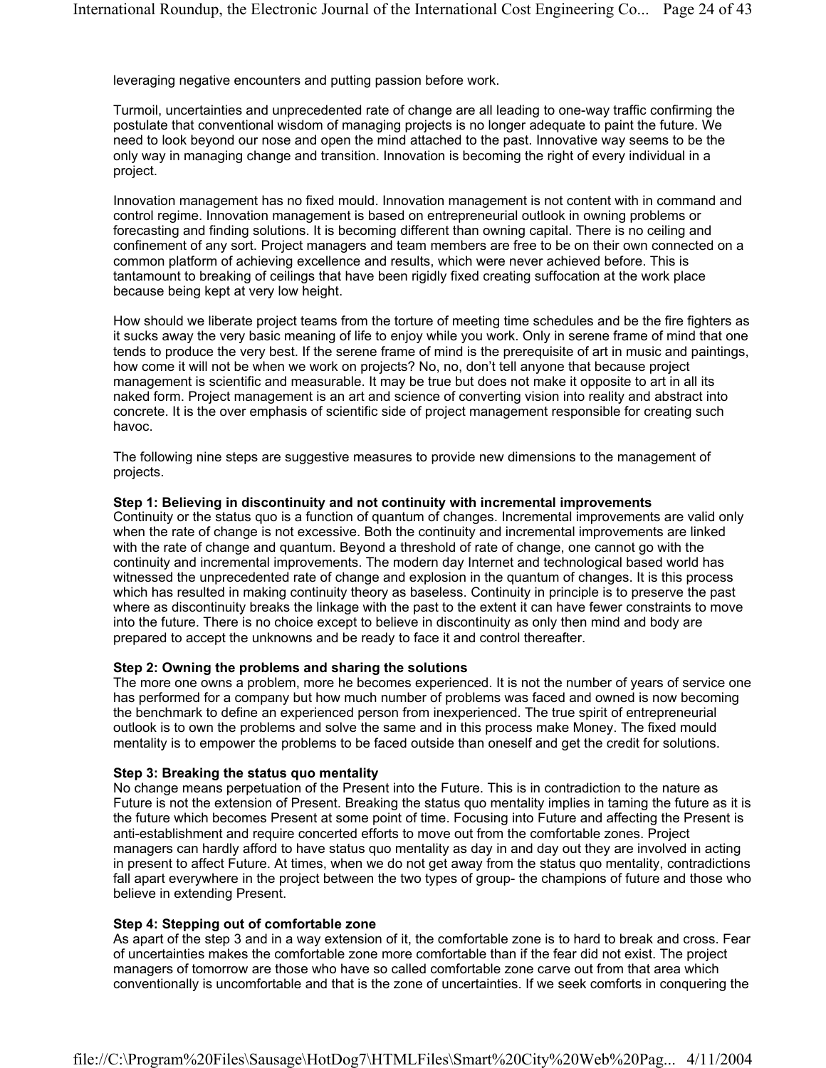leveraging negative encounters and putting passion before work.

Turmoil, uncertainties and unprecedented rate of change are all leading to one-way traffic confirming the postulate that conventional wisdom of managing projects is no longer adequate to paint the future. We need to look beyond our nose and open the mind attached to the past. Innovative way seems to be the only way in managing change and transition. Innovation is becoming the right of every individual in a project.

Innovation management has no fixed mould. Innovation management is not content with in command and control regime. Innovation management is based on entrepreneurial outlook in owning problems or forecasting and finding solutions. It is becoming different than owning capital. There is no ceiling and confinement of any sort. Project managers and team members are free to be on their own connected on a common platform of achieving excellence and results, which were never achieved before. This is tantamount to breaking of ceilings that have been rigidly fixed creating suffocation at the work place because being kept at very low height.

How should we liberate project teams from the torture of meeting time schedules and be the fire fighters as it sucks away the very basic meaning of life to enjoy while you work. Only in serene frame of mind that one tends to produce the very best. If the serene frame of mind is the prerequisite of art in music and paintings, how come it will not be when we work on projects? No, no, don't tell anyone that because project management is scientific and measurable. It may be true but does not make it opposite to art in all its naked form. Project management is an art and science of converting vision into reality and abstract into concrete. It is the over emphasis of scientific side of project management responsible for creating such havoc.

The following nine steps are suggestive measures to provide new dimensions to the management of projects.

**Step 1: Believing in discontinuity and not continuity with incremental improvements**
Continuity or the status quo is a function of quantum of changes. Incremental improvements are valid only when the rate of change is not excessive. Both the continuity and incremental improvements are linked with the rate of change and quantum. Beyond a threshold of rate of change, one cannot go with the continuity and incremental improvements. The modern day Internet and technological based world has witnessed the unprecedented rate of change and explosion in the quantum of changes. It is this process which has resulted in making continuity theory as baseless. Continuity in principle is to preserve the past where as discontinuity breaks the linkage with the past to the extent it can have fewer constraints to move into the future. There is no choice except to believe in discontinuity as only then mind and body are prepared to accept the unknowns and be ready to face it and control thereafter.

**Step 2: Owning the problems and sharing the solutions**
The more one owns a problem, more he becomes experienced. It is not the number of years of service one has performed for a company but how much number of problems was faced and owned is now becoming the benchmark to define an experienced person from inexperienced. The true spirit of entrepreneurial outlook is to own the problems and solve the same and in this process make Money. The fixed mould mentality is to empower the problems to be faced outside than oneself and get the credit for solutions.

**Step 3: Breaking the status quo mentality**
No change means perpetuation of the Present into the Future. This is in contradiction to the nature as Future is not the extension of Present. Breaking the status quo mentality implies in taming the future as it is the future which becomes Present at some point of time. Focusing into Future and affecting the Present is anti-establishment and require concerted efforts to move out from the comfortable zones. Project managers can hardly afford to have status quo mentality as day in and day out they are involved in acting in present to affect Future. At times, when we do not get away from the status quo mentality, contradictions fall apart everywhere in the project between the two types of group- the champions of future and those who believe in extending Present.

**Step 4: Stepping out of comfortable zone**
As apart of the step 3 and in a way extension of it, the comfortable zone is to hard to break and cross. Fear of uncertainties makes the comfortable zone more comfortable than if the fear did not exist. The project managers of tomorrow are those who have so called comfortable zone carve out from that area which conventionally is uncomfortable and that is the zone of uncertainties. If we seek comforts in conquering the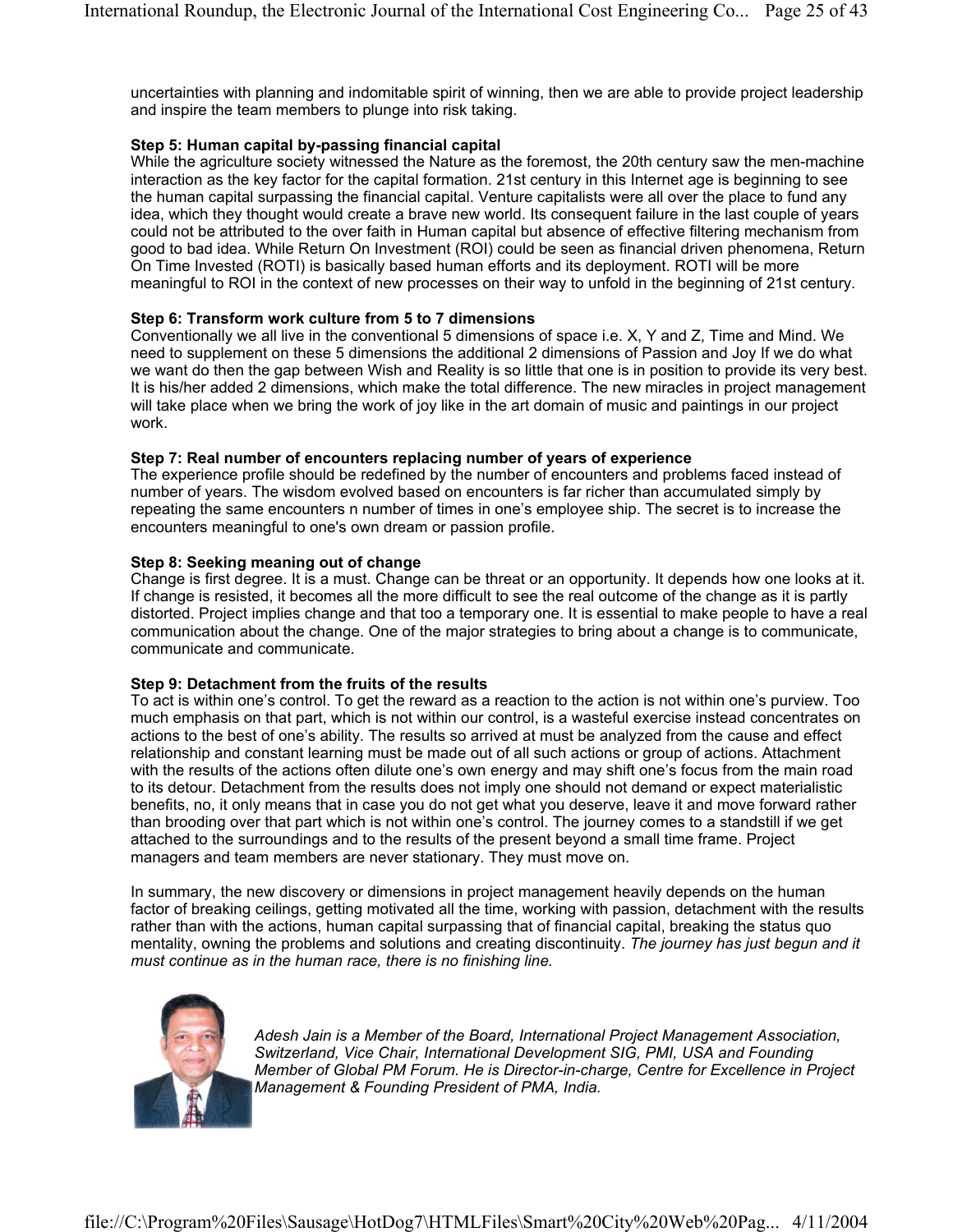uncertainties with planning and indomitable spirit of winning, then we are able to provide project leadership and inspire the team members to plunge into risk taking.

**Step 5: Human capital by-passing financial capital**

While the agriculture society witnessed the Nature as the foremost, the 20th century saw the men-machine interaction as the key factor for the capital formation. 21st century in this Internet age is beginning to see the human capital surpassing the financial capital. Venture capitalists were all over the place to fund any idea, which they thought would create a brave new world. Its consequent failure in the last couple of years could not be attributed to the over faith in Human capital but absence of effective filtering mechanism from good to bad idea. While Return On Investment (ROI) could be seen as financial driven phenomena, Return On Time Invested (ROTI) is basically based human efforts and its deployment. ROTI will be more meaningful to ROI in the context of new processes on their way to unfold in the beginning of 21st century.

**Step 6: Transform work culture from 5 to 7 dimensions**

Conventionally we all live in the conventional 5 dimensions of space i.e. X, Y and Z, Time and Mind. We need to supplement on these 5 dimensions the additional 2 dimensions of Passion and Joy If we do what we want do then the gap between Wish and Reality is so little that one is in position to provide its very best. It is his/her added 2 dimensions, which make the total difference. The new miracles in project management will take place when we bring the work of joy like in the art domain of music and paintings in our project work.

**Step 7: Real number of encounters replacing number of years of experience**

The experience profile should be redefined by the number of encounters and problems faced instead of number of years. The wisdom evolved based on encounters is far richer than accumulated simply by repeating the same encounters n number of times in one's employee ship. The secret is to increase the encounters meaningful to one's own dream or passion profile.

**Step 8: Seeking meaning out of change**

Change is first degree. It is a must. Change can be threat or an opportunity. It depends how one looks at it. If change is resisted, it becomes all the more difficult to see the real outcome of the change as it is partly distorted. Project implies change and that too a temporary one. It is essential to make people to have a real communication about the change. One of the major strategies to bring about a change is to communicate, communicate and communicate.

**Step 9: Detachment from the fruits of the results**

To act is within one's control. To get the reward as a reaction to the action is not within one's purview. Too much emphasis on that part, which is not within our control, is a wasteful exercise instead concentrates on actions to the best of one's ability. The results so arrived at must be analyzed from the cause and effect relationship and constant learning must be made out of all such actions or group of actions. Attachment with the results of the actions often dilute one's own energy and may shift one's focus from the main road to its detour. Detachment from the results does not imply one should not demand or expect materialistic benefits, no, it only means that in case you do not get what you deserve, leave it and move forward rather than brooding over that part which is not within one's control. The journey comes to a standstill if we get attached to the surroundings and to the results of the present beyond a small time frame. Project managers and team members are never stationary. They must move on.

In summary, the new discovery or dimensions in project management heavily depends on the human factor of breaking ceilings, getting motivated all the time, working with passion, detachment with the results rather than with the actions, human capital surpassing that of financial capital, breaking the status quo mentality, owning the problems and solutions and creating discontinuity. *The journey has just begun and it must continue as in the human race, there is no finishing line.*

*Adesh Jain is a Member of the Board, International Project Management Association, Switzerland, Vice Chair, International Development SIG, PMI, USA and Founding Member of Global PM Forum. He is Director-in-charge, Centre for Excellence in Project Management & Founding President of PMA, India.*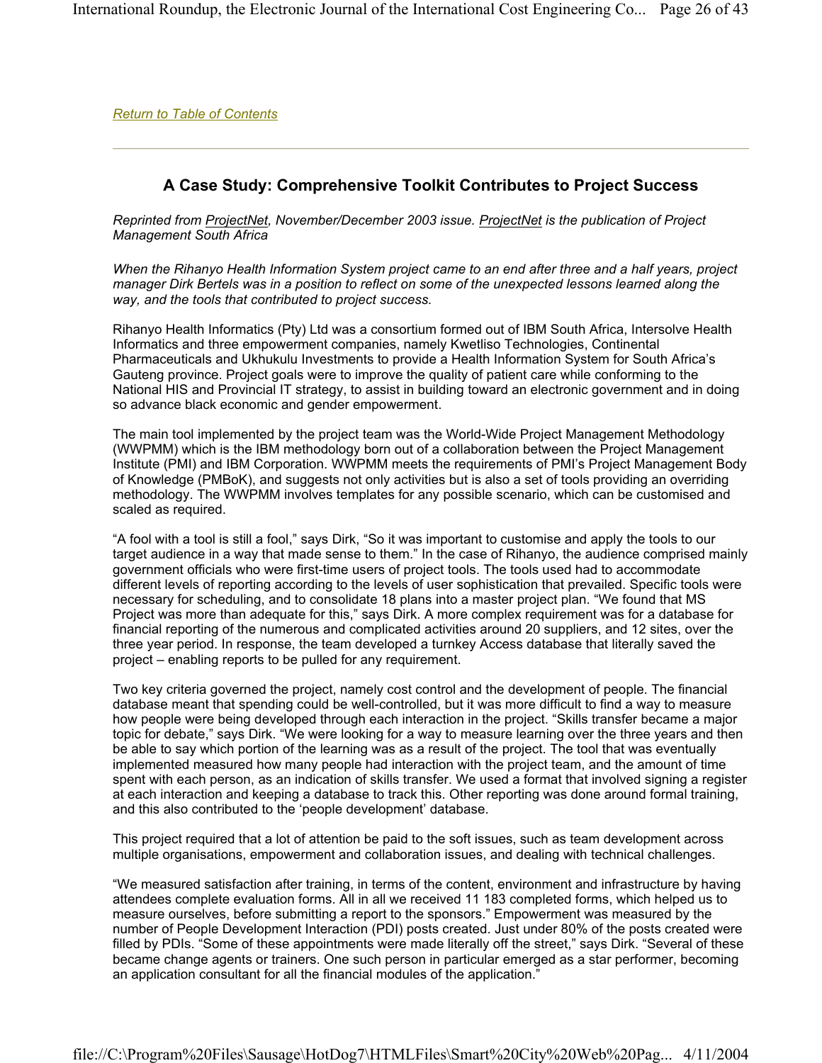*Return to Table of Contents*

---

## A Case Study: Comprehensive Toolkit Contributes to Project Success

*Reprinted from ProjectNet, November/December 2003 issue. ProjectNet is the publication of Project Management South Africa*

*When the Rihanyo Health Information System project came to an end after three and a half years, project manager Dirk Bertels was in a position to reflect on some of the unexpected lessons learned along the way, and the tools that contributed to project success.*

Rihanyo Health Informatics (Pty) Ltd was a consortium formed out of IBM South Africa, Intersolve Health Informatics and three empowerment companies, namely Kwetliso Technologies, Continental Pharmaceuticals and Ukhukulu Investments to provide a Health Information System for South Africa's Gauteng province. Project goals were to improve the quality of patient care while conforming to the National HIS and Provincial IT strategy, to assist in building toward an electronic government and in doing so advance black economic and gender empowerment.

The main tool implemented by the project team was the World-Wide Project Management Methodology (WWPMM) which is the IBM methodology born out of a collaboration between the Project Management Institute (PMI) and IBM Corporation. WWPMM meets the requirements of PMI's Project Management Body of Knowledge (PMBoK), and suggests not only activities but is also a set of tools providing an overriding methodology. The WWPMM involves templates for any possible scenario, which can be customised and scaled as required.

"A fool with a tool is still a fool," says Dirk, "So it was important to customise and apply the tools to our target audience in a way that made sense to them." In the case of Rihanyo, the audience comprised mainly government officials who were first-time users of project tools. The tools used had to accommodate different levels of reporting according to the levels of user sophistication that prevailed. Specific tools were necessary for scheduling, and to consolidate 18 plans into a master project plan. "We found that MS Project was more than adequate for this," says Dirk. A more complex requirement was for a database for financial reporting of the numerous and complicated activities around 20 suppliers, and 12 sites, over the three year period. In response, the team developed a turnkey Access database that literally saved the project – enabling reports to be pulled for any requirement.

Two key criteria governed the project, namely cost control and the development of people. The financial database meant that spending could be well-controlled, but it was more difficult to find a way to measure how people were being developed through each interaction in the project. "Skills transfer became a major topic for debate," says Dirk. "We were looking for a way to measure learning over the three years and then be able to say which portion of the learning was as a result of the project. The tool that was eventually implemented measured how many people had interaction with the project team, and the amount of time spent with each person, as an indication of skills transfer. We used a format that involved signing a register at each interaction and keeping a database to track this. Other reporting was done around formal training, and this also contributed to the 'people development' database.

This project required that a lot of attention be paid to the soft issues, such as team development across multiple organisations, empowerment and collaboration issues, and dealing with technical challenges.

"We measured satisfaction after training, in terms of the content, environment and infrastructure by having attendees complete evaluation forms. All in all we received 11 183 completed forms, which helped us to measure ourselves, before submitting a report to the sponsors." Empowerment was measured by the number of People Development Interaction (PDI) posts created. Just under 80% of the posts created were filled by PDIs. "Some of these appointments were made literally off the street," says Dirk. "Several of these became change agents or trainers. One such person in particular emerged as a star performer, becoming an application consultant for all the financial modules of the application."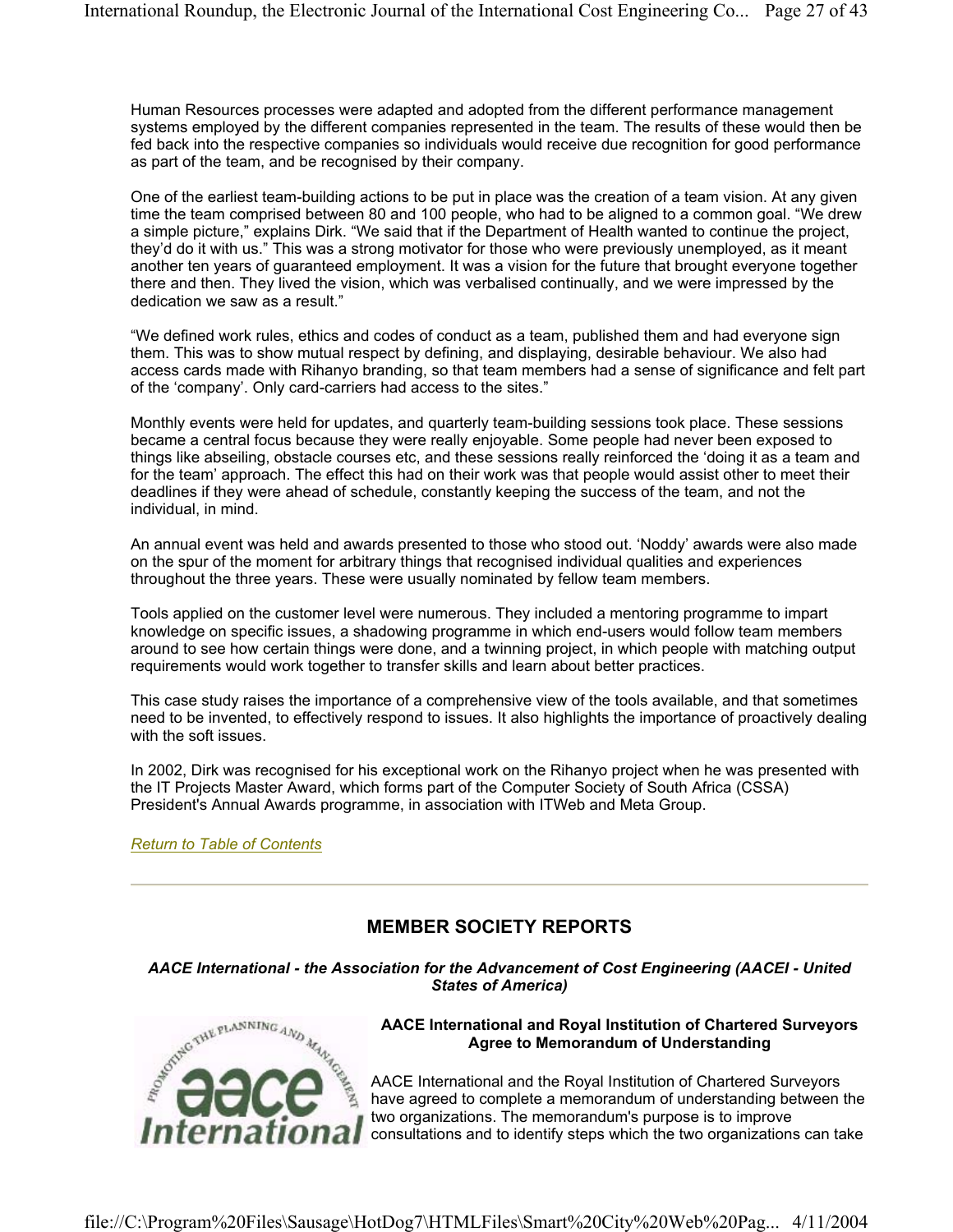Human Resources processes were adapted and adopted from the different performance management systems employed by the different companies represented in the team. The results of these would then be fed back into the respective companies so individuals would receive due recognition for good performance as part of the team, and be recognised by their company.

One of the earliest team-building actions to be put in place was the creation of a team vision. At any given time the team comprised between 80 and 100 people, who had to be aligned to a common goal. “We drew a simple picture,” explains Dirk. “We said that if the Department of Health wanted to continue the project, they’d do it with us.” This was a strong motivator for those who were previously unemployed, as it meant another ten years of guaranteed employment. It was a vision for the future that brought everyone together there and then. They lived the vision, which was verbalised continually, and we were impressed by the dedication we saw as a result.”

“We defined work rules, ethics and codes of conduct as a team, published them and had everyone sign them. This was to show mutual respect by defining, and displaying, desirable behaviour. We also had access cards made with Rihanyo branding, so that team members had a sense of significance and felt part of the ‘company’. Only card-carriers had access to the sites.”

Monthly events were held for updates, and quarterly team-building sessions took place. These sessions became a central focus because they were really enjoyable. Some people had never been exposed to things like abseiling, obstacle courses etc, and these sessions really reinforced the ‘doing it as a team and for the team’ approach. The effect this had on their work was that people would assist other to meet their deadlines if they were ahead of schedule, constantly keeping the success of the team, and not the individual, in mind.

An annual event was held and awards presented to those who stood out. ‘Noddy’ awards were also made on the spur of the moment for arbitrary things that recognised individual qualities and experiences throughout the three years. These were usually nominated by fellow team members.

Tools applied on the customer level were numerous. They included a mentoring programme to impart knowledge on specific issues, a shadowing programme in which end-users would follow team members around to see how certain things were done, and a twinning project, in which people with matching output requirements would work together to transfer skills and learn about better practices.

This case study raises the importance of a comprehensive view of the tools available, and that sometimes need to be invented, to effectively respond to issues. It also highlights the importance of proactively dealing with the soft issues.

In 2002, Dirk was recognised for his exceptional work on the Rihanyo project when he was presented with the IT Projects Master Award, which forms part of the Computer Society of South Africa (CSSA) President's Annual Awards programme, in association with ITWeb and Meta Group.

*Return to Table of Contents*

---

## MEMBER SOCIETY REPORTS

***AACE International - the Association for the Advancement of Cost Engineering (AACEI - United States of America)***

PROMOTING THE PLANNING AND MANAGEMENT
aace
International

### AACE International and Royal Institution of Chartered Surveyors Agree to Memorandum of Understanding

AACE International and the Royal Institution of Chartered Surveyors have agreed to complete a memorandum of understanding between the two organizations. The memorandum's purpose is to improve consultations and to identify steps which the two organizations can take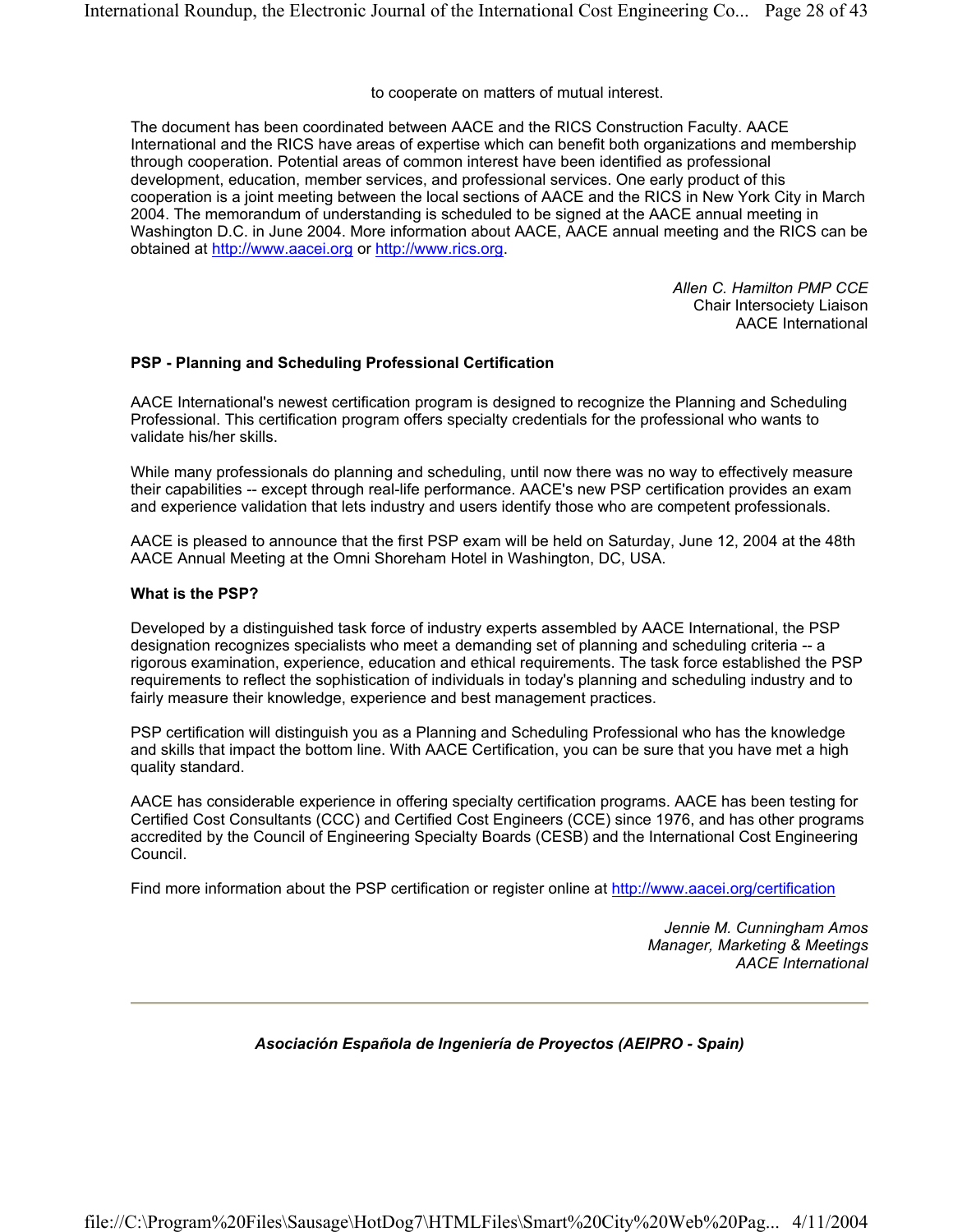to cooperate on matters of mutual interest.

The document has been coordinated between AACE and the RICS Construction Faculty. AACE International and the RICS have areas of expertise which can benefit both organizations and membership through cooperation. Potential areas of common interest have been identified as professional development, education, member services, and professional services. One early product of this cooperation is a joint meeting between the local sections of AACE and the RICS in New York City in March 2004. The memorandum of understanding is scheduled to be signed at the AACE annual meeting in Washington D.C. in June 2004. More information about AACE, AACE annual meeting and the RICS can be obtained at http://www.aacei.org or http://www.rics.org.

*Allen C. Hamilton PMP CCE*
Chair Intersociety Liaison
AACE International

**PSP - Planning and Scheduling Professional Certification**

AACE International's newest certification program is designed to recognize the Planning and Scheduling Professional. This certification program offers specialty credentials for the professional who wants to validate his/her skills.

While many professionals do planning and scheduling, until now there was no way to effectively measure their capabilities -- except through real-life performance. AACE's new PSP certification provides an exam and experience validation that lets industry and users identify those who are competent professionals.

AACE is pleased to announce that the first PSP exam will be held on Saturday, June 12, 2004 at the 48th AACE Annual Meeting at the Omni Shoreham Hotel in Washington, DC, USA.

**What is the PSP?**

Developed by a distinguished task force of industry experts assembled by AACE International, the PSP designation recognizes specialists who meet a demanding set of planning and scheduling criteria -- a rigorous examination, experience, education and ethical requirements. The task force established the PSP requirements to reflect the sophistication of individuals in today's planning and scheduling industry and to fairly measure their knowledge, experience and best management practices.

PSP certification will distinguish you as a Planning and Scheduling Professional who has the knowledge and skills that impact the bottom line. With AACE Certification, you can be sure that you have met a high quality standard.

AACE has considerable experience in offering specialty certification programs. AACE has been testing for Certified Cost Consultants (CCC) and Certified Cost Engineers (CCE) since 1976, and has other programs accredited by the Council of Engineering Specialty Boards (CESB) and the International Cost Engineering Council.

Find more information about the PSP certification or register online at http://www.aacei.org/certification

*Jennie M. Cunningham Amos*
*Manager, Marketing & Meetings*
*AACE International*

---

***Asociación Española de Ingeniería de Proyectos (AEIPRO - Spain)***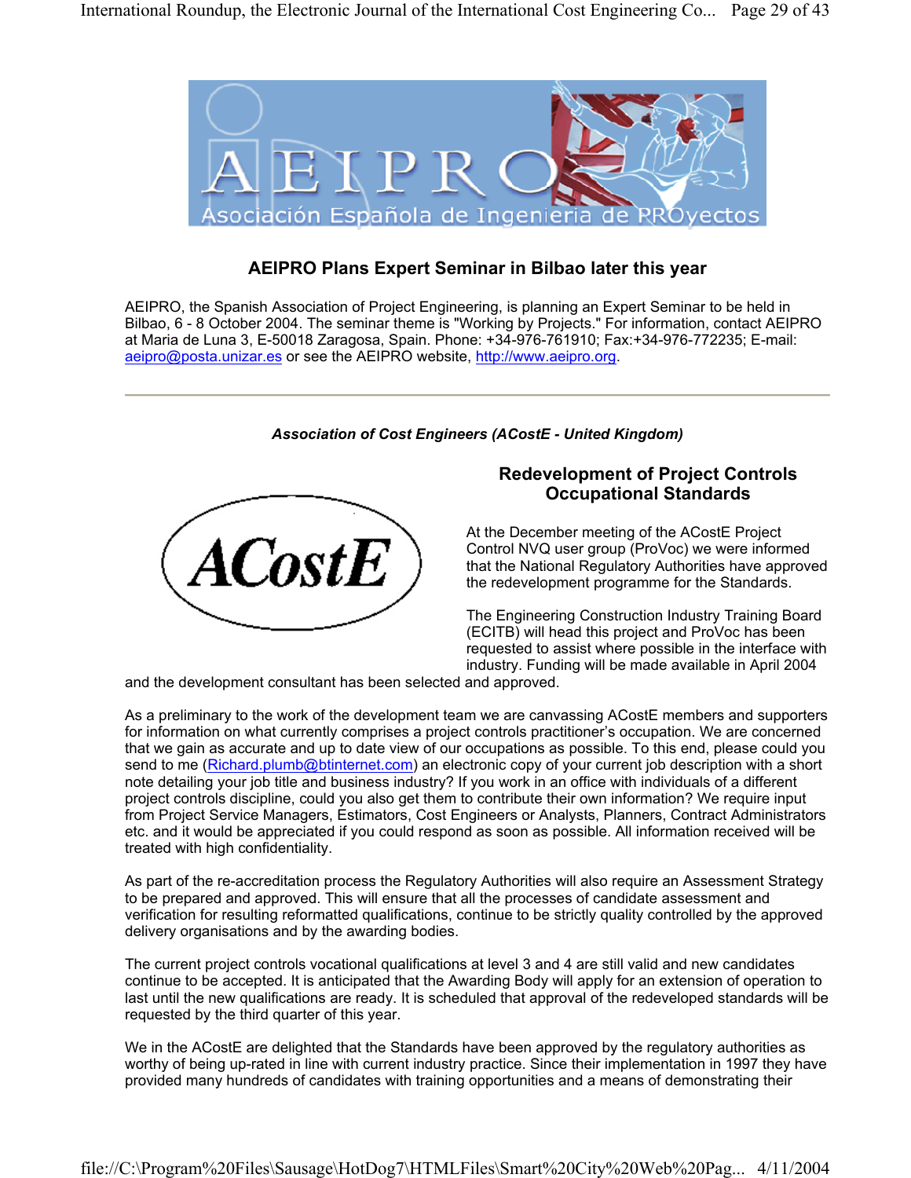## AEIPRO Plans Expert Seminar in Bilbao later this year

AEIPRO, the Spanish Association of Project Engineering, is planning an Expert Seminar to be held in Bilbao, 6 - 8 October 2004. The seminar theme is "Working by Projects." For information, contact AEIPRO at Maria de Luna 3, E-50018 Zaragosa, Spain. Phone: +34-976-761910; Fax:+34-976-772235; E-mail: aeipro@posta.unizar.es or see the AEIPRO website, http://www.aeipro.org.

---

***Association of Cost Engineers (ACostE - United Kingdom)***

## Redevelopment of Project Controls Occupational Standards

At the December meeting of the ACostE Project Control NVQ user group (ProVoc) we were informed that the National Regulatory Authorities have approved the redevelopment programme for the Standards.

The Engineering Construction Industry Training Board (ECITB) will head this project and ProVoc has been requested to assist where possible in the interface with industry. Funding will be made available in April 2004 and the development consultant has been selected and approved.

As a preliminary to the work of the development team we are canvassing ACostE members and supporters for information on what currently comprises a project controls practitioner's occupation. We are concerned that we gain as accurate and up to date view of our occupations as possible. To this end, please could you send to me (Richard.plumb@btinternet.com) an electronic copy of your current job description with a short note detailing your job title and business industry? If you work in an office with individuals of a different project controls discipline, could you also get them to contribute their own information? We require input from Project Service Managers, Estimators, Cost Engineers or Analysts, Planners, Contract Administrators etc. and it would be appreciated if you could respond as soon as possible. All information received will be treated with high confidentiality.

As part of the re-accreditation process the Regulatory Authorities will also require an Assessment Strategy to be prepared and approved. This will ensure that all the processes of candidate assessment and verification for resulting reformatted qualifications, continue to be strictly quality controlled by the approved delivery organisations and by the awarding bodies.

The current project controls vocational qualifications at level 3 and 4 are still valid and new candidates continue to be accepted. It is anticipated that the Awarding Body will apply for an extension of operation to last until the new qualifications are ready. It is scheduled that approval of the redeveloped standards will be requested by the third quarter of this year.

We in the ACostE are delighted that the Standards have been approved by the regulatory authorities as worthy of being up-rated in line with current industry practice. Since their implementation in 1997 they have provided many hundreds of candidates with training opportunities and a means of demonstrating their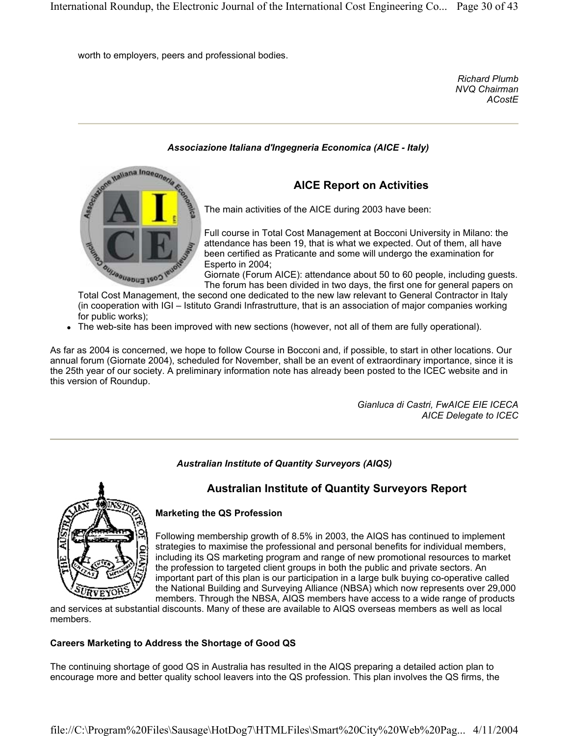worth to employers, peers and professional bodies.

*Richard Plumb*
*NVQ Chairman*
*ACostE*

---

***Associazione Italiana d'Ingegneria Economica (AICE - Italy)***

## AICE Report on Activities

The main activities of the AICE during 2003 have been:

Full course in Total Cost Management at Bocconi University in Milano: the attendance has been 19, that is what we expected. Out of them, all have been certified as Praticante and some will undergo the examination for Esperto in 2004;

Giornate (Forum AICE): attendance about 50 to 60 people, including guests. The forum has been divided in two days, the first one for general papers on Total Cost Management, the second one dedicated to the new law relevant to General Contractor in Italy (in cooperation with IGI – Istituto Grandi Infrastrutture, that is an association of major companies working for public works);

- The web-site has been improved with new sections (however, not all of them are fully operational).

As far as 2004 is concerned, we hope to follow Course in Bocconi and, if possible, to start in other locations. Our annual forum (Giornate 2004), scheduled for November, shall be an event of extraordinary importance, since it is the 25th year of our society. A preliminary information note has already been posted to the ICEC website and in this version of Roundup.

*Gianluca di Castri, FwAICE EIE ICECA*
*AICE Delegate to ICEC*

---

***Australian Institute of Quantity Surveyors (AIQS)***

## Australian Institute of Quantity Surveyors Report

### Marketing the QS Profession

Following membership growth of 8.5% in 2003, the AIQS has continued to implement strategies to maximise the professional and personal benefits for individual members, including its QS marketing program and range of new promotional resources to market the profession to targeted client groups in both the public and private sectors. An important part of this plan is our participation in a large bulk buying co-operative called the National Building and Surveying Alliance (NBSA) which now represents over 29,000 members. Through the NBSA, AIQS members have access to a wide range of products and services at substantial discounts. Many of these are available to AIQS overseas members as well as local members.

### Careers Marketing to Address the Shortage of Good QS

The continuing shortage of good QS in Australia has resulted in the AIQS preparing a detailed action plan to encourage more and better quality school leavers into the QS profession. This plan involves the QS firms, the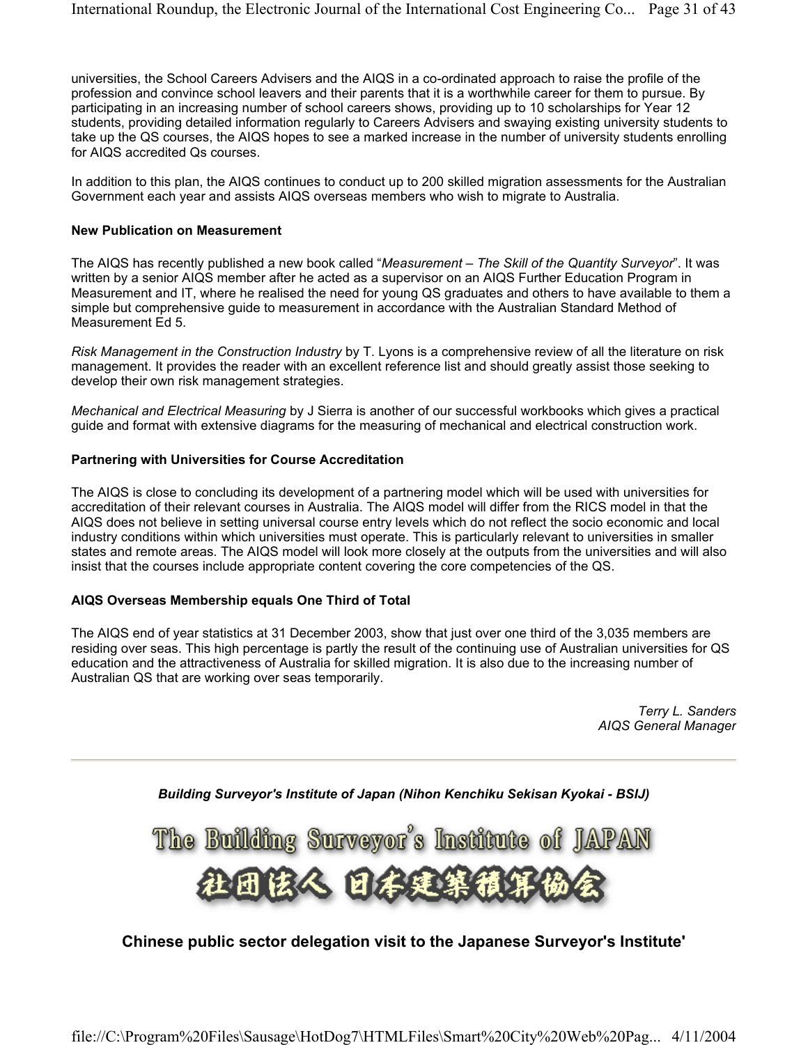universities, the School Careers Advisers and the AIQS in a co-ordinated approach to raise the profile of the profession and convince school leavers and their parents that it is a worthwhile career for them to pursue. By participating in an increasing number of school careers shows, providing up to 10 scholarships for Year 12 students, providing detailed information regularly to Careers Advisers and swaying existing university students to take up the QS courses, the AIQS hopes to see a marked increase in the number of university students enrolling for AIQS accredited Qs courses.

In addition to this plan, the AIQS continues to conduct up to 200 skilled migration assessments for the Australian Government each year and assists AIQS overseas members who wish to migrate to Australia.

**New Publication on Measurement**

The AIQS has recently published a new book called "*Measurement – The Skill of the Quantity Surveyor*". It was written by a senior AIQS member after he acted as a supervisor on an AIQS Further Education Program in Measurement and IT, where he realised the need for young QS graduates and others to have available to them a simple but comprehensive guide to measurement in accordance with the Australian Standard Method of Measurement Ed 5.

*Risk Management in the Construction Industry* by T. Lyons is a comprehensive review of all the literature on risk management. It provides the reader with an excellent reference list and should greatly assist those seeking to develop their own risk management strategies.

*Mechanical and Electrical Measuring* by J Sierra is another of our successful workbooks which gives a practical guide and format with extensive diagrams for the measuring of mechanical and electrical construction work.

**Partnering with Universities for Course Accreditation**

The AIQS is close to concluding its development of a partnering model which will be used with universities for accreditation of their relevant courses in Australia. The AIQS model will differ from the RICS model in that the AIQS does not believe in setting universal course entry levels which do not reflect the socio economic and local industry conditions within which universities must operate. This is particularly relevant to universities in smaller states and remote areas. The AIQS model will look more closely at the outputs from the universities and will also insist that the courses include appropriate content covering the core competencies of the QS.

**AIQS Overseas Membership equals One Third of Total**

The AIQS end of year statistics at 31 December 2003, show that just over one third of the 3,035 members are residing over seas. This high percentage is partly the result of the continuing use of Australian universities for QS education and the attractiveness of Australia for skilled migration. It is also due to the increasing number of Australian QS that are working over seas temporarily.

*Terry L. Sanders*
*AIQS General Manager*

---

***Building Surveyor's Institute of Japan (Nihon Kenchiku Sekisan Kyokai - BSIJ)***

The Building Surveyor's Institute of JAPAN

社団法人 日本建築積算協会

## Chinese public sector delegation visit to the Japanese Surveyor's Institute'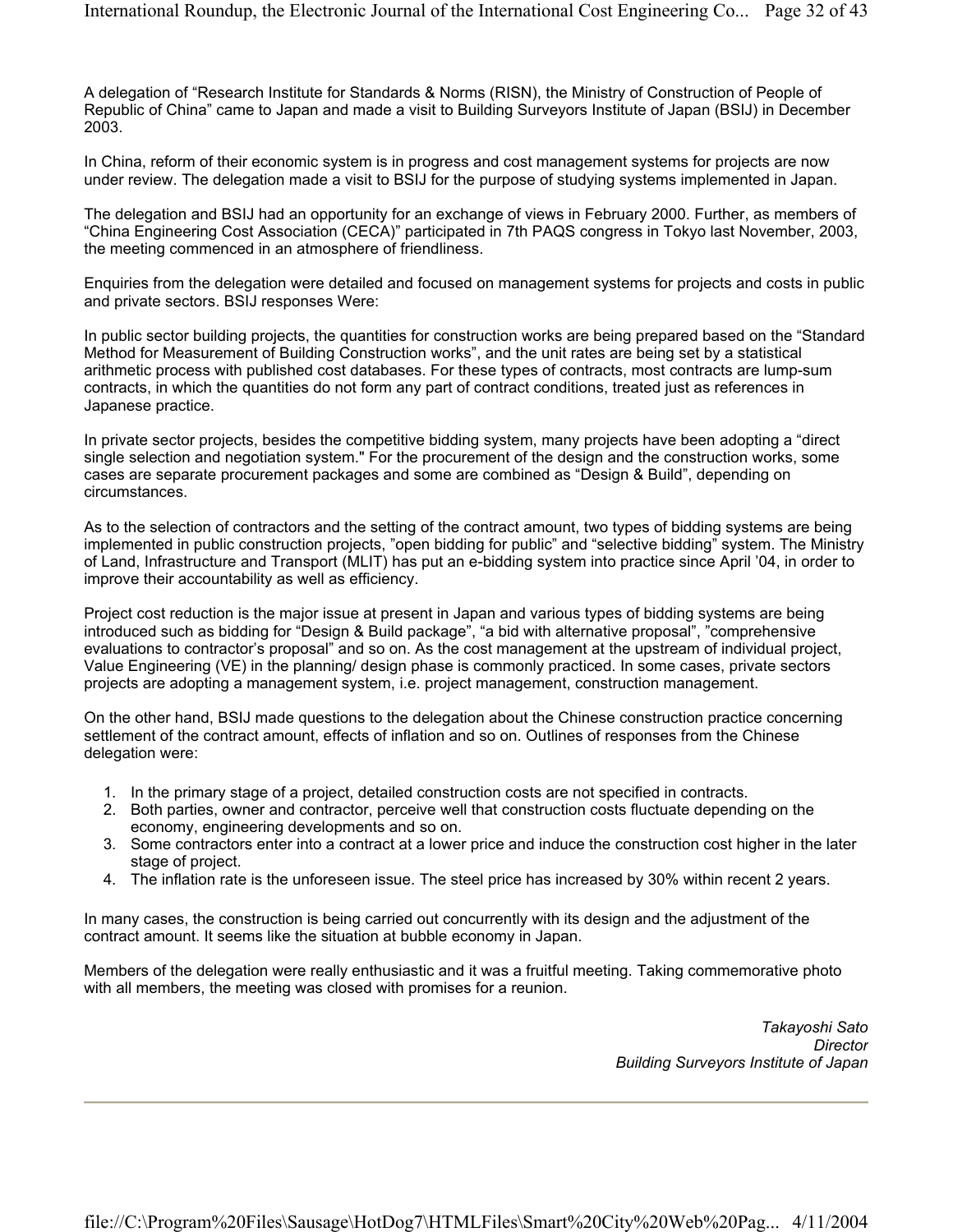A delegation of “Research Institute for Standards & Norms (RISN), the Ministry of Construction of People of Republic of China” came to Japan and made a visit to Building Surveyors Institute of Japan (BSIJ) in December 2003.

In China, reform of their economic system is in progress and cost management systems for projects are now under review. The delegation made a visit to BSIJ for the purpose of studying systems implemented in Japan.

The delegation and BSIJ had an opportunity for an exchange of views in February 2000. Further, as members of “China Engineering Cost Association (CECA)” participated in 7th PAQS congress in Tokyo last November, 2003, the meeting commenced in an atmosphere of friendliness.

Enquiries from the delegation were detailed and focused on management systems for projects and costs in public and private sectors. BSIJ responses Were:

In public sector building projects, the quantities for construction works are being prepared based on the “Standard Method for Measurement of Building Construction works”, and the unit rates are being set by a statistical arithmetic process with published cost databases. For these types of contracts, most contracts are lump-sum contracts, in which the quantities do not form any part of contract conditions, treated just as references in Japanese practice.

In private sector projects, besides the competitive bidding system, many projects have been adopting a “direct single selection and negotiation system." For the procurement of the design and the construction works, some cases are separate procurement packages and some are combined as “Design & Build”, depending on circumstances.

As to the selection of contractors and the setting of the contract amount, two types of bidding systems are being implemented in public construction projects, ”open bidding for public” and “selective bidding” system. The Ministry of Land, Infrastructure and Transport (MLIT) has put an e-bidding system into practice since April ’04, in order to improve their accountability as well as efficiency.

Project cost reduction is the major issue at present in Japan and various types of bidding systems are being introduced such as bidding for “Design & Build package”, “a bid with alternative proposal”, ”comprehensive evaluations to contractor’s proposal” and so on. As the cost management at the upstream of individual project, Value Engineering (VE) in the planning/ design phase is commonly practiced. In some cases, private sectors projects are adopting a management system, i.e. project management, construction management.

On the other hand, BSIJ made questions to the delegation about the Chinese construction practice concerning settlement of the contract amount, effects of inflation and so on. Outlines of responses from the Chinese delegation were:

1. In the primary stage of a project, detailed construction costs are not specified in contracts.
2. Both parties, owner and contractor, perceive well that construction costs fluctuate depending on the economy, engineering developments and so on.
3. Some contractors enter into a contract at a lower price and induce the construction cost higher in the later stage of project.
4. The inflation rate is the unforeseen issue. The steel price has increased by 30% within recent 2 years.

In many cases, the construction is being carried out concurrently with its design and the adjustment of the contract amount. It seems like the situation at bubble economy in Japan.

Members of the delegation were really enthusiastic and it was a fruitful meeting. Taking commemorative photo with all members, the meeting was closed with promises for a reunion.

*Takayoshi Sato*
*Director*
*Building Surveyors Institute of Japan*

---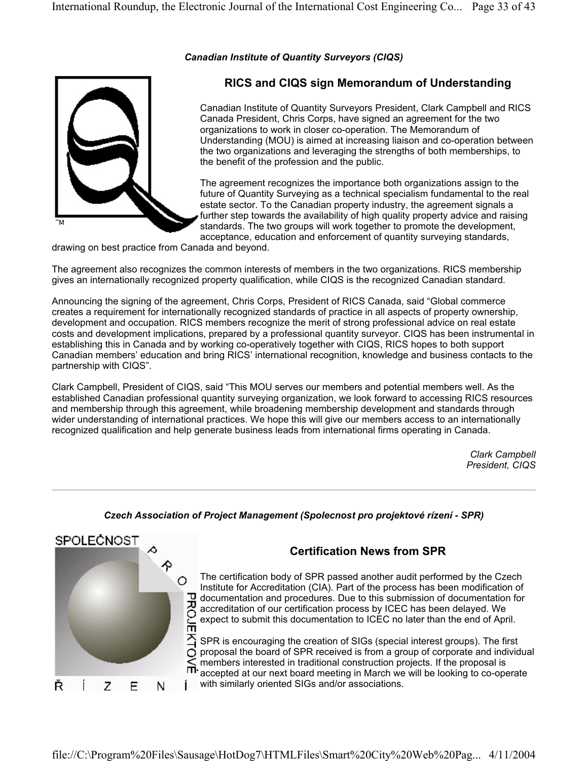*Canadian Institute of Quantity Surveyors (CIQS)*

## RICS and CIQS sign Memorandum of Understanding

Canadian Institute of Quantity Surveyors President, Clark Campbell and RICS Canada President, Chris Corps, have signed an agreement for the two organizations to work in closer co-operation. The Memorandum of Understanding (MOU) is aimed at increasing liaison and co-operation between the two organizations and leveraging the strengths of both memberships, to the benefit of the profession and the public.

The agreement recognizes the importance both organizations assign to the future of Quantity Surveying as a technical specialism fundamental to the real estate sector. To the Canadian property industry, the agreement signals a further step towards the availability of high quality property advice and raising standards. The two groups will work together to promote the development, acceptance, education and enforcement of quantity surveying standards, drawing on best practice from Canada and beyond.

The agreement also recognizes the common interests of members in the two organizations. RICS membership gives an internationally recognized property qualification, while CIQS is the recognized Canadian standard.

Announcing the signing of the agreement, Chris Corps, President of RICS Canada, said "Global commerce creates a requirement for internationally recognized standards of practice in all aspects of property ownership, development and occupation. RICS members recognize the merit of strong professional advice on real estate costs and development implications, prepared by a professional quantity surveyor. CIQS has been instrumental in establishing this in Canada and by working co-operatively together with CIQS, RICS hopes to both support Canadian members' education and bring RICS' international recognition, knowledge and business contacts to the partnership with CIQS".

Clark Campbell, President of CIQS, said "This MOU serves our members and potential members well. As the established Canadian professional quantity surveying organization, we look forward to accessing RICS resources and membership through this agreement, while broadening membership development and standards through wider understanding of international practices. We hope this will give our members access to an internationally recognized qualification and help generate business leads from international firms operating in Canada.

*Clark Campbell*
*President, CIQS*

---

*Czech Association of Project Management (Spolecnost pro projektové rízení - SPR)*

## Certification News from SPR

The certification body of SPR passed another audit performed by the Czech Institute for Accreditation (CIA). Part of the process has been modification of documentation and procedures. Due to this submission of documentation for accreditation of our certification process by ICEC has been delayed. We expect to submit this documentation to ICEC no later than the end of April.

SPR is encouraging the creation of SIGs (special interest groups). The first proposal the board of SPR received is from a group of corporate and individual members interested in traditional construction projects. If the proposal is accepted at our next board meeting in March we will be looking to co-operate with similarly oriented SIGs and/or associations.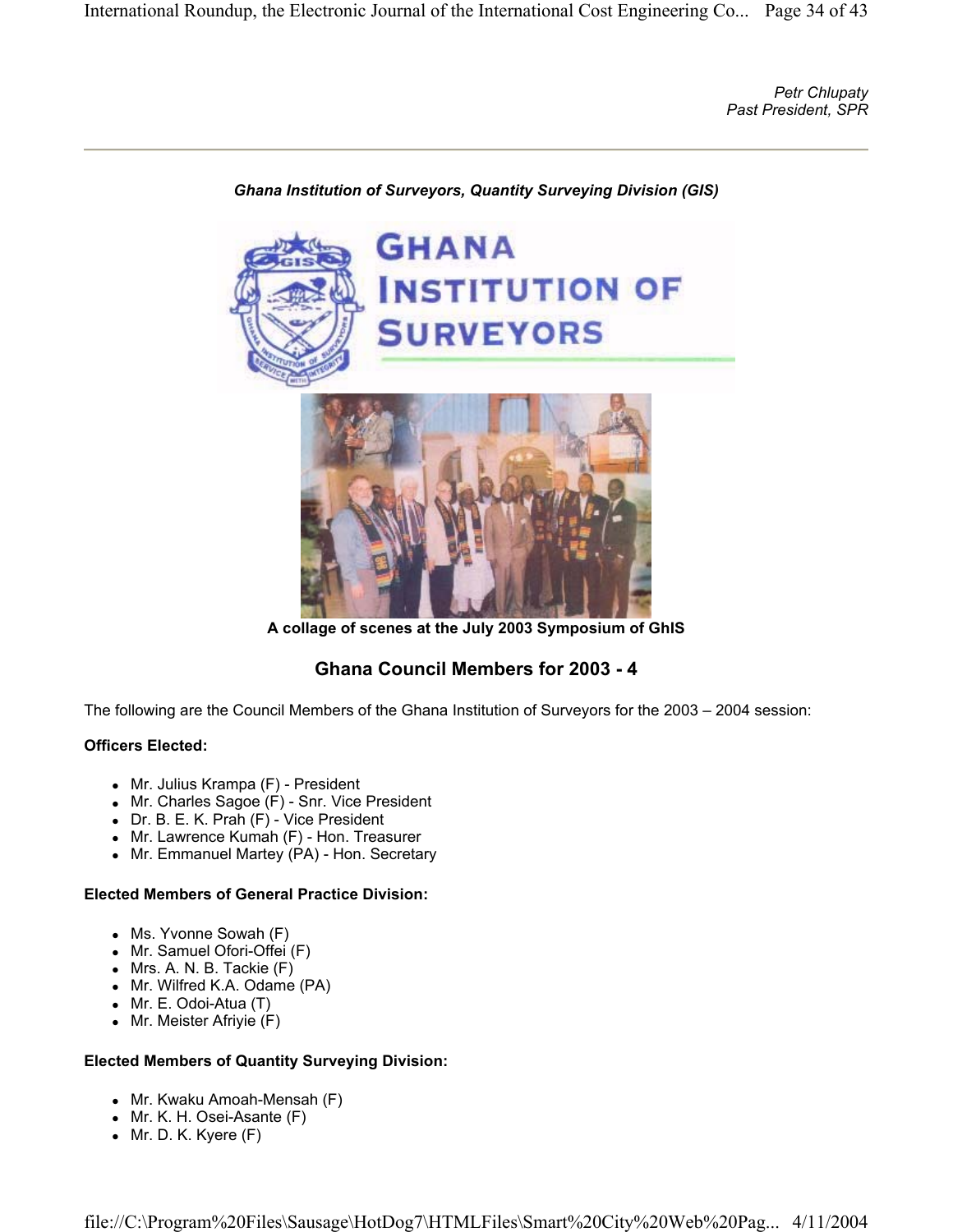*Petr Chlupaty*
*Past President, SPR*

---

***Ghana Institution of Surveyors, Quantity Surveying Division (GIS)***

**A collage of scenes at the July 2003 Symposium of GhIS**

## Ghana Council Members for 2003 - 4

The following are the Council Members of the Ghana Institution of Surveyors for the 2003 – 2004 session:

**Officers Elected:**

- Mr. Julius Krampa (F) - President
- Mr. Charles Sagoe (F) - Snr. Vice President
- Dr. B. E. K. Prah (F) - Vice President
- Mr. Lawrence Kumah (F) - Hon. Treasurer
- Mr. Emmanuel Martey (PA) - Hon. Secretary

**Elected Members of General Practice Division:**

- Ms. Yvonne Sowah (F)
- Mr. Samuel Ofori-Offei (F)
- Mrs. A. N. B. Tackie (F)
- Mr. Wilfred K.A. Odame (PA)
- Mr. E. Odoi-Atua (T)
- Mr. Meister Afriyie (F)

**Elected Members of Quantity Surveying Division:**

- Mr. Kwaku Amoah-Mensah (F)
- Mr. K. H. Osei-Asante (F)
- Mr. D. K. Kyere (F)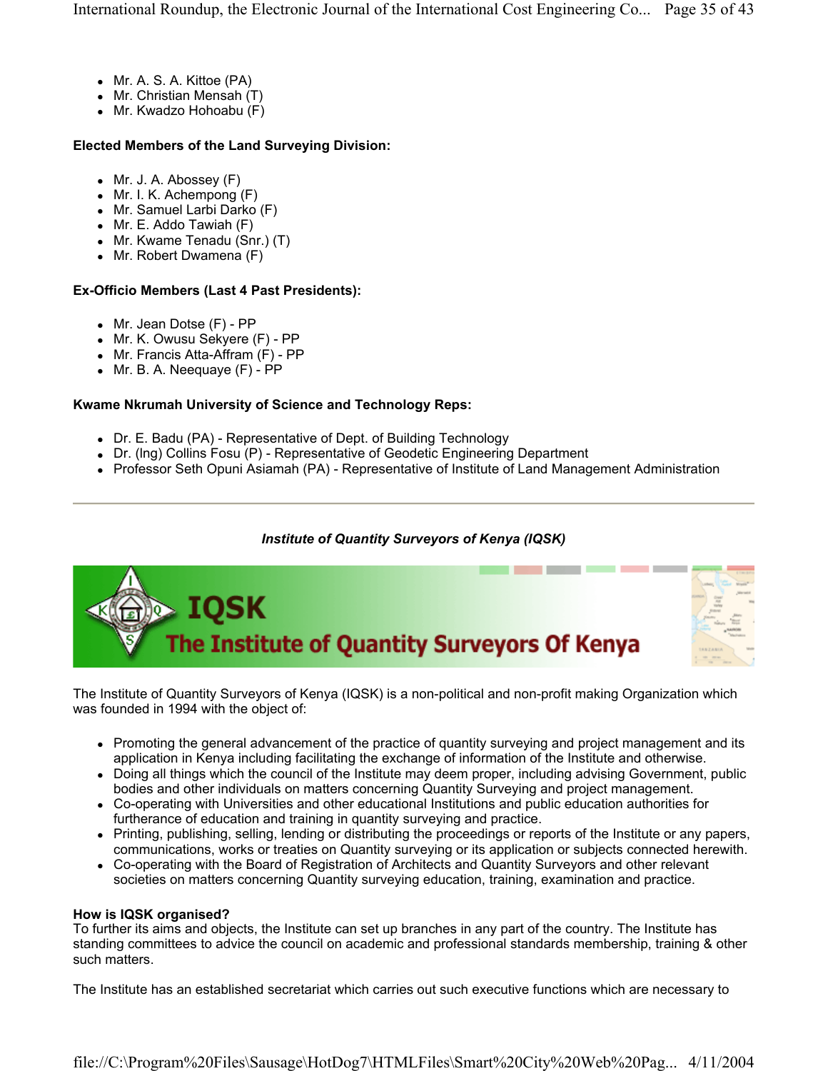- Mr. A. S. A. Kittoe (PA)
- Mr. Christian Mensah (T)
- Mr. Kwadzo Hohoabu (F)

**Elected Members of the Land Surveying Division:**

- Mr. J. A. Abossey (F)
- Mr. I. K. Achempong (F)
- Mr. Samuel Larbi Darko (F)
- Mr. E. Addo Tawiah (F)
- Mr. Kwame Tenadu (Snr.) (T)
- Mr. Robert Dwamena (F)

**Ex-Officio Members (Last 4 Past Presidents):**

- Mr. Jean Dotse (F) - PP
- Mr. K. Owusu Sekyere (F) - PP
- Mr. Francis Atta-Affram (F) - PP
- Mr. B. A. Neequaye (F) - PP

**Kwame Nkrumah University of Science and Technology Reps:**

- Dr. E. Badu (PA) - Representative of Dept. of Building Technology
- Dr. (Ing) Collins Fosu (P) - Representative of Geodetic Engineering Department
- Professor Seth Opuni Asiamah (PA) - Representative of Institute of Land Management Administration

---

***Institute of Quantity Surveyors of Kenya (IQSK)***

IQSK
The Institute of Quantity Surveyors Of Kenya

The Institute of Quantity Surveyors of Kenya (IQSK) is a non-political and non-profit making Organization which was founded in 1994 with the object of:

- Promoting the general advancement of the practice of quantity surveying and project management and its application in Kenya including facilitating the exchange of information of the Institute and otherwise.
- Doing all things which the council of the Institute may deem proper, including advising Government, public bodies and other individuals on matters concerning Quantity Surveying and project management.
- Co-operating with Universities and other educational Institutions and public education authorities for furtherance of education and training in quantity surveying and practice.
- Printing, publishing, selling, lending or distributing the proceedings or reports of the Institute or any papers, communications, works or treaties on Quantity surveying or its application or subjects connected herewith.
- Co-operating with the Board of Registration of Architects and Quantity Surveyors and other relevant societies on matters concerning Quantity surveying education, training, examination and practice.

**How is IQSK organised?**
To further its aims and objects, the Institute can set up branches in any part of the country. The Institute has standing committees to advice the council on academic and professional standards membership, training & other such matters.

The Institute has an established secretariat which carries out such executive functions which are necessary to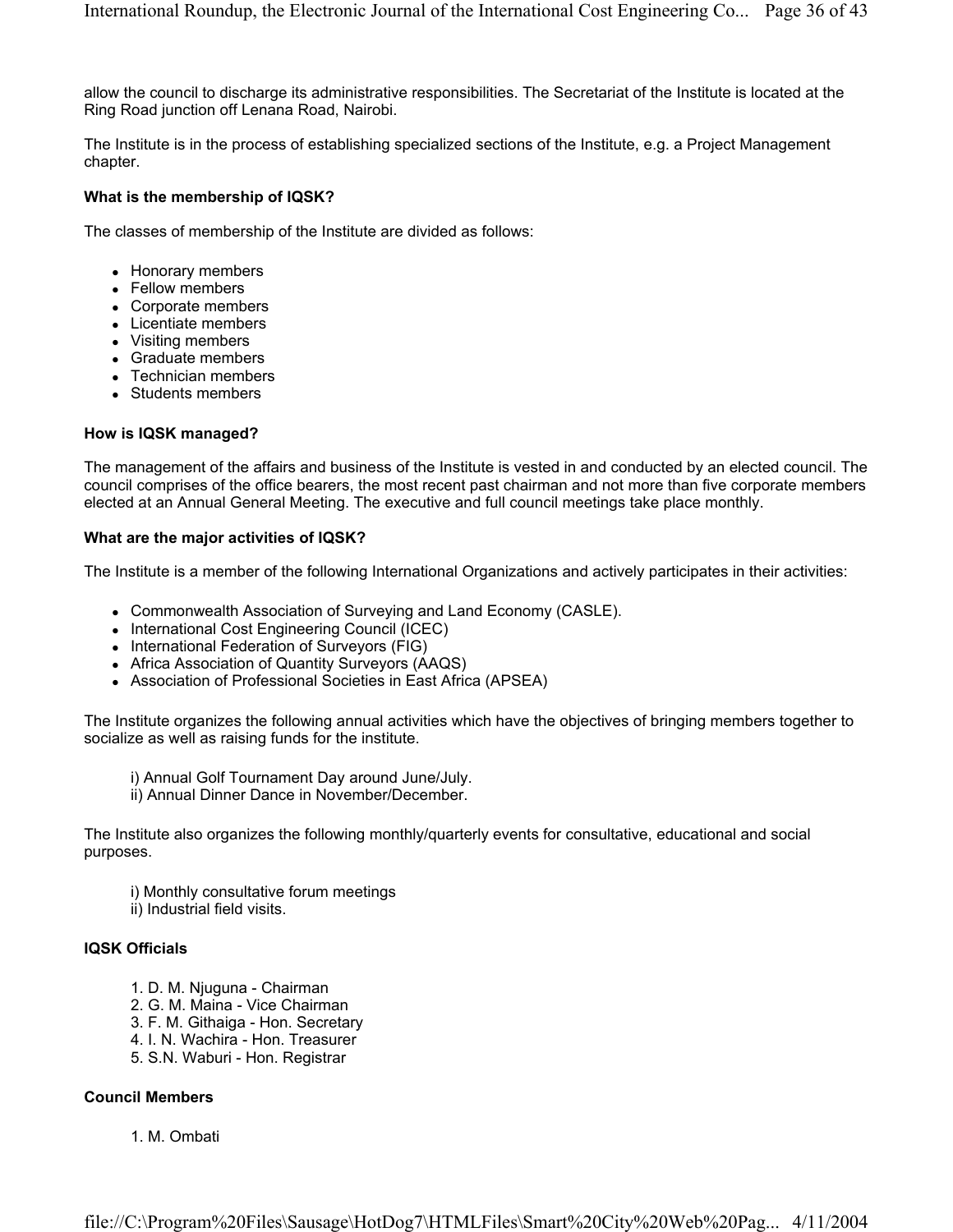allow the council to discharge its administrative responsibilities. The Secretariat of the Institute is located at the Ring Road junction off Lenana Road, Nairobi.

The Institute is in the process of establishing specialized sections of the Institute, e.g. a Project Management chapter.

**What is the membership of IQSK?**

The classes of membership of the Institute are divided as follows:

- Honorary members
- Fellow members
- Corporate members
- Licentiate members
- Visiting members
- Graduate members
- Technician members
- Students members

**How is IQSK managed?**

The management of the affairs and business of the Institute is vested in and conducted by an elected council. The council comprises of the office bearers, the most recent past chairman and not more than five corporate members elected at an Annual General Meeting. The executive and full council meetings take place monthly.

**What are the major activities of IQSK?**

The Institute is a member of the following International Organizations and actively participates in their activities:

- Commonwealth Association of Surveying and Land Economy (CASLE).
- International Cost Engineering Council (ICEC)
- International Federation of Surveyors (FIG)
- Africa Association of Quantity Surveyors (AAQS)
- Association of Professional Societies in East Africa (APSEA)

The Institute organizes the following annual activities which have the objectives of bringing members together to socialize as well as raising funds for the institute.

i) Annual Golf Tournament Day around June/July.
ii) Annual Dinner Dance in November/December.

The Institute also organizes the following monthly/quarterly events for consultative, educational and social purposes.

i) Monthly consultative forum meetings
ii) Industrial field visits.

**IQSK Officials**

1. D. M. Njuguna - Chairman
2. G. M. Maina - Vice Chairman
3. F. M. Githaiga - Hon. Secretary
4. I. N. Wachira - Hon. Treasurer
5. S.N. Waburi - Hon. Registrar

**Council Members**

1. M. Ombati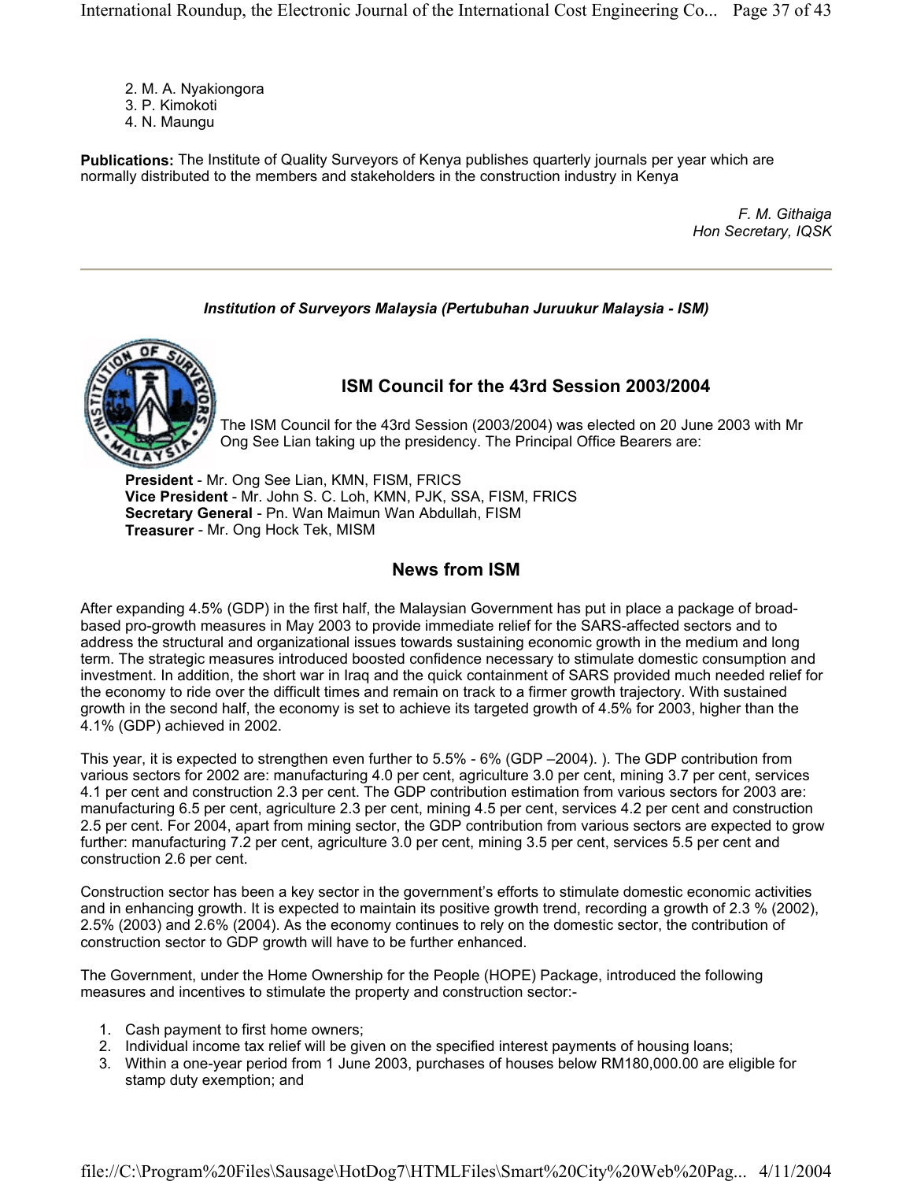2. M. A. Nyakiongora
3. P. Kimokoti
4. N. Maungu

**Publications:** The Institute of Quality Surveyors of Kenya publishes quarterly journals per year which are normally distributed to the members and stakeholders in the construction industry in Kenya

*F. M. Githaiga*
*Hon Secretary, IQSK*

---

***Institution of Surveyors Malaysia (Pertubuhan Juruukur Malaysia - ISM)***

## ISM Council for the 43rd Session 2003/2004

The ISM Council for the 43rd Session (2003/2004) was elected on 20 June 2003 with Mr Ong See Lian taking up the presidency. The Principal Office Bearers are:

**President** - Mr. Ong See Lian, KMN, FISM, FRICS
**Vice President** - Mr. John S. C. Loh, KMN, PJK, SSA, FISM, FRICS
**Secretary General** - Pn. Wan Maimun Wan Abdullah, FISM
**Treasurer** - Mr. Ong Hock Tek, MISM

## News from ISM

After expanding 4.5% (GDP) in the first half, the Malaysian Government has put in place a package of broad-based pro-growth measures in May 2003 to provide immediate relief for the SARS-affected sectors and to address the structural and organizational issues towards sustaining economic growth in the medium and long term. The strategic measures introduced boosted confidence necessary to stimulate domestic consumption and investment. In addition, the short war in Iraq and the quick containment of SARS provided much needed relief for the economy to ride over the difficult times and remain on track to a firmer growth trajectory. With sustained growth in the second half, the economy is set to achieve its targeted growth of 4.5% for 2003, higher than the 4.1% (GDP) achieved in 2002.

This year, it is expected to strengthen even further to 5.5% - 6% (GDP –2004). ). The GDP contribution from various sectors for 2002 are: manufacturing 4.0 per cent, agriculture 3.0 per cent, mining 3.7 per cent, services 4.1 per cent and construction 2.3 per cent. The GDP contribution estimation from various sectors for 2003 are: manufacturing 6.5 per cent, agriculture 2.3 per cent, mining 4.5 per cent, services 4.2 per cent and construction 2.5 per cent. For 2004, apart from mining sector, the GDP contribution from various sectors are expected to grow further: manufacturing 7.2 per cent, agriculture 3.0 per cent, mining 3.5 per cent, services 5.5 per cent and construction 2.6 per cent.

Construction sector has been a key sector in the government's efforts to stimulate domestic economic activities and in enhancing growth. It is expected to maintain its positive growth trend, recording a growth of 2.3 % (2002), 2.5% (2003) and 2.6% (2004). As the economy continues to rely on the domestic sector, the contribution of construction sector to GDP growth will have to be further enhanced.

The Government, under the Home Ownership for the People (HOPE) Package, introduced the following measures and incentives to stimulate the property and construction sector:-

1. Cash payment to first home owners;
2. Individual income tax relief will be given on the specified interest payments of housing loans;
3. Within a one-year period from 1 June 2003, purchases of houses below RM180,000.00 are eligible for stamp duty exemption; and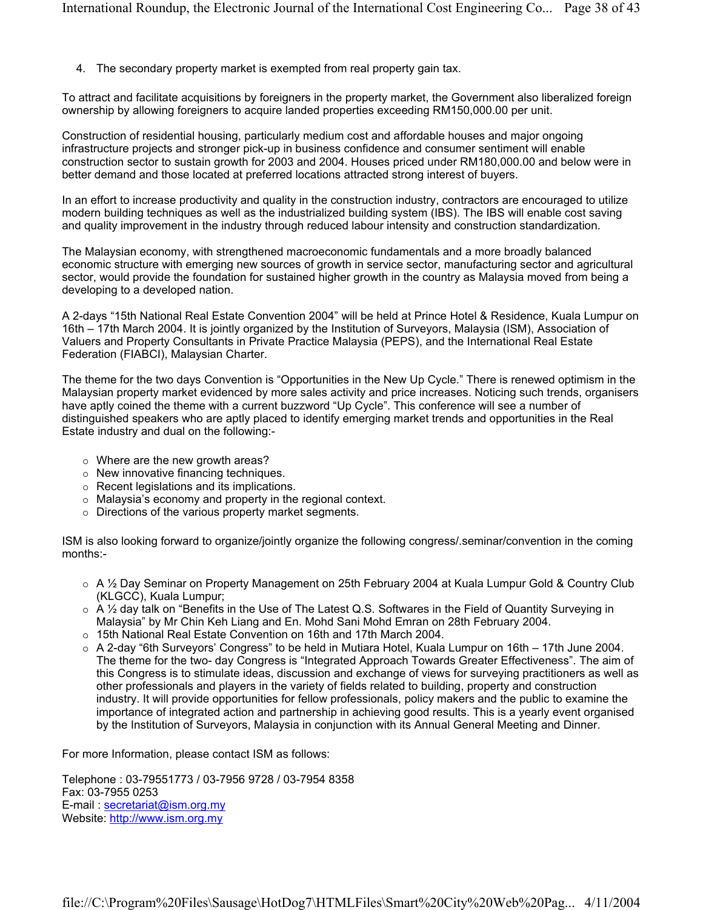4. The secondary property market is exempted from real property gain tax.

To attract and facilitate acquisitions by foreigners in the property market, the Government also liberalized foreign ownership by allowing foreigners to acquire landed properties exceeding RM150,000.00 per unit.

Construction of residential housing, particularly medium cost and affordable houses and major ongoing infrastructure projects and stronger pick-up in business confidence and consumer sentiment will enable construction sector to sustain growth for 2003 and 2004. Houses priced under RM180,000.00 and below were in better demand and those located at preferred locations attracted strong interest of buyers.

In an effort to increase productivity and quality in the construction industry, contractors are encouraged to utilize modern building techniques as well as the industrialized building system (IBS). The IBS will enable cost saving and quality improvement in the industry through reduced labour intensity and construction standardization.

The Malaysian economy, with strengthened macroeconomic fundamentals and a more broadly balanced economic structure with emerging new sources of growth in service sector, manufacturing sector and agricultural sector, would provide the foundation for sustained higher growth in the country as Malaysia moved from being a developing to a developed nation.

A 2-days "15th National Real Estate Convention 2004" will be held at Prince Hotel & Residence, Kuala Lumpur on 16th – 17th March 2004. It is jointly organized by the Institution of Surveyors, Malaysia (ISM), Association of Valuers and Property Consultants in Private Practice Malaysia (PEPS), and the International Real Estate Federation (FIABCI), Malaysian Charter.

The theme for the two days Convention is "Opportunities in the New Up Cycle." There is renewed optimism in the Malaysian property market evidenced by more sales activity and price increases. Noticing such trends, organisers have aptly coined the theme with a current buzzword "Up Cycle". This conference will see a number of distinguished speakers who are aptly placed to identify emerging market trends and opportunities in the Real Estate industry and dual on the following:-

- Where are the new growth areas?
- New innovative financing techniques.
- Recent legislations and its implications.
- Malaysia's economy and property in the regional context.
- Directions of the various property market segments.

ISM is also looking forward to organize/jointly organize the following congress/.seminar/convention in the coming months:-

- A ½ Day Seminar on Property Management on 25th February 2004 at Kuala Lumpur Gold & Country Club (KLGCC), Kuala Lumpur;
- A ½ day talk on "Benefits in the Use of The Latest Q.S. Softwares in the Field of Quantity Surveying in Malaysia" by Mr Chin Keh Liang and En. Mohd Sani Mohd Emran on 28th February 2004.
- 15th National Real Estate Convention on 16th and 17th March 2004.
- A 2-day "6th Surveyors' Congress" to be held in Mutiara Hotel, Kuala Lumpur on 16th – 17th June 2004. The theme for the two- day Congress is "Integrated Approach Towards Greater Effectiveness". The aim of this Congress is to stimulate ideas, discussion and exchange of views for surveying practitioners as well as other professionals and players in the variety of fields related to building, property and construction industry. It will provide opportunities for fellow professionals, policy makers and the public to examine the importance of integrated action and partnership in achieving good results. This is a yearly event organised by the Institution of Surveyors, Malaysia in conjunction with its Annual General Meeting and Dinner.

For more Information, please contact ISM as follows:

Telephone : 03-79551773 / 03-7956 9728 / 03-7954 8358
Fax: 03-7955 0253
E-mail : secretariat@ism.org.my
Website: http://www.ism.org.my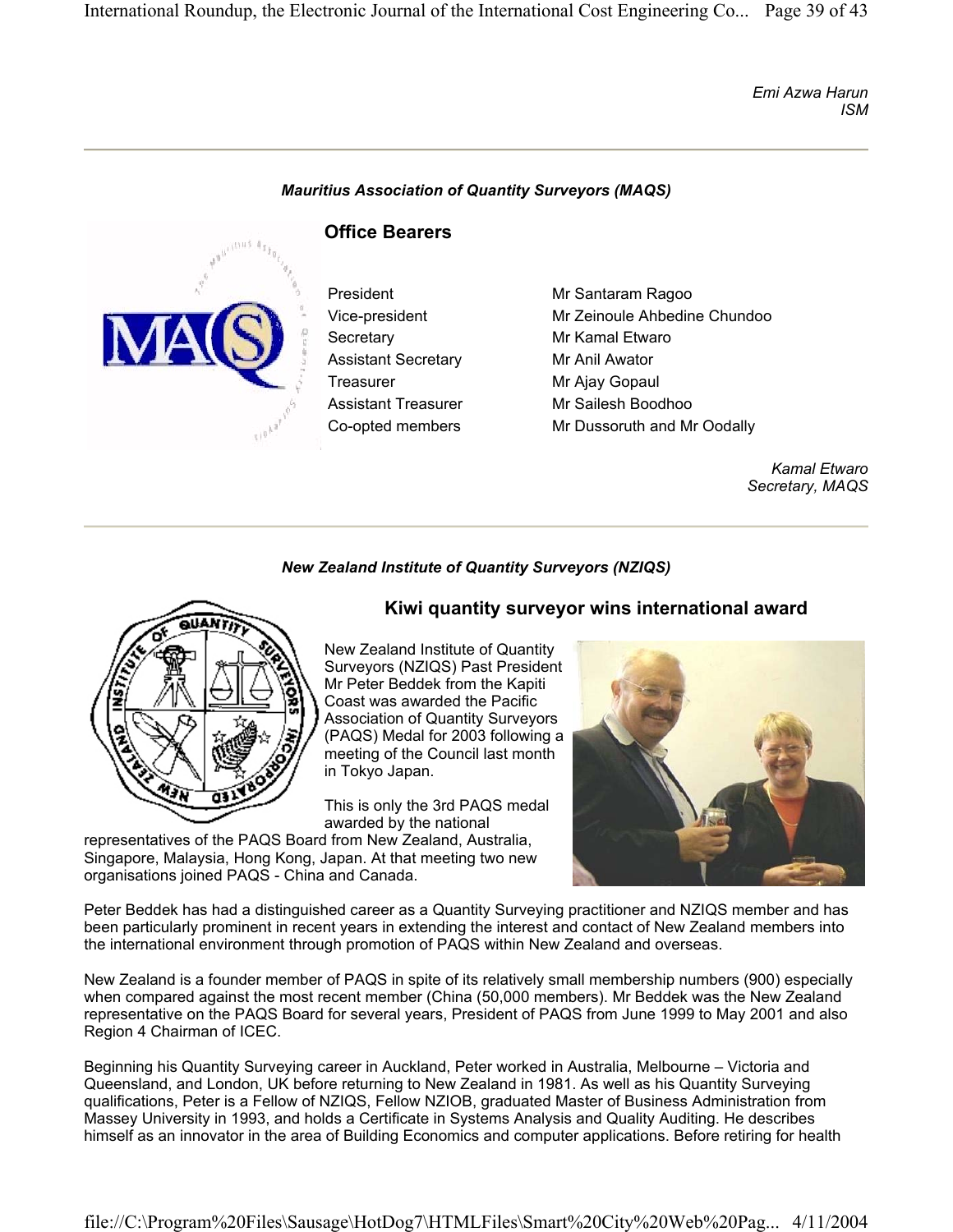*Emi Azwa Harun*
*ISM*

---

***Mauritius Association of Quantity Surveyors (MAQS)***

## Office Bearers

| | |
|---|---|
| President | Mr Santaram Ragoo |
| Vice-president | Mr Zeinoule Ahbedine Chundoo |
| Secretary | Mr Kamal Etwaro |
| Assistant Secretary | Mr Anil Awator |
| Treasurer | Mr Ajay Gopaul |
| Assistant Treasurer | Mr Sailesh Boodhoo |
| Co-opted members | Mr Dussoruth and Mr Oodally |

*Kamal Etwaro*
*Secretary, MAQS*

---

***New Zealand Institute of Quantity Surveyors (NZIQS)***

## Kiwi quantity surveyor wins international award

New Zealand Institute of Quantity Surveyors (NZIQS) Past President Mr Peter Beddek from the Kapiti Coast was awarded the Pacific Association of Quantity Surveyors (PAQS) Medal for 2003 following a meeting of the Council last month in Tokyo Japan.

This is only the 3rd PAQS medal awarded by the national representatives of the PAQS Board from New Zealand, Australia, Singapore, Malaysia, Hong Kong, Japan. At that meeting two new organisations joined PAQS - China and Canada.

Peter Beddek has had a distinguished career as a Quantity Surveying practitioner and NZIQS member and has been particularly prominent in recent years in extending the interest and contact of New Zealand members into the international environment through promotion of PAQS within New Zealand and overseas.

New Zealand is a founder member of PAQS in spite of its relatively small membership numbers (900) especially when compared against the most recent member (China (50,000 members). Mr Beddek was the New Zealand representative on the PAQS Board for several years, President of PAQS from June 1999 to May 2001 and also Region 4 Chairman of ICEC.

Beginning his Quantity Surveying career in Auckland, Peter worked in Australia, Melbourne – Victoria and Queensland, and London, UK before returning to New Zealand in 1981. As well as his Quantity Surveying qualifications, Peter is a Fellow of NZIQS, Fellow NZIOB, graduated Master of Business Administration from Massey University in 1993, and holds a Certificate in Systems Analysis and Quality Auditing. He describes himself as an innovator in the area of Building Economics and computer applications. Before retiring for health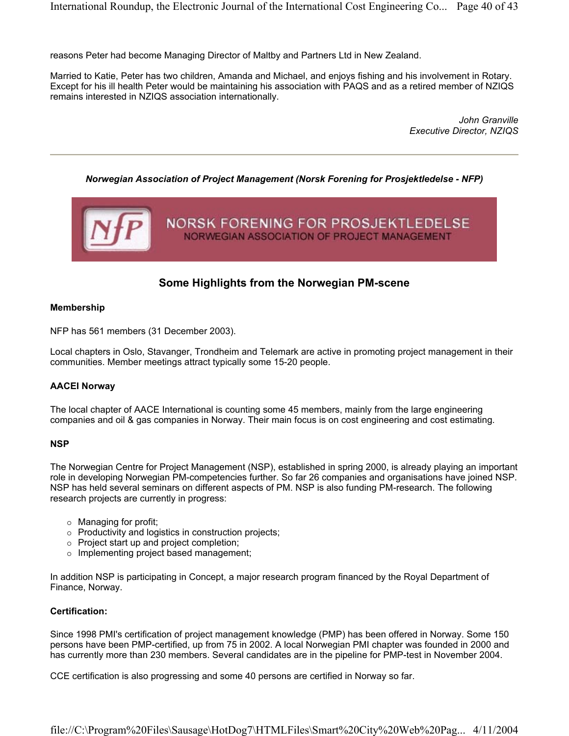reasons Peter had become Managing Director of Maltby and Partners Ltd in New Zealand.

Married to Katie, Peter has two children, Amanda and Michael, and enjoys fishing and his involvement in Rotary. Except for his ill health Peter would be maintaining his association with PAQS and as a retired member of NZIQS remains interested in NZIQS association internationally.

*John Granville*
*Executive Director, NZIQS*

---

***Norwegian Association of Project Management (Norsk Forening for Prosjektledelse - NFP)***

NfP NORSK FORENING FOR PROSJEKTLEDELSE
NORWEGIAN ASSOCIATION OF PROJECT MANAGEMENT

## Some Highlights from the Norwegian PM-scene

**Membership**

NFP has 561 members (31 December 2003).

Local chapters in Oslo, Stavanger, Trondheim and Telemark are active in promoting project management in their communities. Member meetings attract typically some 15-20 people.

**AACEI Norway**

The local chapter of AACE International is counting some 45 members, mainly from the large engineering companies and oil & gas companies in Norway. Their main focus is on cost engineering and cost estimating.

**NSP**

The Norwegian Centre for Project Management (NSP), established in spring 2000, is already playing an important role in developing Norwegian PM-competencies further. So far 26 companies and organisations have joined NSP. NSP has held several seminars on different aspects of PM. NSP is also funding PM-research. The following research projects are currently in progress:

- Managing for profit;
- Productivity and logistics in construction projects;
- Project start up and project completion;
- Implementing project based management;

In addition NSP is participating in Concept, a major research program financed by the Royal Department of Finance, Norway.

**Certification:**

Since 1998 PMI's certification of project management knowledge (PMP) has been offered in Norway. Some 150 persons have been PMP-certified, up from 75 in 2002. A local Norwegian PMI chapter was founded in 2000 and has currently more than 230 members. Several candidates are in the pipeline for PMP-test in November 2004.

CCE certification is also progressing and some 40 persons are certified in Norway so far.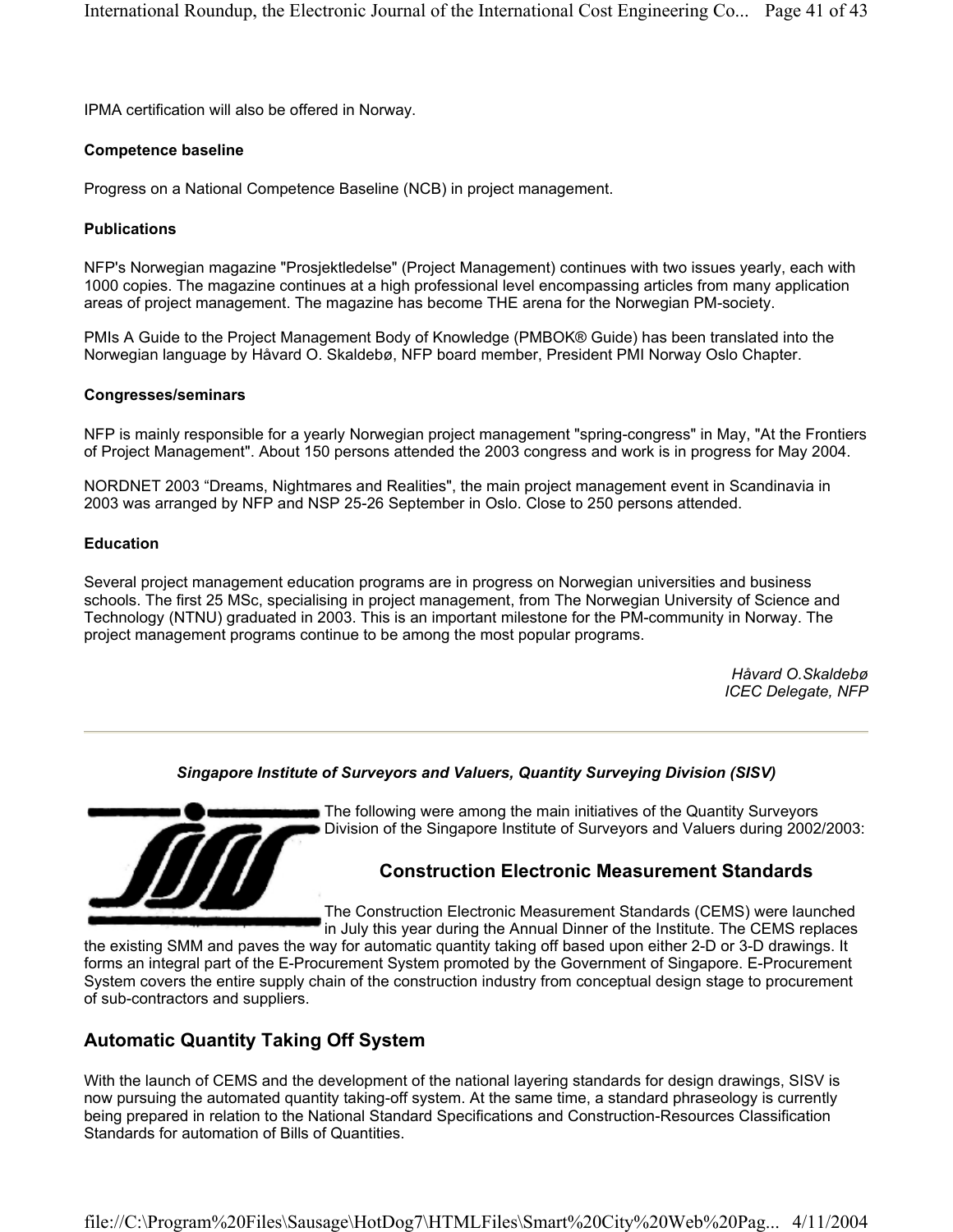IPMA certification will also be offered in Norway.

**Competence baseline**

Progress on a National Competence Baseline (NCB) in project management.

**Publications**

NFP's Norwegian magazine "Prosjektledelse" (Project Management) continues with two issues yearly, each with 1000 copies. The magazine continues at a high professional level encompassing articles from many application areas of project management. The magazine has become THE arena for the Norwegian PM-society.

PMIs A Guide to the Project Management Body of Knowledge (PMBOK® Guide) has been translated into the Norwegian language by Håvard O. Skaldebø, NFP board member, President PMI Norway Oslo Chapter.

**Congresses/seminars**

NFP is mainly responsible for a yearly Norwegian project management "spring-congress" in May, "At the Frontiers of Project Management". About 150 persons attended the 2003 congress and work is in progress for May 2004.

NORDNET 2003 "Dreams, Nightmares and Realities", the main project management event in Scandinavia in 2003 was arranged by NFP and NSP 25-26 September in Oslo. Close to 250 persons attended.

**Education**

Several project management education programs are in progress on Norwegian universities and business schools. The first 25 MSc, specialising in project management, from The Norwegian University of Science and Technology (NTNU) graduated in 2003. This is an important milestone for the PM-community in Norway. The project management programs continue to be among the most popular programs.

*Håvard O.Skaldebø*
*ICEC Delegate, NFP*

---

***Singapore Institute of Surveyors and Valuers, Quantity Surveying Division (SISV)***

The following were among the main initiatives of the Quantity Surveyors Division of the Singapore Institute of Surveyors and Valuers during 2002/2003:

## Construction Electronic Measurement Standards

The Construction Electronic Measurement Standards (CEMS) were launched in July this year during the Annual Dinner of the Institute. The CEMS replaces the existing SMM and paves the way for automatic quantity taking off based upon either 2-D or 3-D drawings. It forms an integral part of the E-Procurement System promoted by the Government of Singapore. E-Procurement System covers the entire supply chain of the construction industry from conceptual design stage to procurement of sub-contractors and suppliers.

## Automatic Quantity Taking Off System

With the launch of CEMS and the development of the national layering standards for design drawings, SISV is now pursuing the automated quantity taking-off system. At the same time, a standard phraseology is currently being prepared in relation to the National Standard Specifications and Construction-Resources Classification Standards for automation of Bills of Quantities.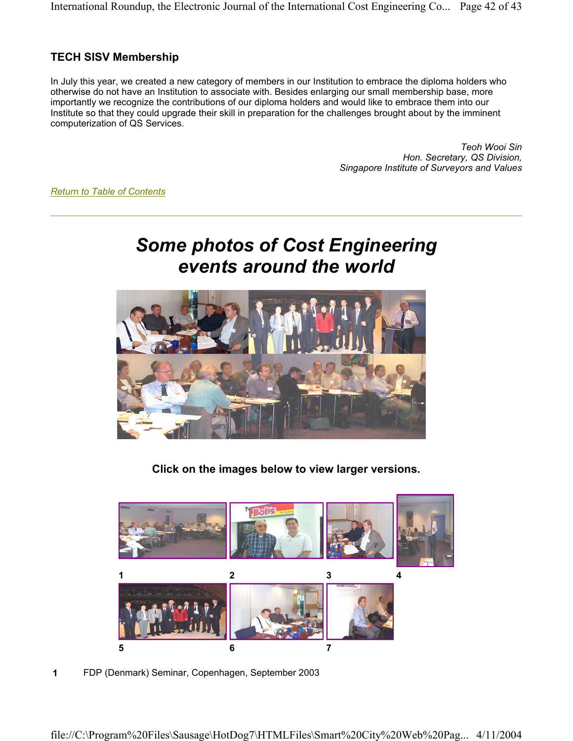### TECH SISV Membership

In July this year, we created a new category of members in our Institution to embrace the diploma holders who otherwise do not have an Institution to associate with. Besides enlarging our small membership base, more importantly we recognize the contributions of our diploma holders and would like to embrace them into our Institute so that they could upgrade their skill in preparation for the challenges brought about by the imminent computerization of QS Services.

*Teoh Wooi Sin*
*Hon. Secretary, QS Division,*
*Singapore Institute of Surveyors and Values*

[Return to Table of Contents]

---

# *Some photos of Cost Engineering events around the world*

**Click on the images below to view larger versions.**

1 2 3 4

5 6 7

**1** FDP (Denmark) Seminar, Copenhagen, September 2003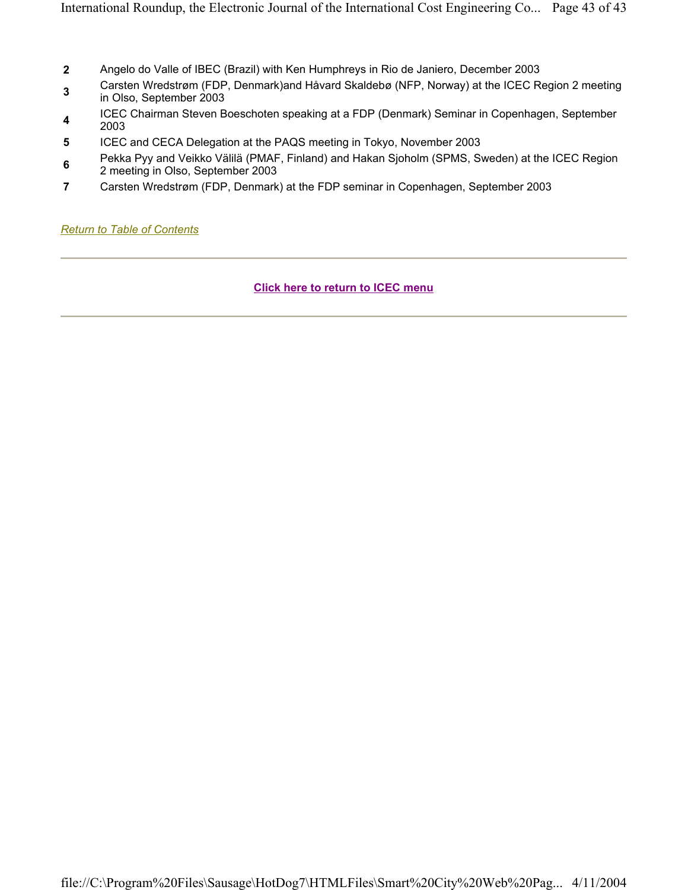| | |
|---|---|
| **2** | Angelo do Valle of IBEC (Brazil) with Ken Humphreys in Rio de Janiero, December 2003 |
| **3** | Carsten Wredstrøm (FDP, Denmark)and Håvard Skaldebø (NFP, Norway) at the ICEC Region 2 meeting in Olso, September 2003 |
| **4** | ICEC Chairman Steven Boeschoten speaking at a FDP (Denmark) Seminar in Copenhagen, September 2003 |
| **5** | ICEC and CECA Delegation at the PAQS meeting in Tokyo, November 2003 |
| **6** | Pekka Pyy and Veikko Välilä (PMAF, Finland) and Hakan Sjoholm (SPMS, Sweden) at the ICEC Region 2 meeting in Olso, September 2003 |
| **7** | Carsten Wredstrøm (FDP, Denmark) at the FDP seminar in Copenhagen, September 2003 |

*Return to Table of Contents*

---

**Click here to return to ICEC menu**

---